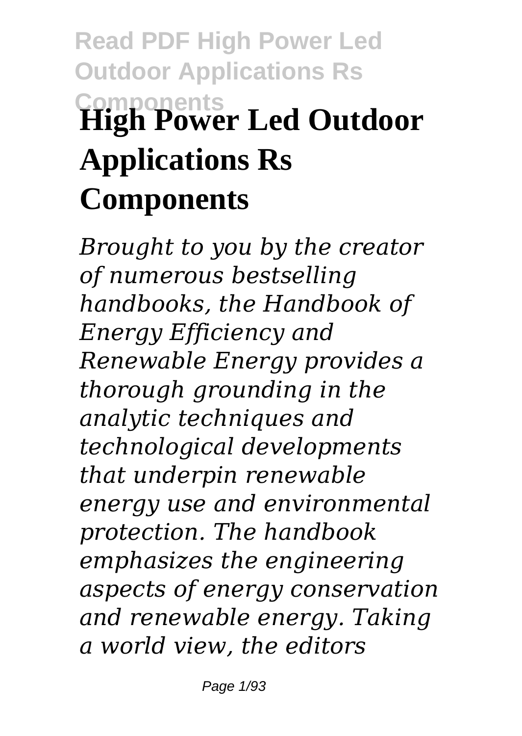# High Power Led Outdoor Applications Rs Components

*Brought to you by the creator of numerous bestselling handbooks, the Handbook of Energy Efficiency and Renewable Energy provides a thorough grounding in the analytic techniques and technological developments that underpin renewable energy use and environmental protection. The handbook emphasizes the engineering aspects of energy conservation and renewable energy. Taking a world view, the editors*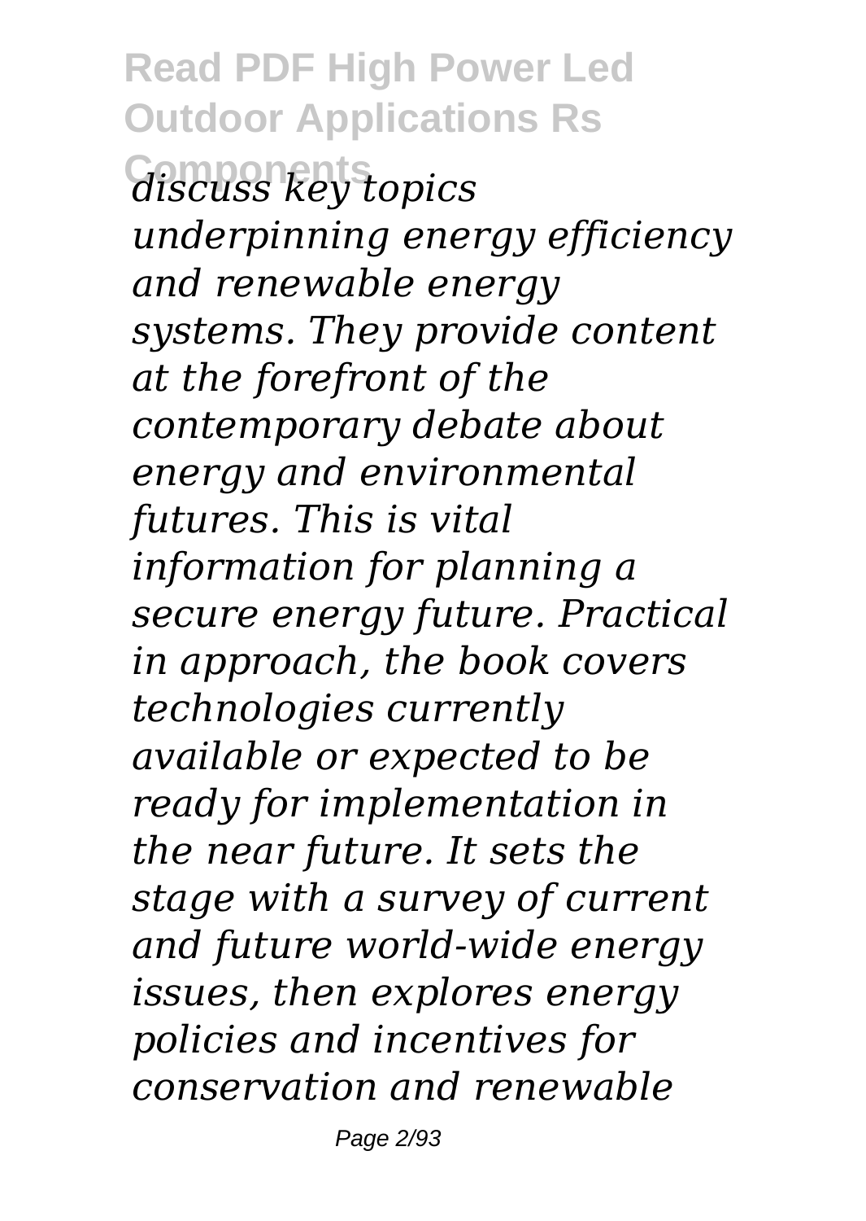*discuss key topics underpinning energy efficiency and renewable energy systems. They provide content at the forefront of the contemporary debate about energy and environmental futures. This is vital information for planning a secure energy future. Practical in approach, the book covers technologies currently available or expected to be ready for implementation in the near future. It sets the stage with a survey of current and future world-wide energy issues, then explores energy policies and incentives for conservation and renewable*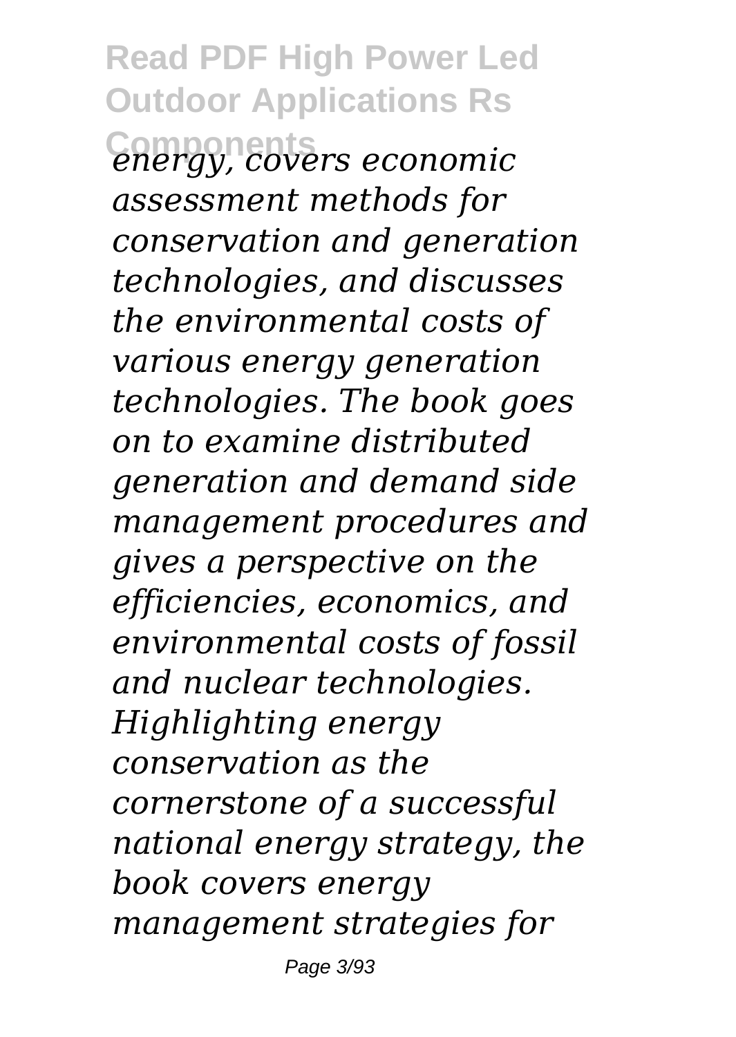*energy, covers economic assessment methods for conservation and generation technologies, and discusses the environmental costs of various energy generation technologies. The book goes on to examine distributed generation and demand side management procedures and gives a perspective on the efficiencies, economics, and environmental costs of fossil and nuclear technologies. Highlighting energy conservation as the cornerstone of a successful national energy strategy, the book covers energy management strategies for*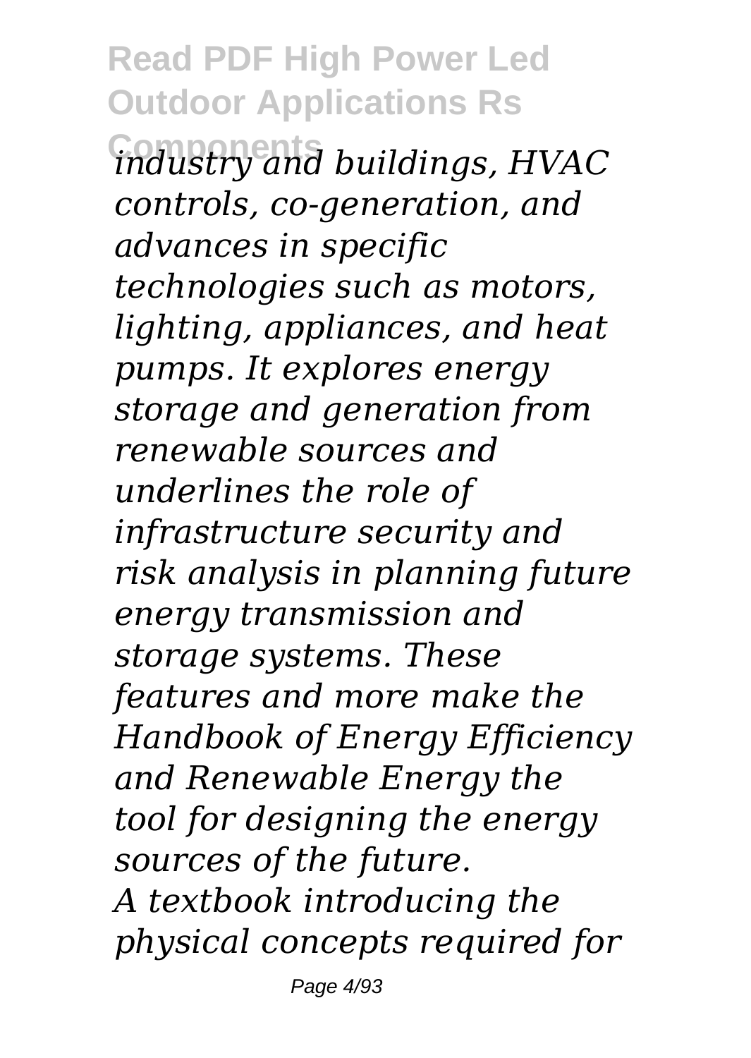*industry and buildings, HVAC controls, co-generation, and advances in specific technologies such as motors, lighting, appliances, and heat pumps. It explores energy storage and generation from renewable sources and underlines the role of infrastructure security and risk analysis in planning future energy transmission and storage systems. These features and more make the Handbook of Energy Efficiency and Renewable Energy the tool for designing the energy sources of the future.*

*A textbook introducing the physical concepts required for*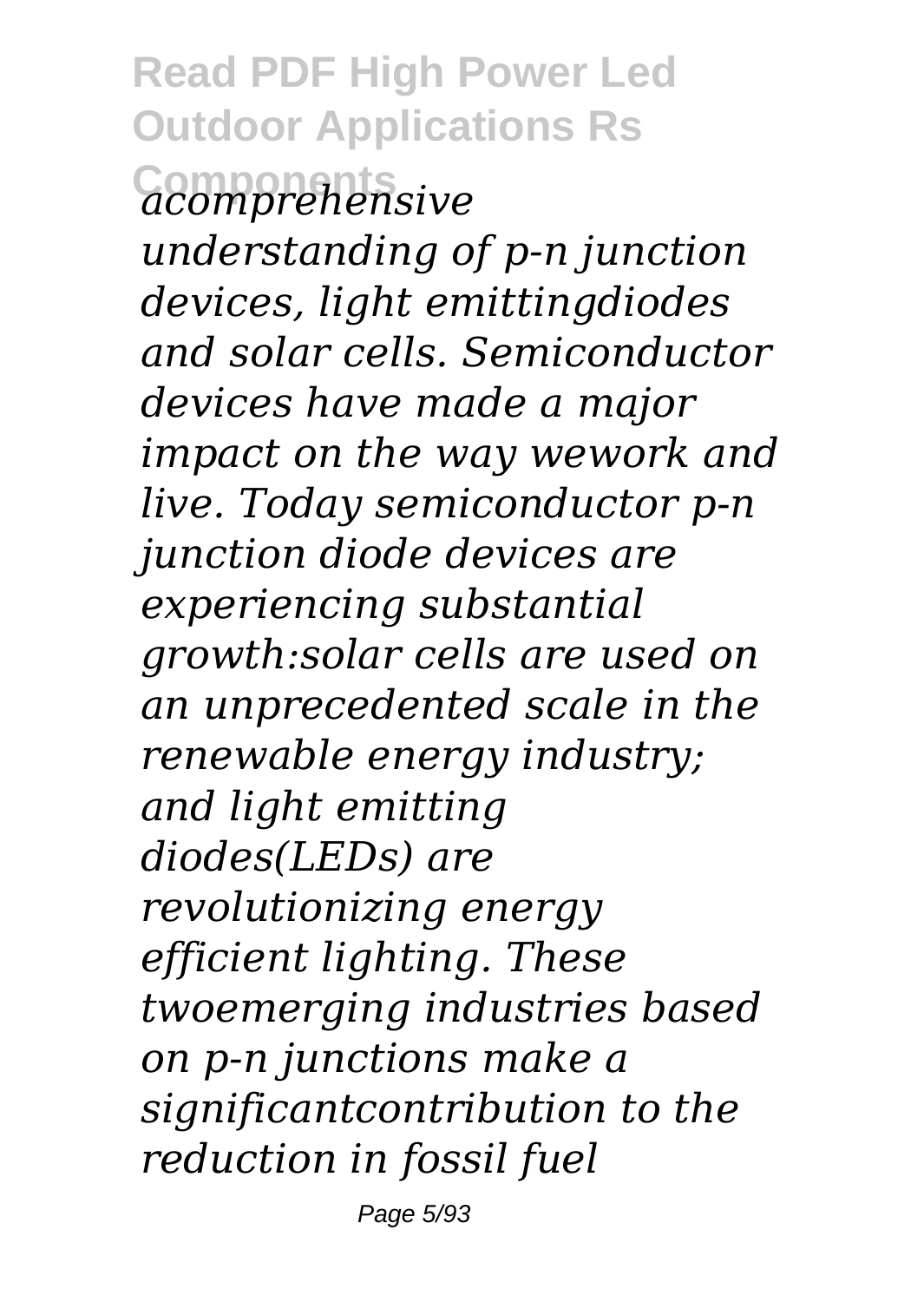*acomprehensive understanding of p-n junction devices, light emittingdiodes and solar cells. Semiconductor devices have made a major impact on the way wework and live. Today semiconductor p-n junction diode devices are experiencing substantial growth:solar cells are used on an unprecedented scale in the renewable energy industry; and light emitting diodes(LEDs) are revolutionizing energy efficient lighting. These twoemerging industries based on p-n junctions make a significantcontribution to the reduction in fossil fuel*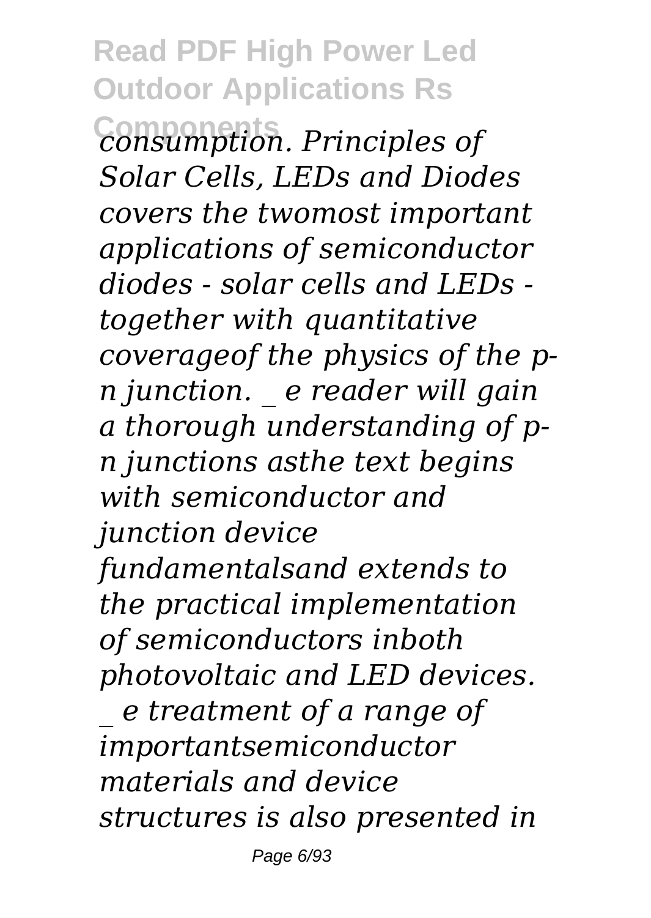*consumption. Principles of Solar Cells, LEDs and Diodes covers the twomost important applications of semiconductor diodes - solar cells and LEDs - together with quantitative coverageof the physics of the p-n junction. _ e reader will gain a thorough understanding of p-n junctions asthe text begins with semiconductor and junction device fundamentalsand extends to the practical implementation of semiconductors inboth photovoltaic and LED devices. _ e treatment of a range of importantsemiconductor materials and device structures is also presented in*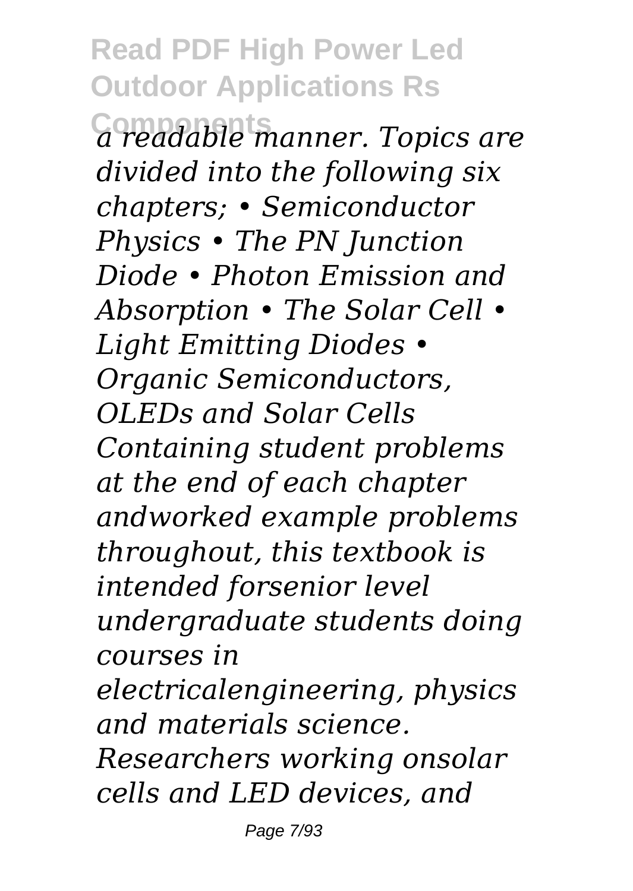*a readable manner. Topics are divided into the following six chapters; • Semiconductor Physics • The PN Junction Diode • Photon Emission and Absorption • The Solar Cell • Light Emitting Diodes • Organic Semiconductors, OLEDs and Solar Cells Containing student problems at the end of each chapter andworked example problems throughout, this textbook is intended forsenior level undergraduate students doing courses in electricalengineering, physics and materials science. Researchers working onsolar cells and LED devices, and*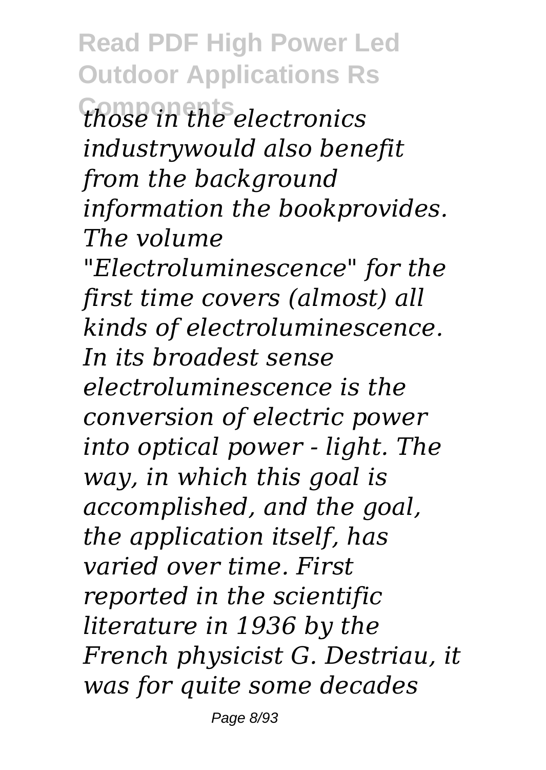*those in the electronics industrywould also benefit from the background information the bookprovides. The volume "Electroluminescence" for the first time covers (almost) all kinds of electroluminescence. In its broadest sense electroluminescence is the conversion of electric power into optical power - light. The way, in which this goal is accomplished, and the goal, the application itself, has varied over time. First reported in the scientific literature in 1936 by the French physicist G. Destriau, it was for quite some decades*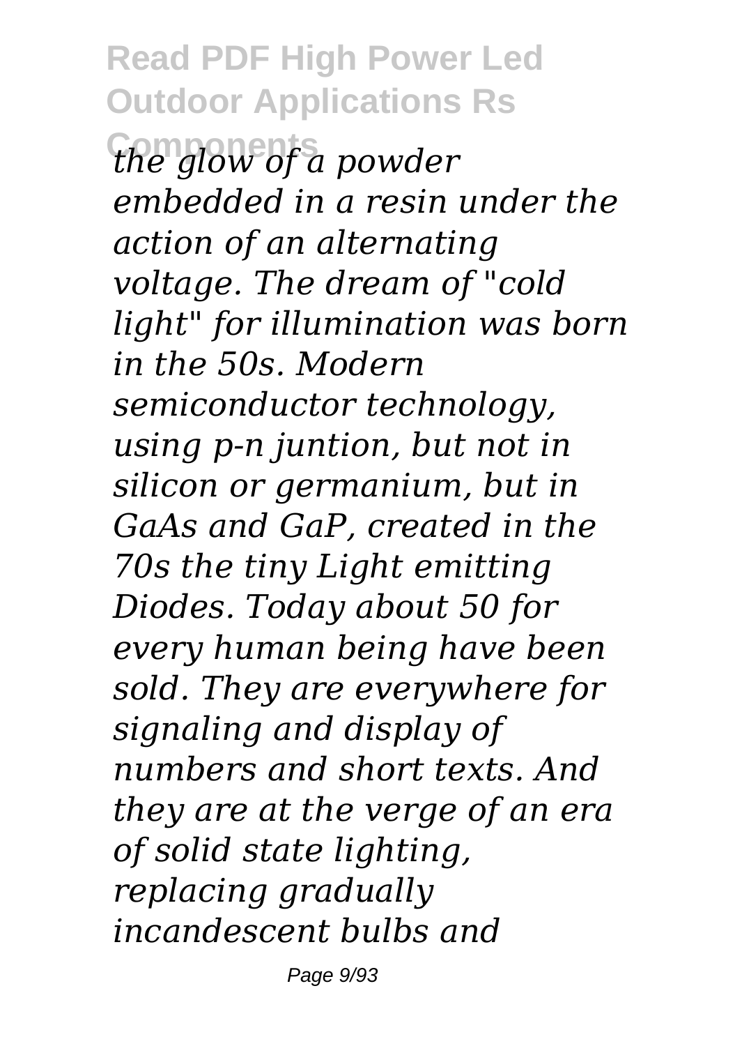*the glow of a powder embedded in a resin under the action of an alternating voltage. The dream of "cold light" for illumination was born in the 50s. Modern semiconductor technology, using p-n juntion, but not in silicon or germanium, but in GaAs and GaP, created in the 70s the tiny Light emitting Diodes. Today about 50 for every human being have been sold. They are everywhere for signaling and display of numbers and short texts. And they are at the verge of an era of solid state lighting, replacing gradually incandescent bulbs and*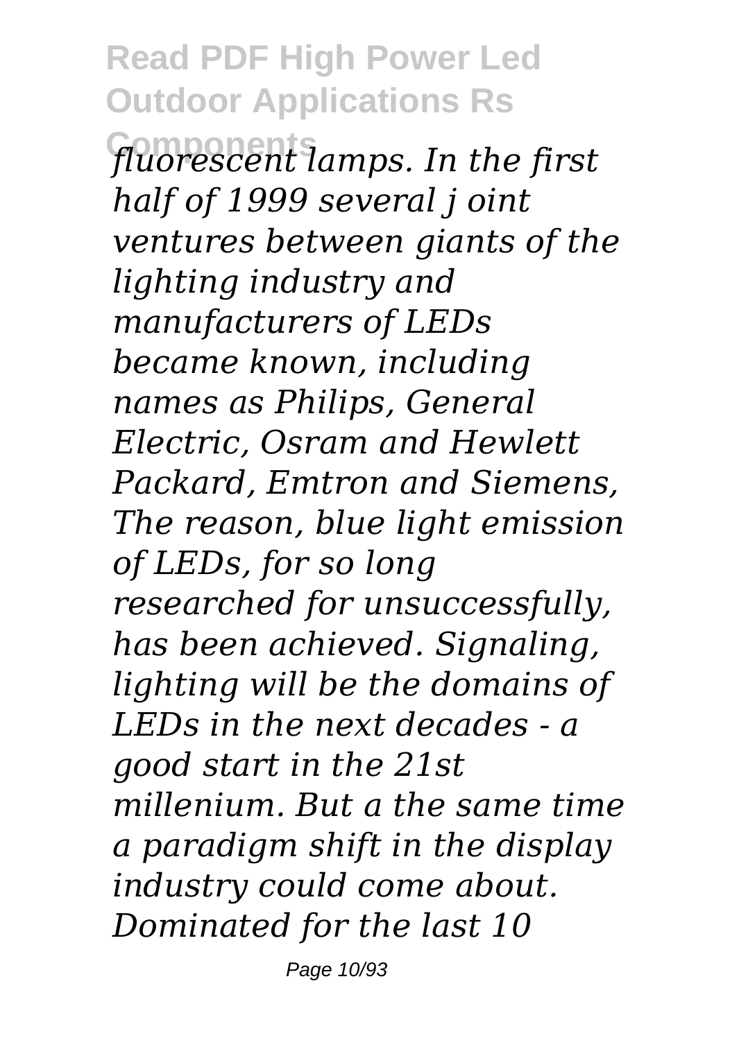*fluorescent lamps. In the first half of 1999 several j oint ventures between giants of the lighting industry and manufacturers of LEDs became known, including names as Philips, General Electric, Osram and Hewlett Packard, Emtron and Siemens, The reason, blue light emission of LEDs, for so long researched for unsuccessfully, has been achieved. Signaling, lighting will be the domains of LEDs in the next decades - a good start in the 21st millenium. But a the same time a paradigm shift in the display industry could come about. Dominated for the last 10*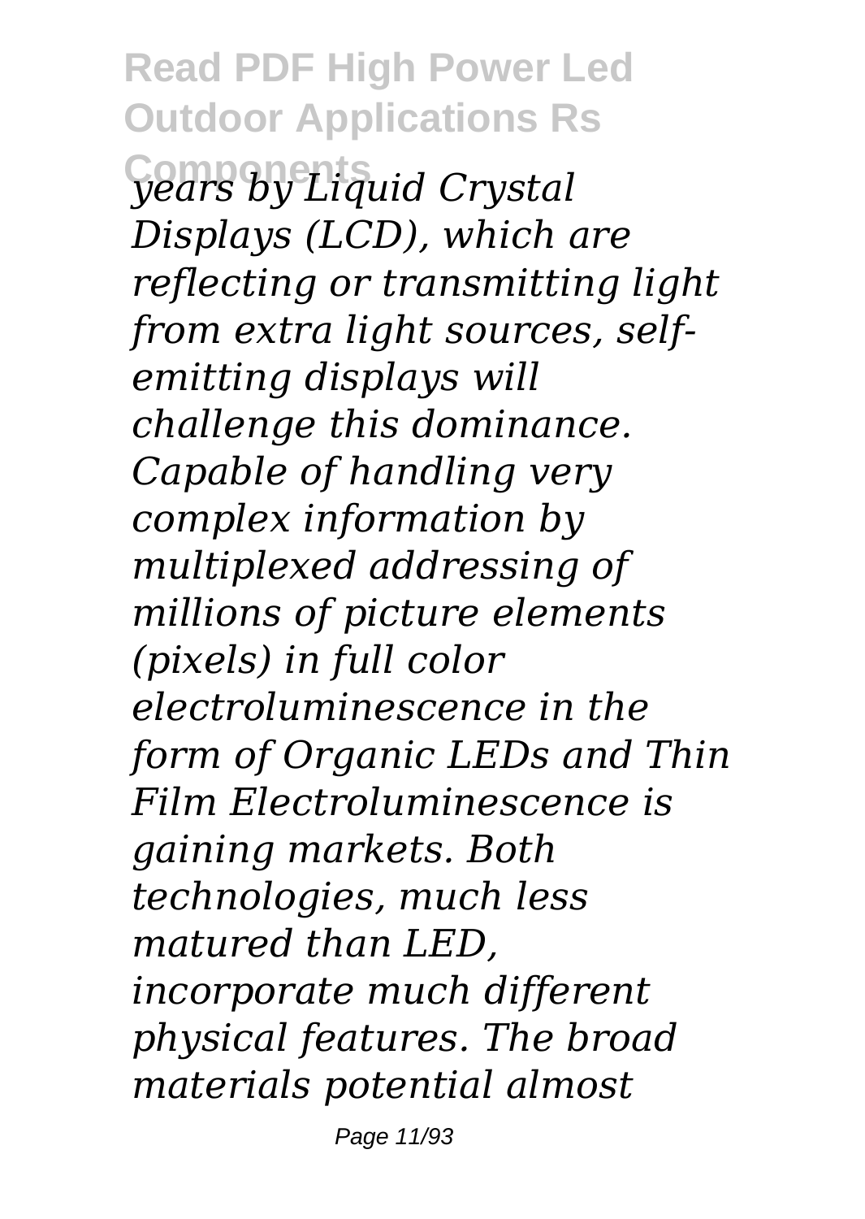*years by Liquid Crystal Displays (LCD), which are reflecting or transmitting light from extra light sources, self-emitting displays will challenge this dominance. Capable of handling very complex information by multiplexed addressing of millions of picture elements (pixels) in full color electroluminescence in the form of Organic LEDs and Thin Film Electroluminescence is gaining markets. Both technologies, much less matured than LED, incorporate much different physical features. The broad materials potential almost*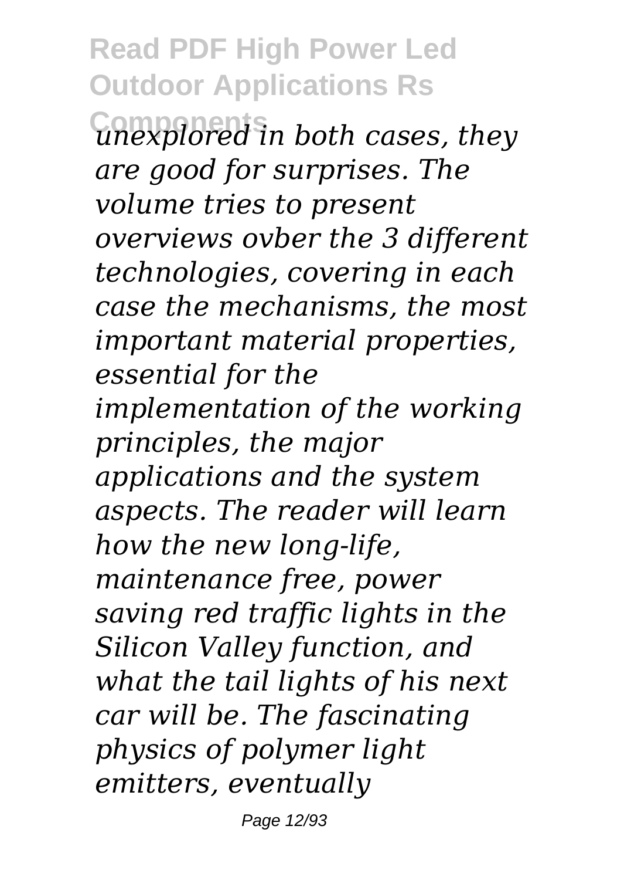*unexplored in both cases, they are good for surprises. The volume tries to present overviews ovber the 3 different technologies, covering in each case the mechanisms, the most important material properties, essential for the implementation of the working principles, the major applications and the system aspects. The reader will learn how the new long-life, maintenance free, power saving red traffic lights in the Silicon Valley function, and what the tail lights of his next car will be. The fascinating physics of polymer light emitters, eventually*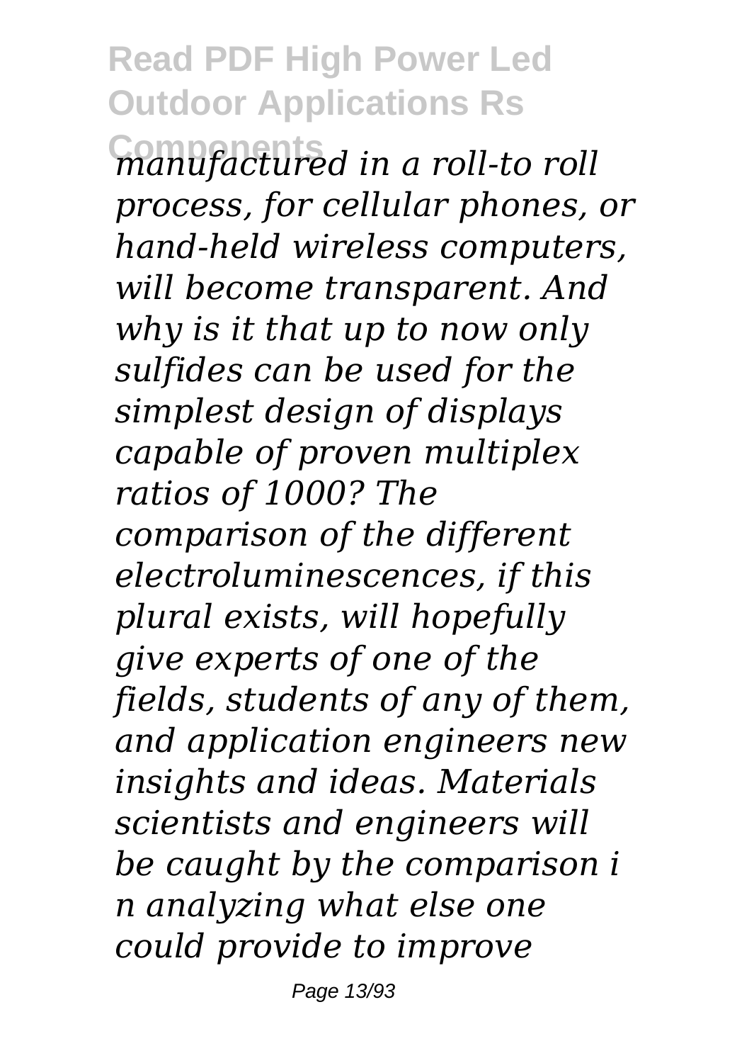*manufactured in a roll-to roll process, for cellular phones, or hand-held wireless computers, will become transparent. And why is it that up to now only sulfides can be used for the simplest design of displays capable of proven multiplex ratios of 1000? The comparison of the different electroluminescences, if this plural exists, will hopefully give experts of one of the fields, students of any of them, and application engineers new insights and ideas. Materials scientists and engineers will be caught by the comparison i n analyzing what else one could provide to improve*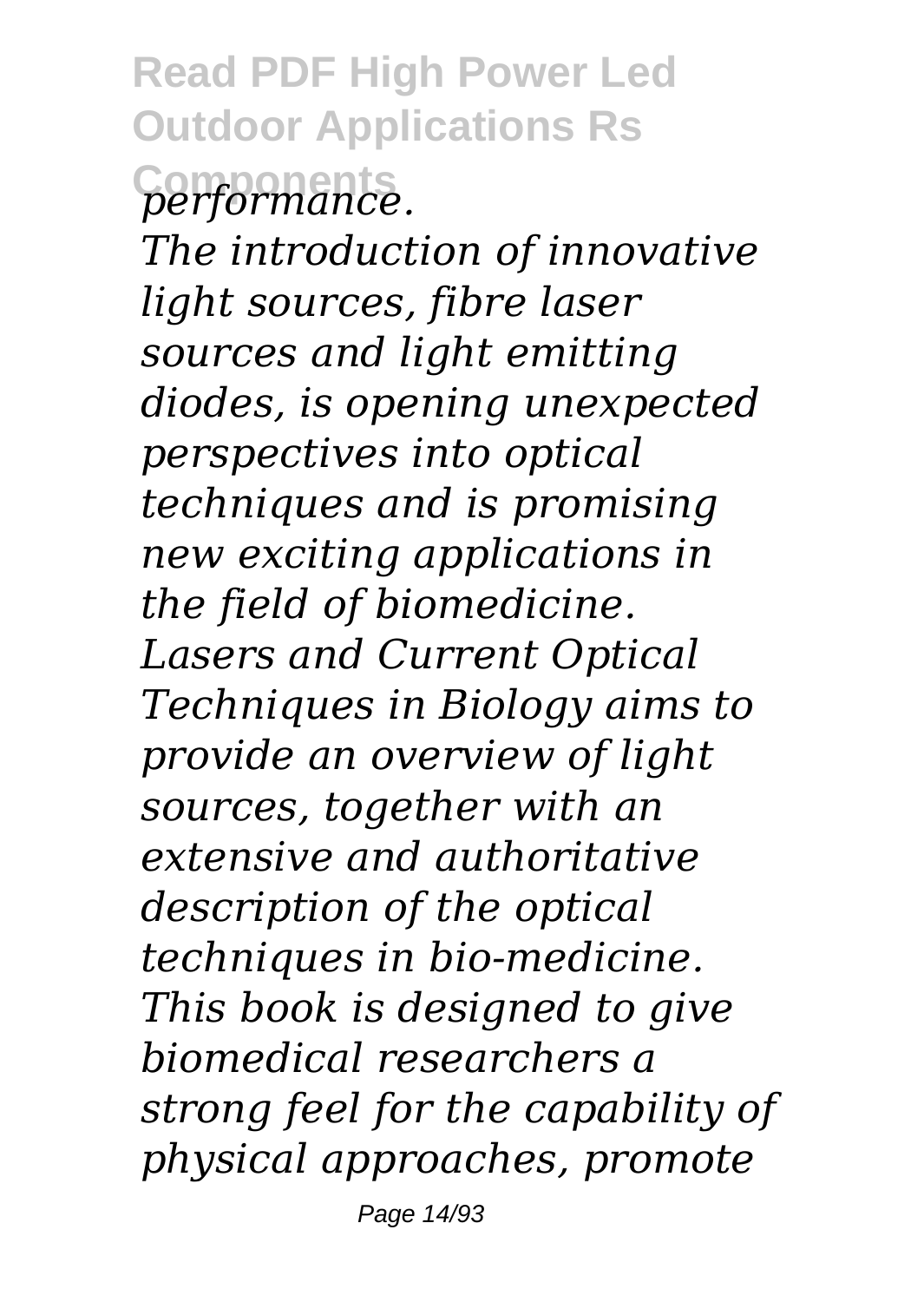*performance.*

*The introduction of innovative light sources, fibre laser sources and light emitting diodes, is opening unexpected perspectives into optical techniques and is promising new exciting applications in the field of biomedicine. Lasers and Current Optical Techniques in Biology aims to provide an overview of light sources, together with an extensive and authoritative description of the optical techniques in bio-medicine. This book is designed to give biomedical researchers a strong feel for the capability of physical approaches, promote*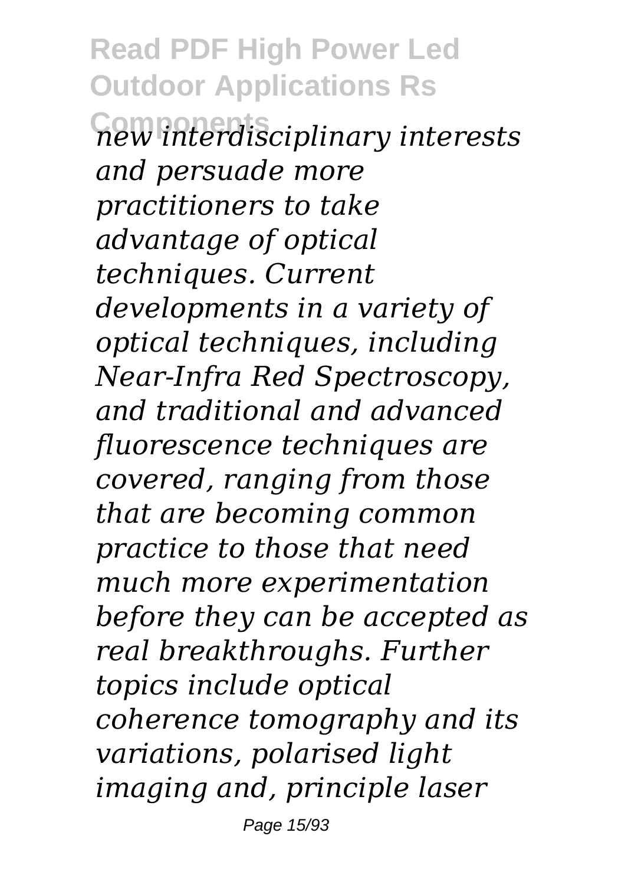*new interdisciplinary interests and persuade more practitioners to take advantage of optical techniques. Current developments in a variety of optical techniques, including Near-Infra Red Spectroscopy, and traditional and advanced fluorescence techniques are covered, ranging from those that are becoming common practice to those that need much more experimentation before they can be accepted as real breakthroughs. Further topics include optical coherence tomography and its variations, polarised light imaging and, principle laser*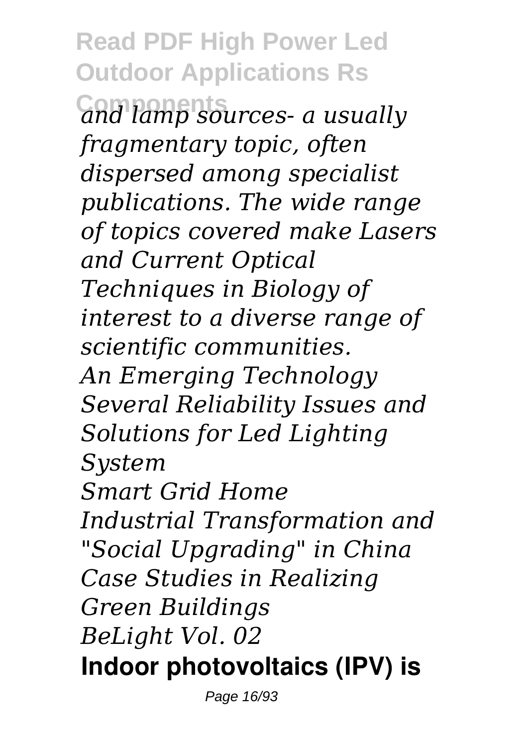*and lamp sources- a usually fragmentary topic, often dispersed among specialist publications. The wide range of topics covered make Lasers and Current Optical Techniques in Biology of interest to a diverse range of scientific communities.*

*An Emerging Technology*

*Several Reliability Issues and Solutions for Led Lighting System*

*Smart Grid Home*

*Industrial Transformation and "Social Upgrading" in China*

*Case Studies in Realizing Green Buildings*

*BeLight Vol. 02*

**Indoor photovoltaics (IPV) is**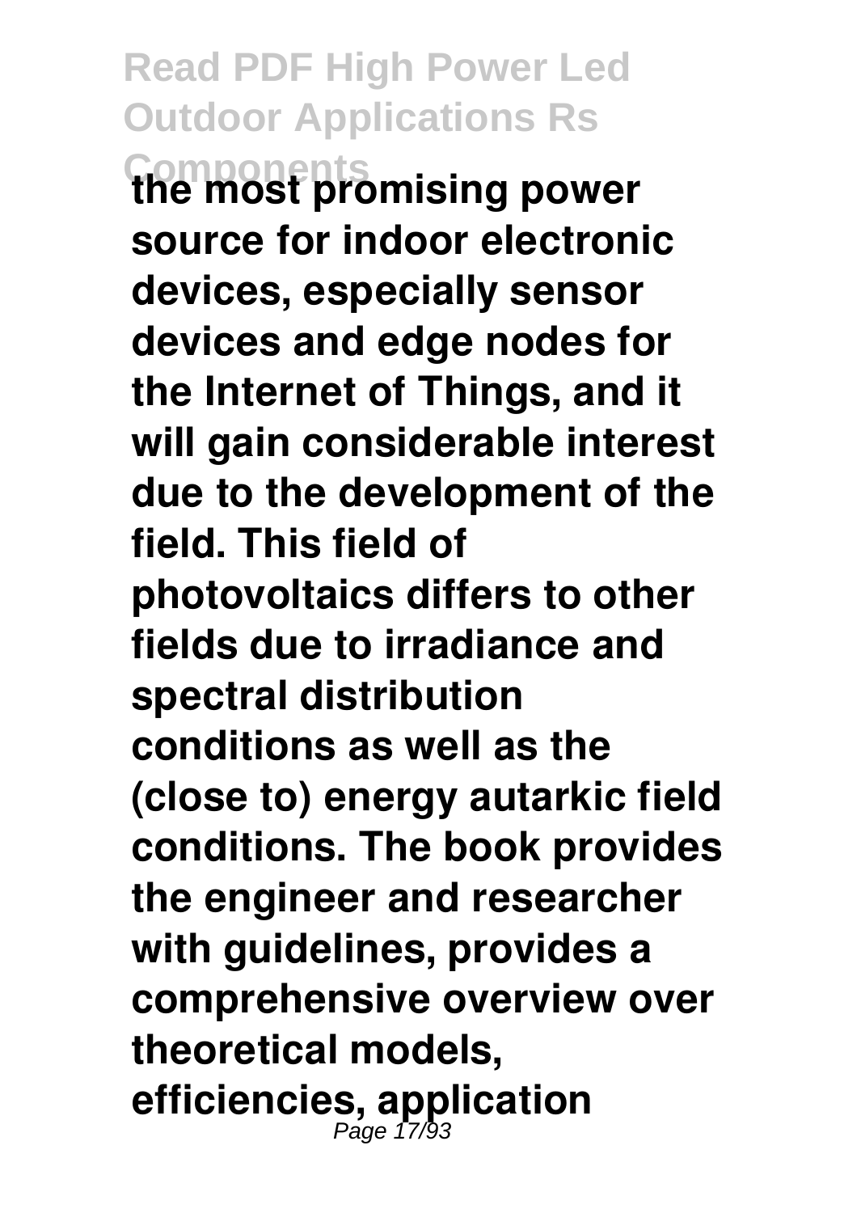**the most promising power source for indoor electronic devices, especially sensor devices and edge nodes for the Internet of Things, and it will gain considerable interest due to the development of the field. This field of photovoltaics differs to other fields due to irradiance and spectral distribution conditions as well as the (close to) energy autarkic field conditions. The book provides the engineer and researcher with guidelines, provides a comprehensive overview over theoretical models, efficiencies, application**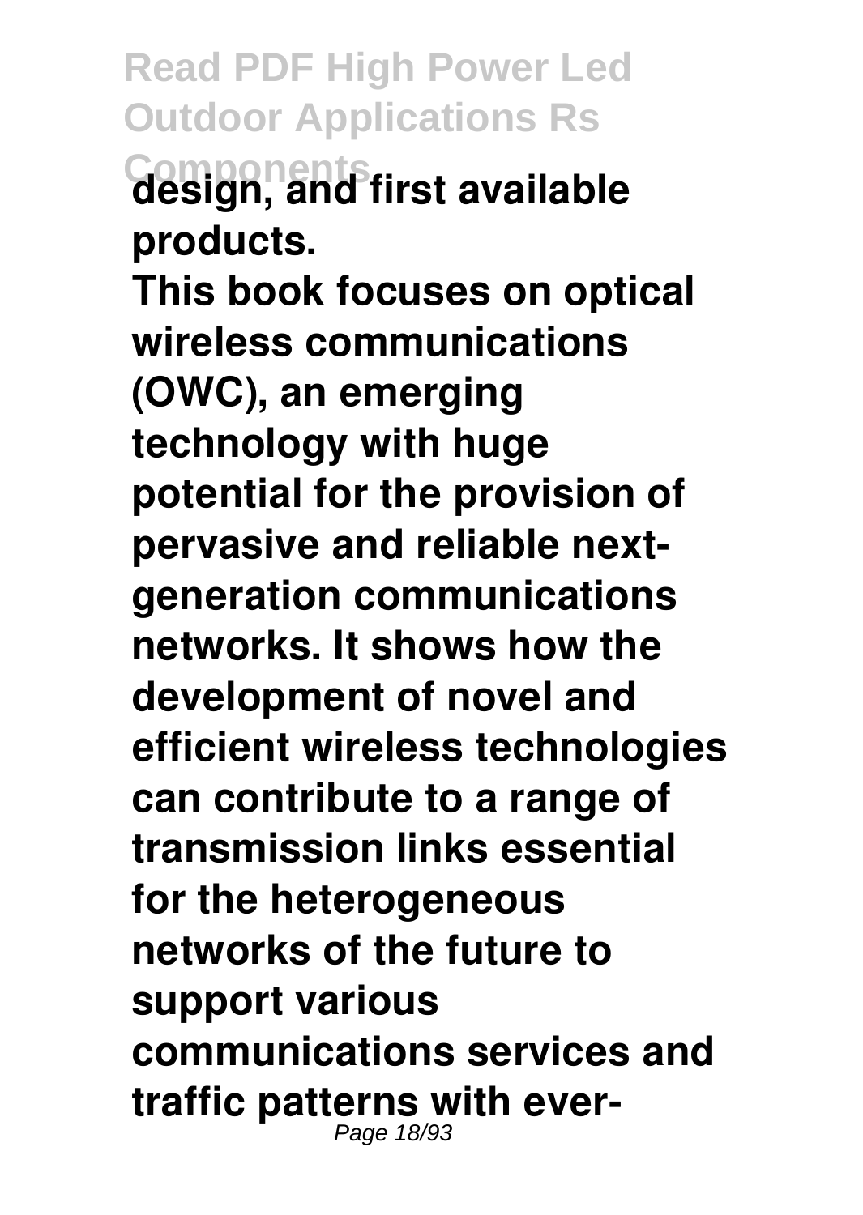design, and first available products.

This book focuses on optical wireless communications (OWC), an emerging technology with huge potential for the provision of pervasive and reliable next-generation communications networks. It shows how the development of novel and efficient wireless technologies can contribute to a range of transmission links essential for the heterogeneous networks of the future to support various communications services and traffic patterns with ever-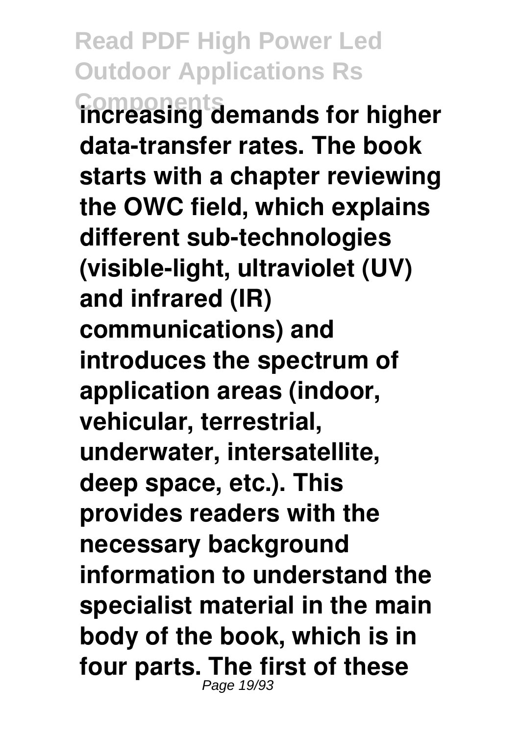**increasing demands for higher data-transfer rates. The book starts with a chapter reviewing the OWC field, which explains different sub-technologies (visible-light, ultraviolet (UV) and infrared (IR) communications) and introduces the spectrum of application areas (indoor, vehicular, terrestrial, underwater, intersatellite, deep space, etc.). This provides readers with the necessary background information to understand the specialist material in the main body of the book, which is in four parts. The first of these**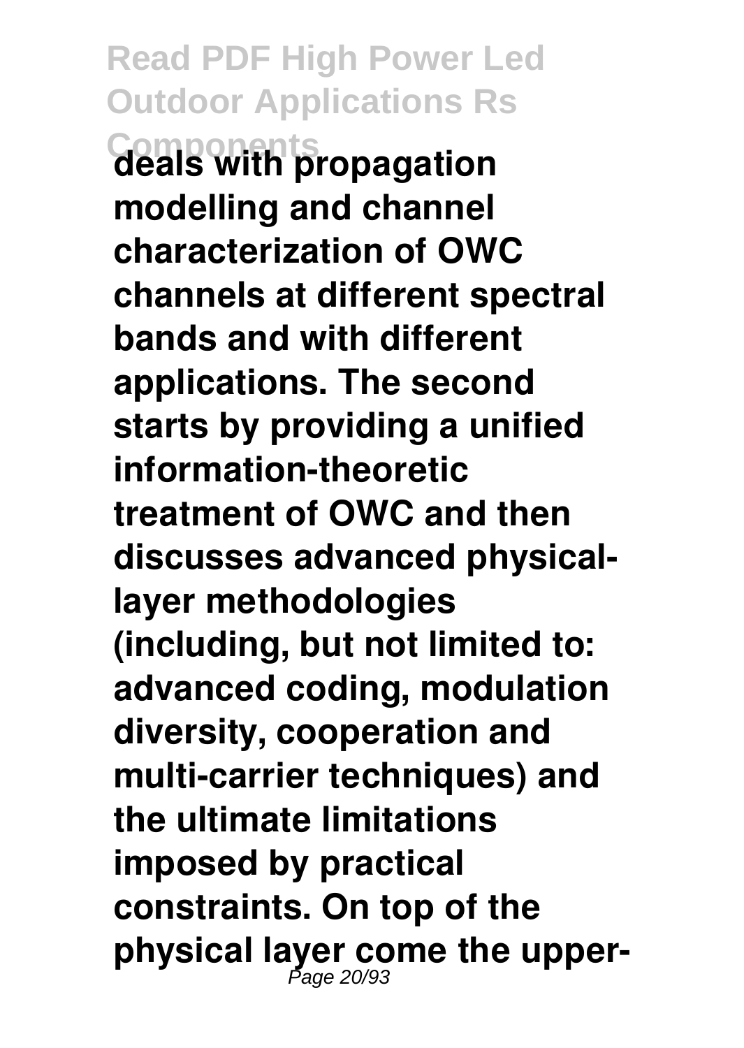deals with propagation modelling and channel characterization of OWC channels at different spectral bands and with different applications. The second starts by providing a unified information-theoretic treatment of OWC and then discusses advanced physical-layer methodologies (including, but not limited to: advanced coding, modulation diversity, cooperation and multi-carrier techniques) and the ultimate limitations imposed by practical constraints. On top of the physical layer come the upper-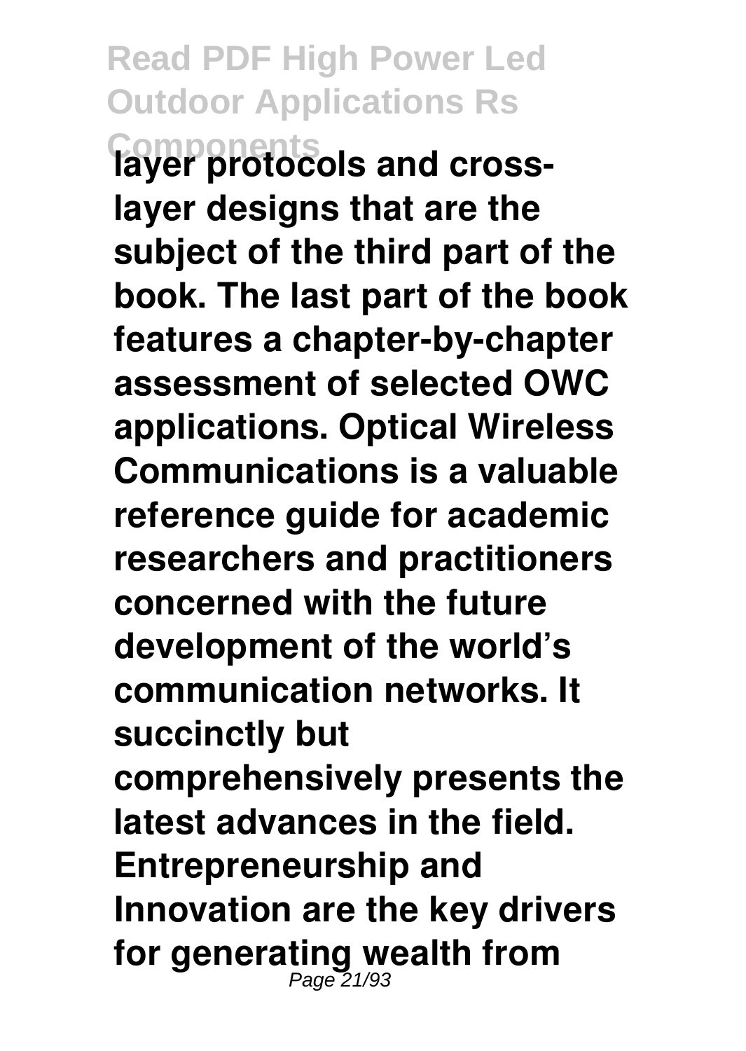**layer protocols and cross-layer designs that are the subject of the third part of the book. The last part of the book features a chapter-by-chapter assessment of selected OWC applications. Optical Wireless Communications is a valuable reference guide for academic researchers and practitioners concerned with the future development of the world's communication networks. It succinctly but comprehensively presents the latest advances in the field. Entrepreneurship and Innovation are the key drivers for generating wealth from**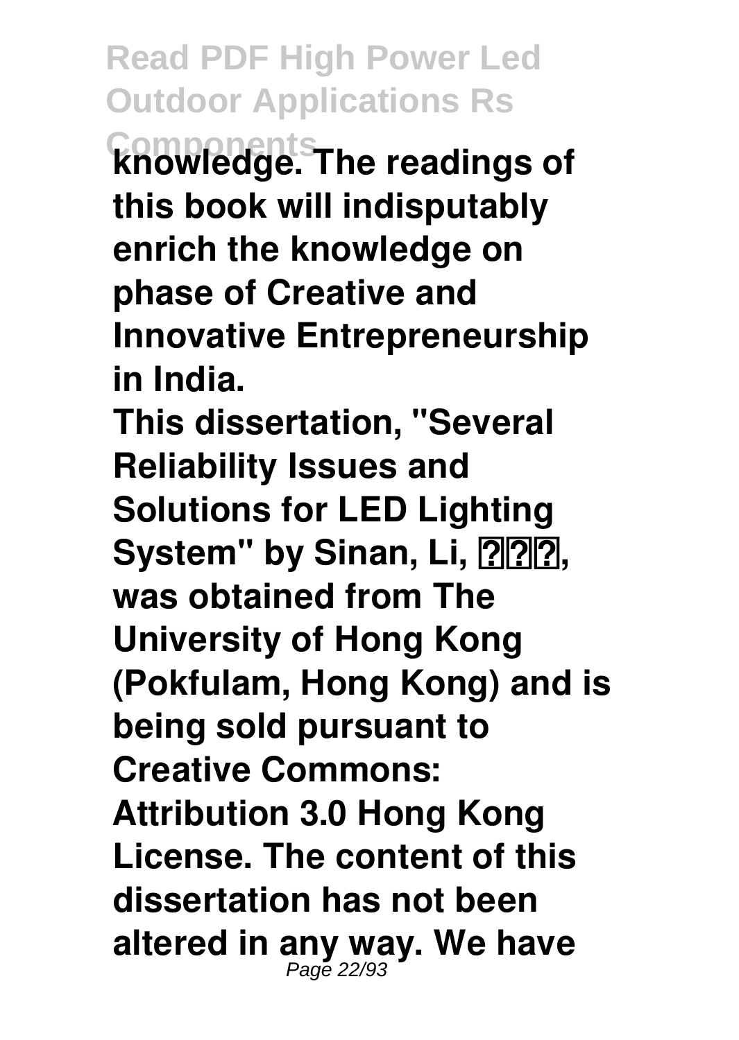**knowledge. The readings of this book will indisputably enrich the knowledge on phase of Creative and Innovative Entrepreneurship in India.**

**This dissertation, "Several Reliability Issues and Solutions for LED Lighting System" by Sinan, Li, ???, was obtained from The University of Hong Kong (Pokfulam, Hong Kong) and is being sold pursuant to Creative Commons: Attribution 3.0 Hong Kong License. The content of this dissertation has not been altered in any way. We have**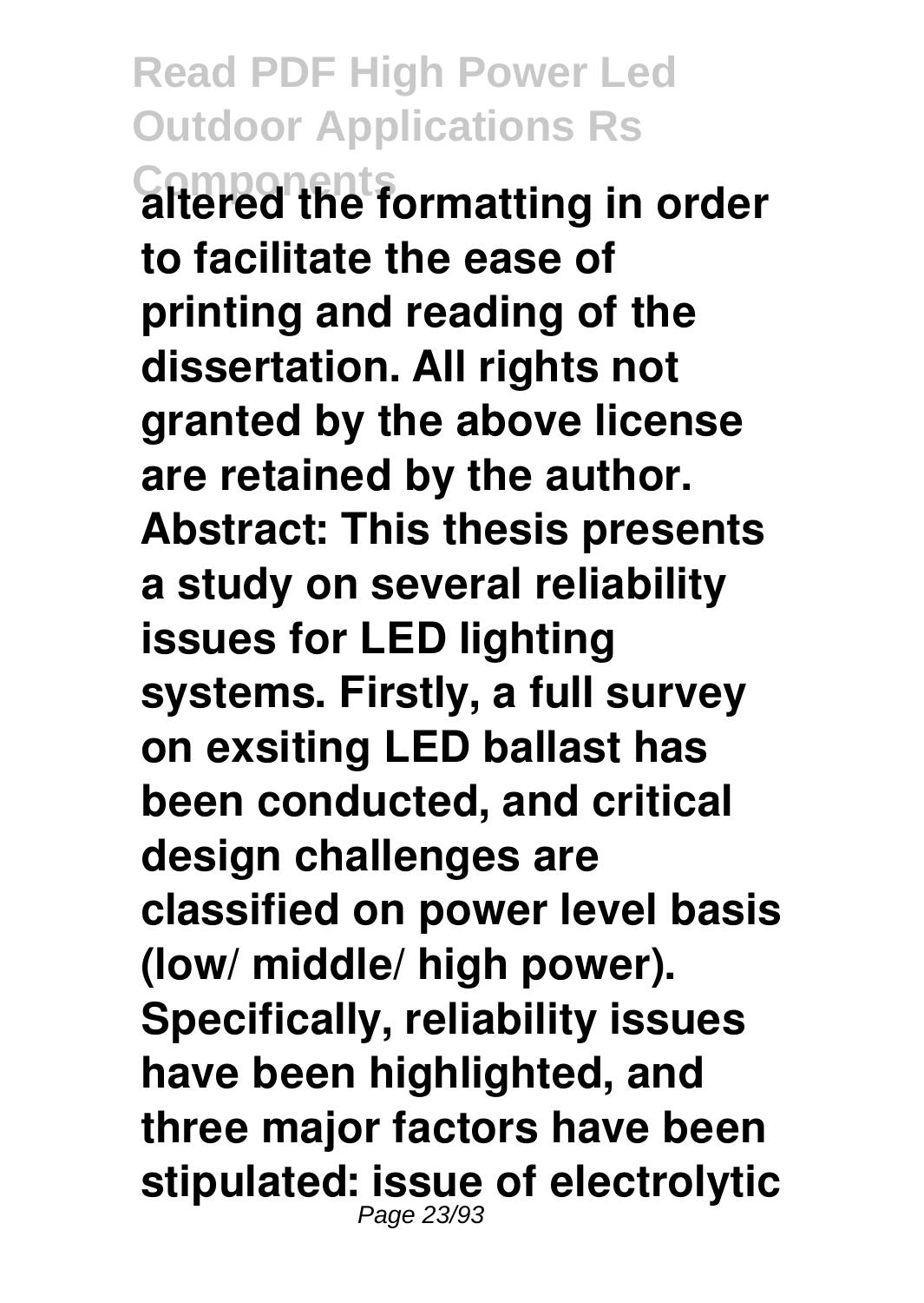altered the formatting in order to facilitate the ease of printing and reading of the dissertation. All rights not granted by the above license are retained by the author. Abstract: This thesis presents a study on several reliability issues for LED lighting systems. Firstly, a full survey on exsiting LED ballast has been conducted, and critical design challenges are classified on power level basis (low/ middle/ high power). Specifically, reliability issues have been highlighted, and three major factors have been stipulated: issue of electrolytic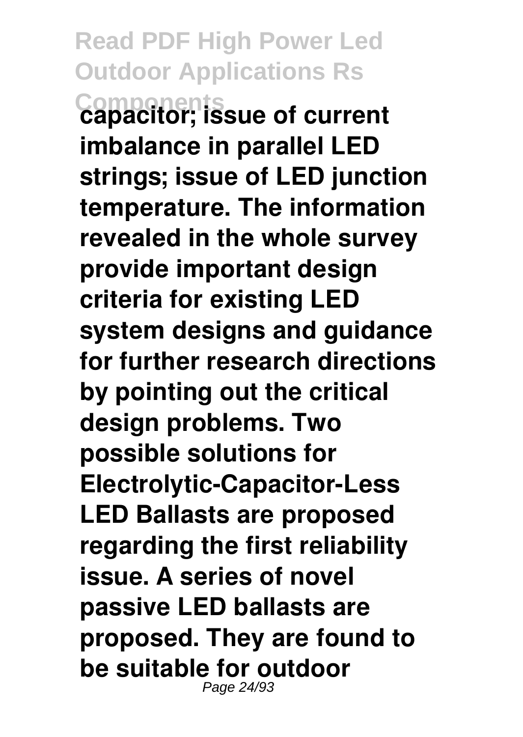**capacitor; issue of current imbalance in parallel LED strings; issue of LED junction temperature. The information revealed in the whole survey provide important design criteria for existing LED system designs and guidance for further research directions by pointing out the critical design problems. Two possible solutions for Electrolytic-Capacitor-Less LED Ballasts are proposed regarding the first reliability issue. A series of novel passive LED ballasts are proposed. They are found to be suitable for outdoor**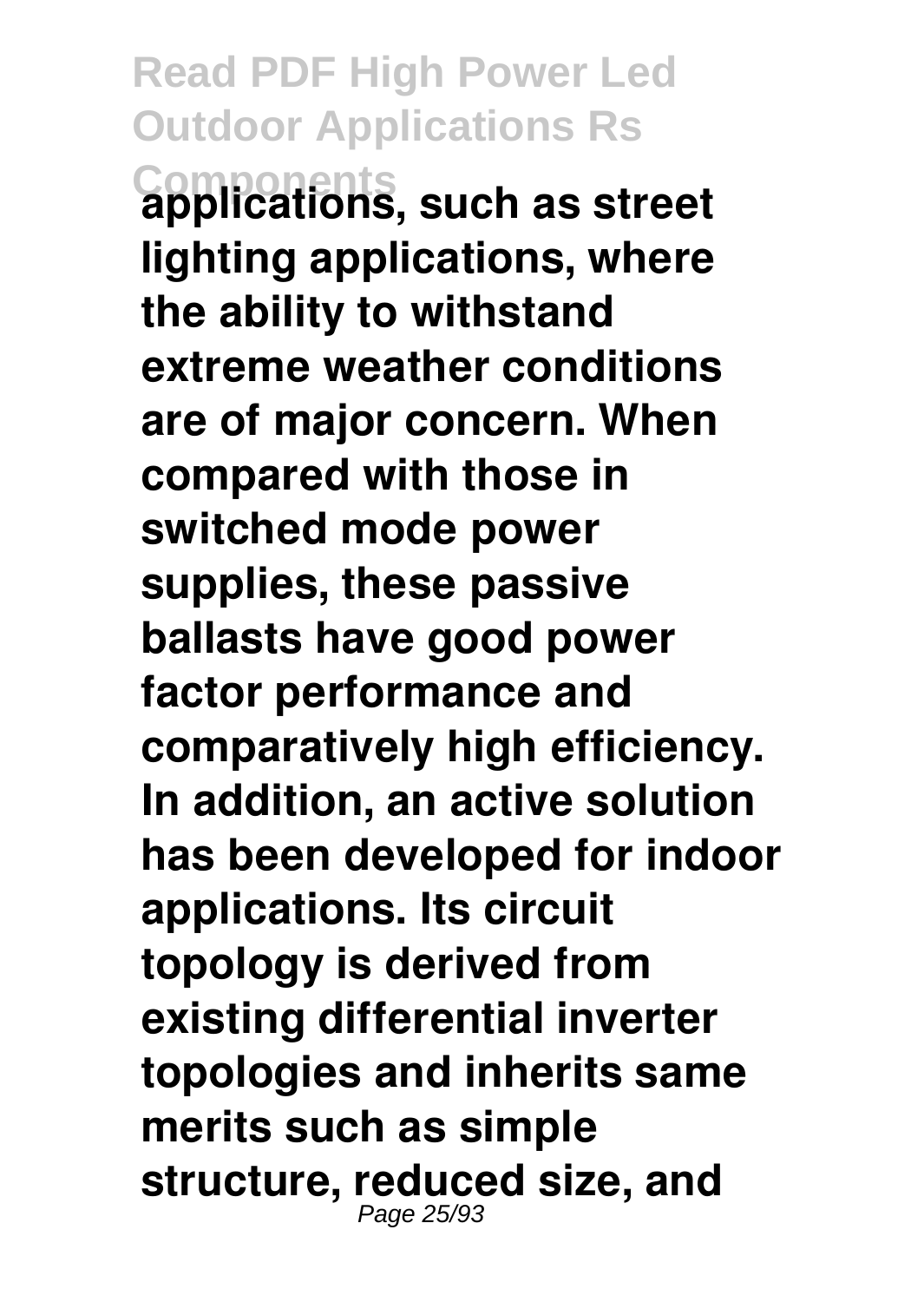applications, such as street lighting applications, where the ability to withstand extreme weather conditions are of major concern. When compared with those in switched mode power supplies, these passive ballasts have good power factor performance and comparatively high efficiency. In addition, an active solution has been developed for indoor applications. Its circuit topology is derived from existing differential inverter topologies and inherits same merits such as simple structure, reduced size, and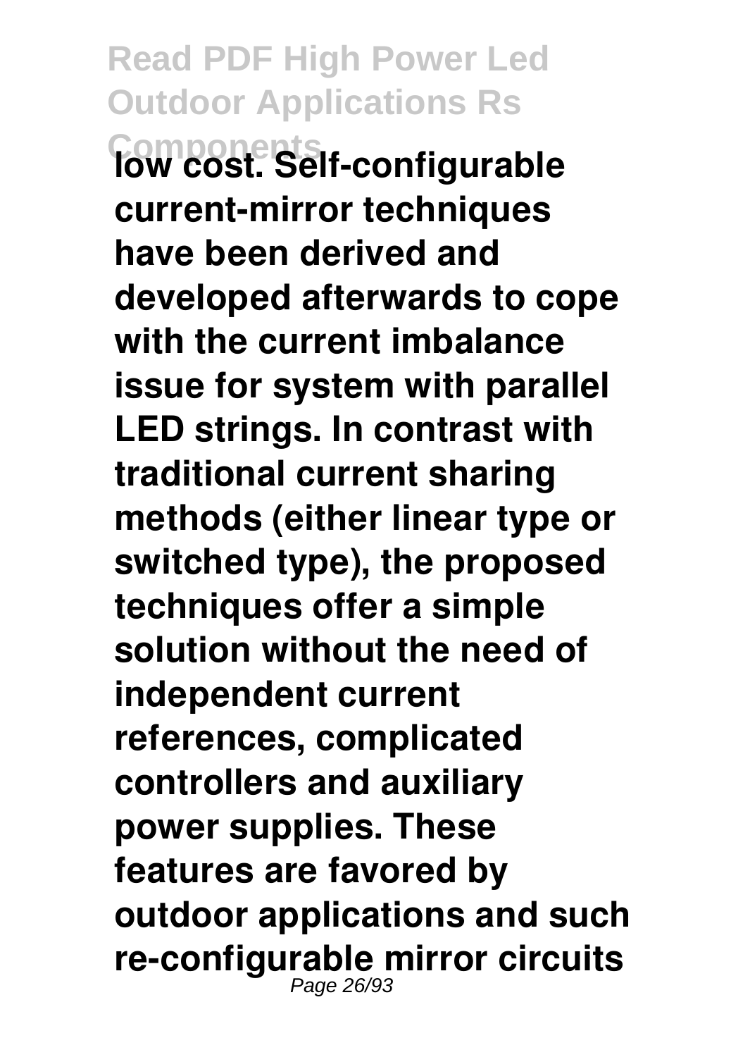low cost. Self-configurable current-mirror techniques have been derived and developed afterwards to cope with the current imbalance issue for system with parallel LED strings. In contrast with traditional current sharing methods (either linear type or switched type), the proposed techniques offer a simple solution without the need of independent current references, complicated controllers and auxiliary power supplies. These features are favored by outdoor applications and such re-configurable mirror circuits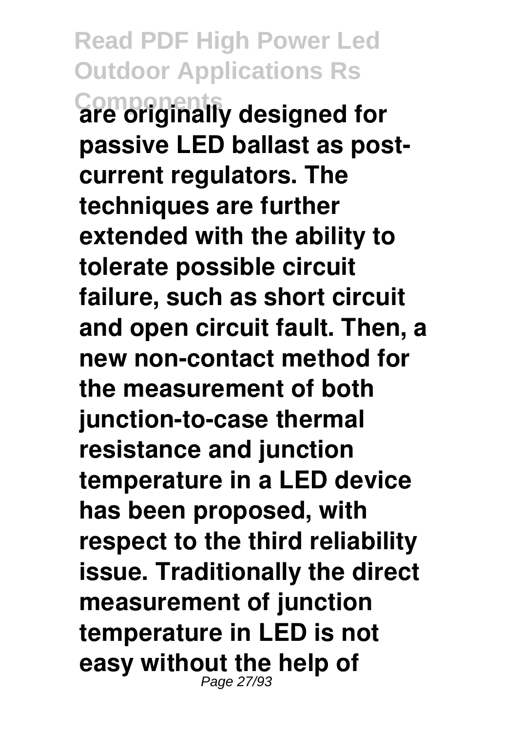**are originally designed for passive LED ballast as post-current regulators. The techniques are further extended with the ability to tolerate possible circuit failure, such as short circuit and open circuit fault. Then, a new non-contact method for the measurement of both junction-to-case thermal resistance and junction temperature in a LED device has been proposed, with respect to the third reliability issue. Traditionally the direct measurement of junction temperature in LED is not easy without the help of**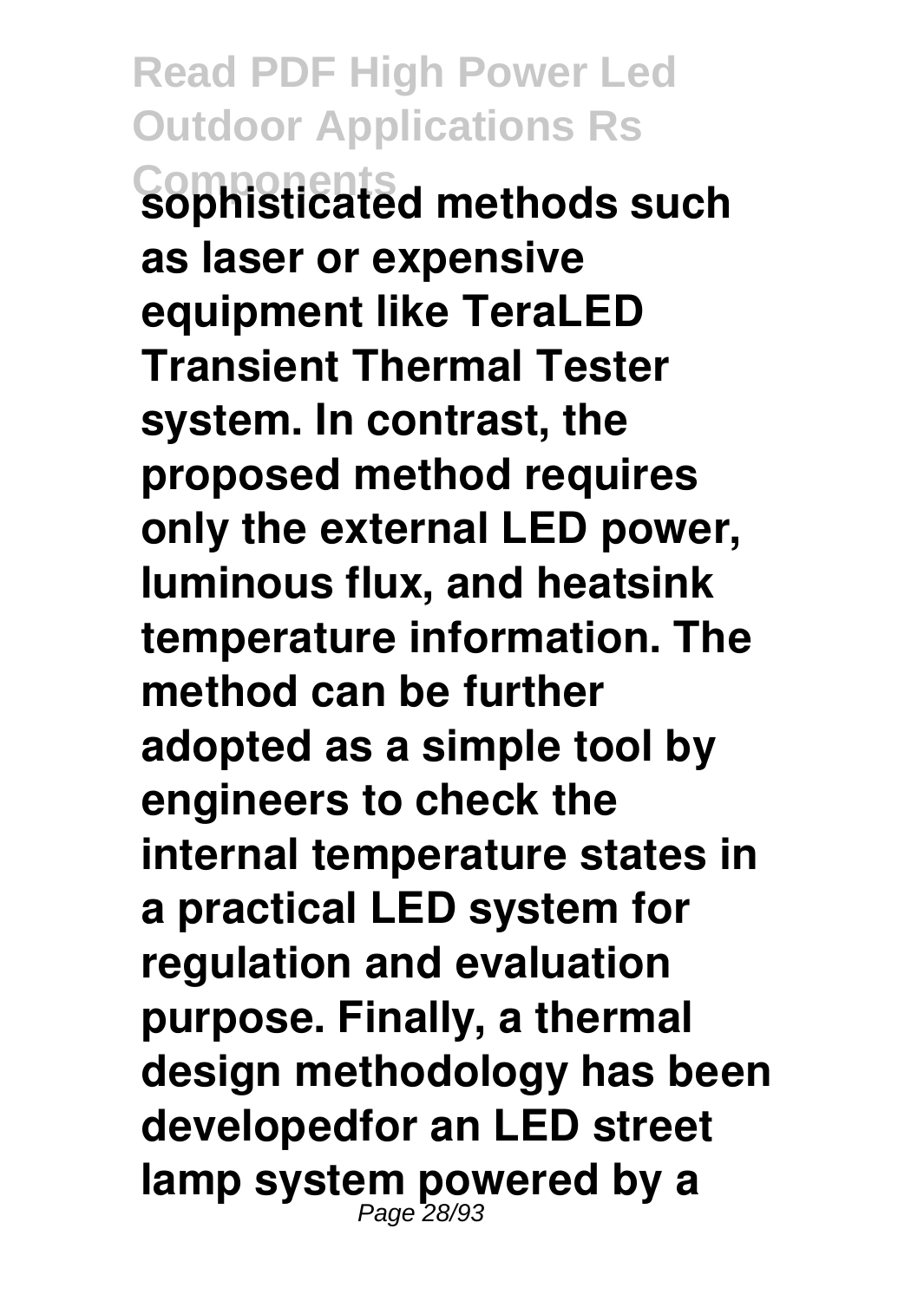**sophisticated methods such as laser or expensive equipment like TeraLED Transient Thermal Tester system. In contrast, the proposed method requires only the external LED power, luminous flux, and heatsink temperature information. The method can be further adopted as a simple tool by engineers to check the internal temperature states in a practical LED system for regulation and evaluation purpose. Finally, a thermal design methodology has been developedfor an LED street lamp system powered by a**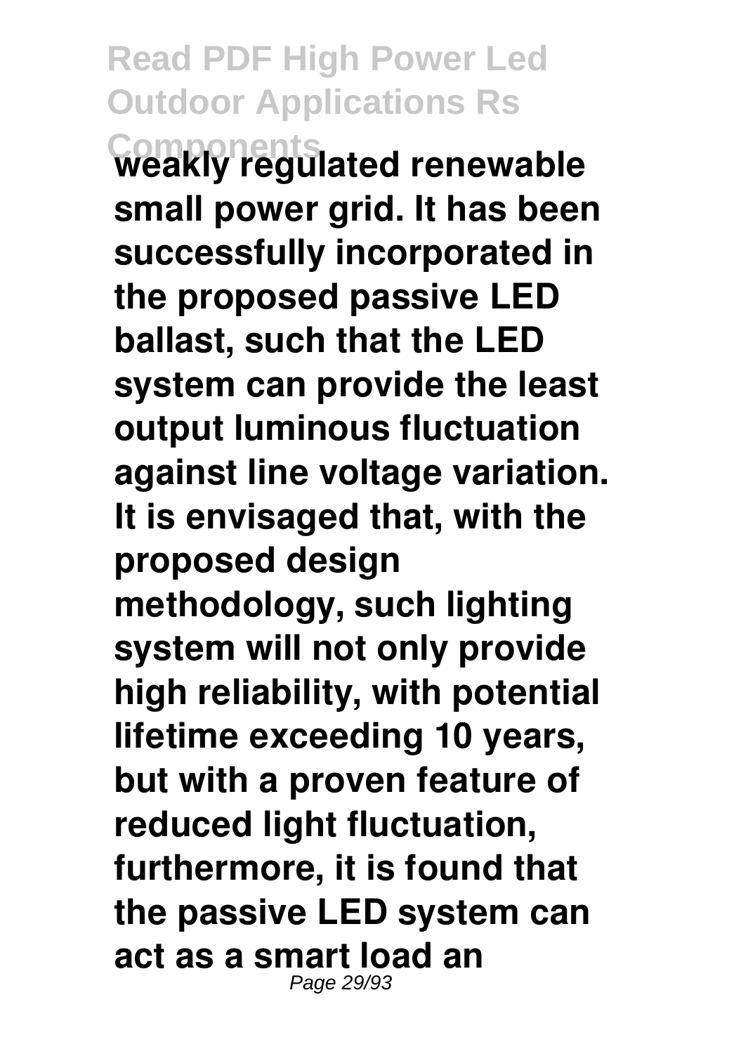weakly regulated renewable small power grid. It has been successfully incorporated in the proposed passive LED ballast, such that the LED system can provide the least output luminous fluctuation against line voltage variation. It is envisaged that, with the proposed design methodology, such lighting system will not only provide high reliability, with potential lifetime exceeding 10 years, but with a proven feature of reduced light fluctuation, furthermore, it is found that the passive LED system can act as a smart load an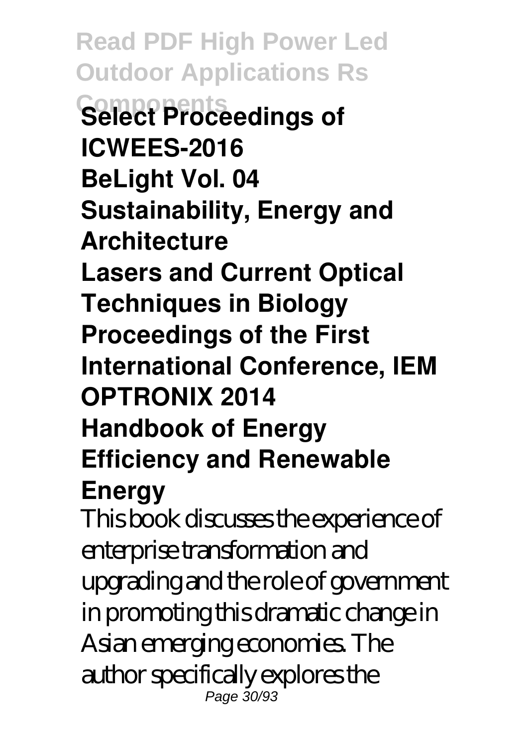**Select Proceedings of ICWEES-2016**

**BeLight Vol. 04**

**Sustainability, Energy and Architecture**

**Lasers and Current Optical Techniques in Biology**

**Proceedings of the First International Conference, IEM OPTRONIX 2014**

**Handbook of Energy Efficiency and Renewable Energy**

This book discusses the experience of enterprise transformation and upgrading and the role of government in promoting this dramatic change in Asian emerging economies. The author specifically explores the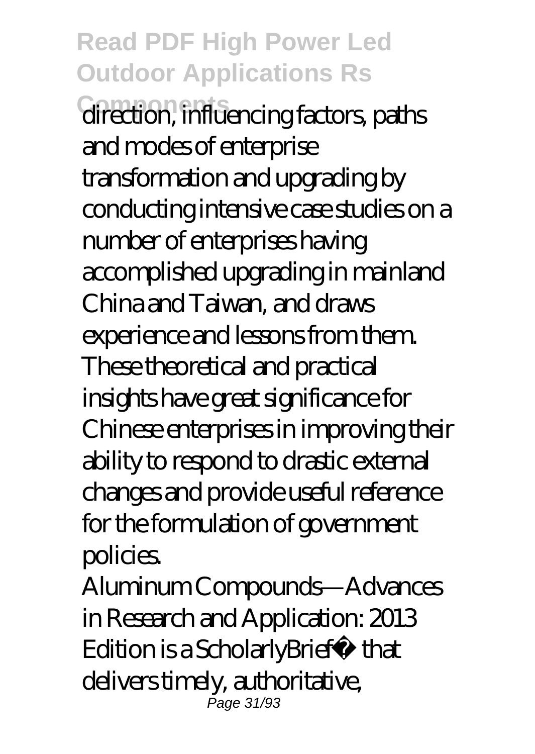direction, influencing factors, paths and modes of enterprise transformation and upgrading by conducting intensive case studies on a number of enterprises having accomplished upgrading in mainland China and Taiwan, and draws experience and lessons from them. These theoretical and practical insights have great significance for Chinese enterprises in improving their ability to respond to drastic external changes and provide useful reference for the formulation of government policies.

Aluminum Compounds—Advances in Research and Application: 2013 Edition is a ScholarlyBrief™ that delivers timely, authoritative,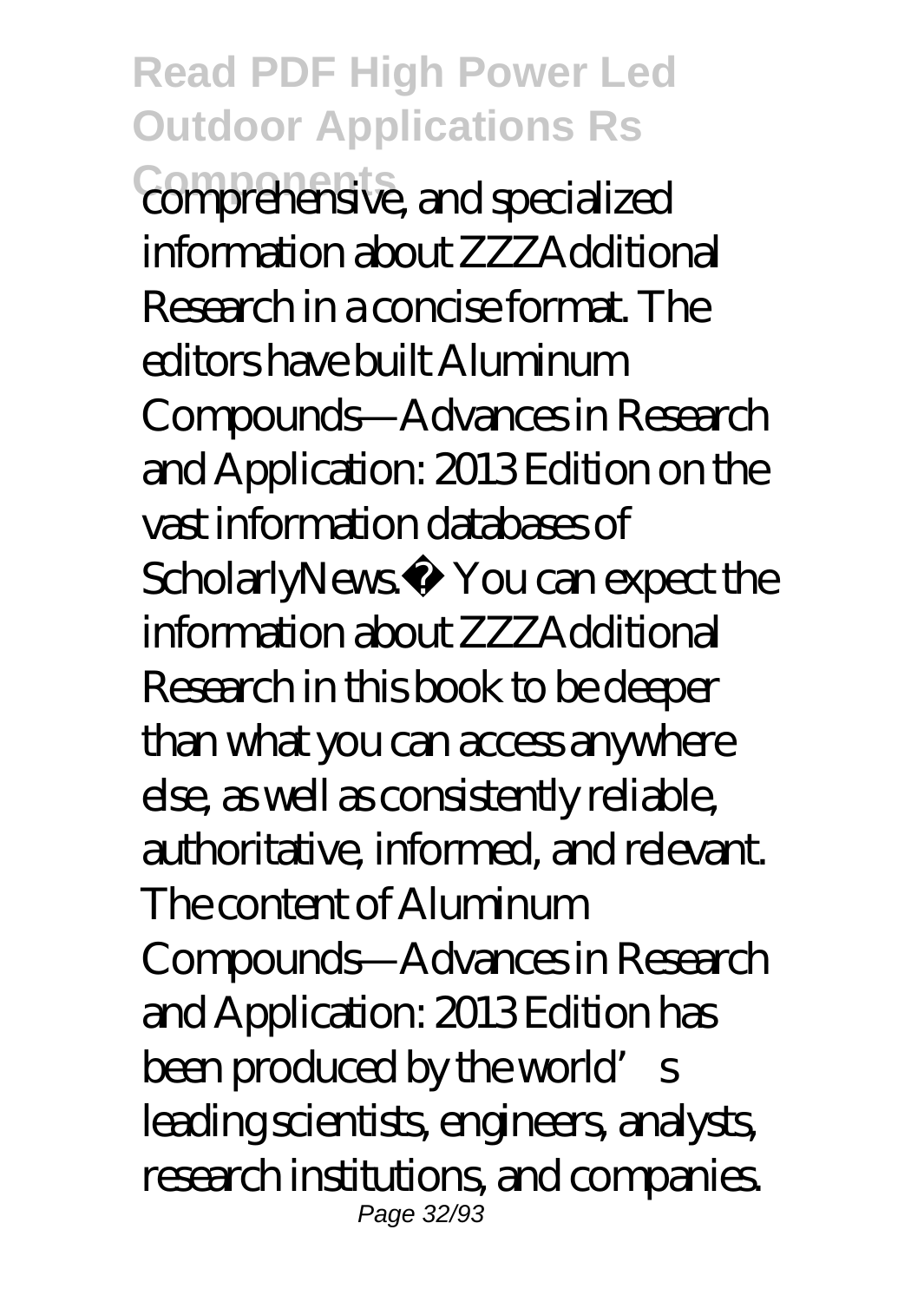comprehensive, and specialized information about ZZZAdditional Research in a concise format. The editors have built Aluminum Compounds—Advances in Research and Application: 2013 Edition on the vast information databases of ScholarlyNews.™ You can expect the information about ZZZAdditional Research in this book to be deeper than what you can access anywhere else, as well as consistently reliable, authoritative, informed, and relevant. The content of Aluminum Compounds—Advances in Research and Application: 2013 Edition has been produced by the world's leading scientists, engineers, analysts, research institutions, and companies.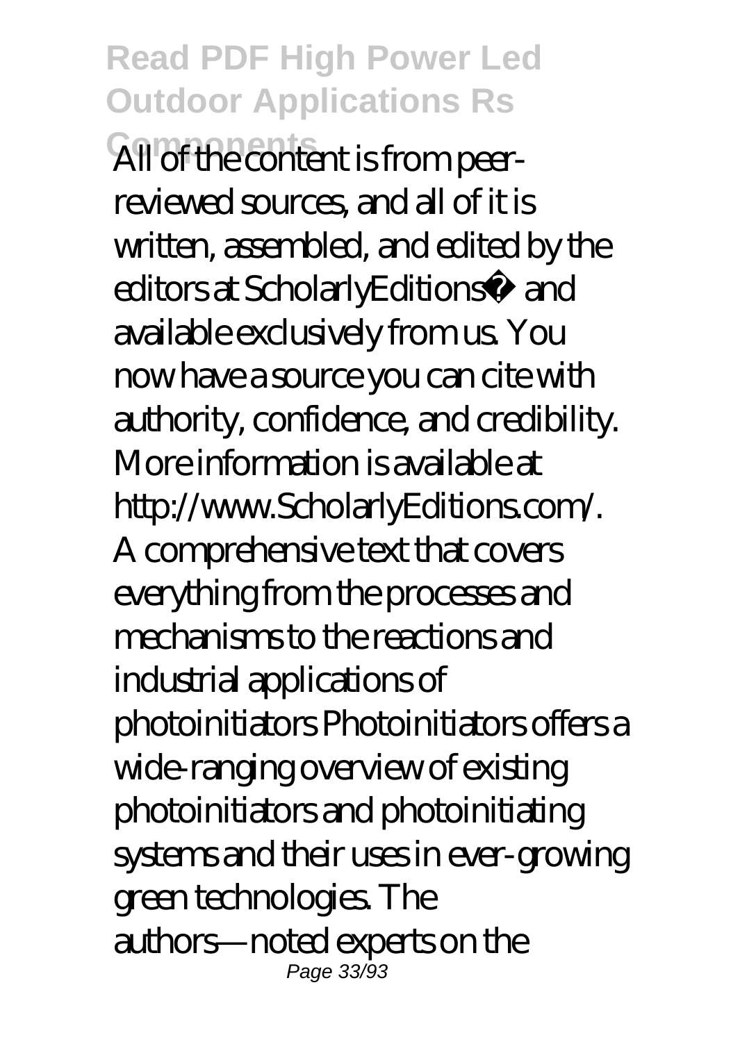All of the content is from peer-reviewed sources, and all of it is written, assembled, and edited by the editors at ScholarlyEditions™ and available exclusively from us. You now have a source you can cite with authority, confidence, and credibility. More information is available at http://www.ScholarlyEditions.com/.

A comprehensive text that covers everything from the processes and mechanisms to the reactions and industrial applications of photoinitiators Photoinitiators offers a wide-ranging overview of existing photoinitiators and photoinitiating systems and their uses in ever-growing green technologies. The authors—noted experts on the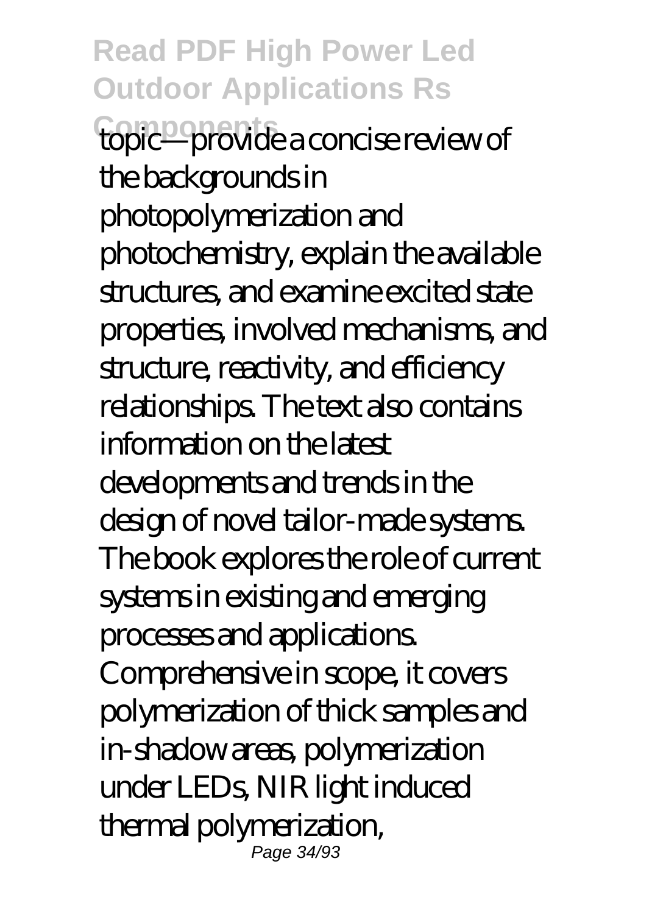topic—provide a concise review of the backgrounds in photopolymerization and photochemistry, explain the available structures, and examine excited state properties, involved mechanisms, and structure, reactivity, and efficiency relationships. The text also contains information on the latest developments and trends in the design of novel tailor-made systems. The book explores the role of current systems in existing and emerging processes and applications. Comprehensive in scope, it covers polymerization of thick samples and in-shadow areas, polymerization under LEDs, NIR light induced thermal polymerization,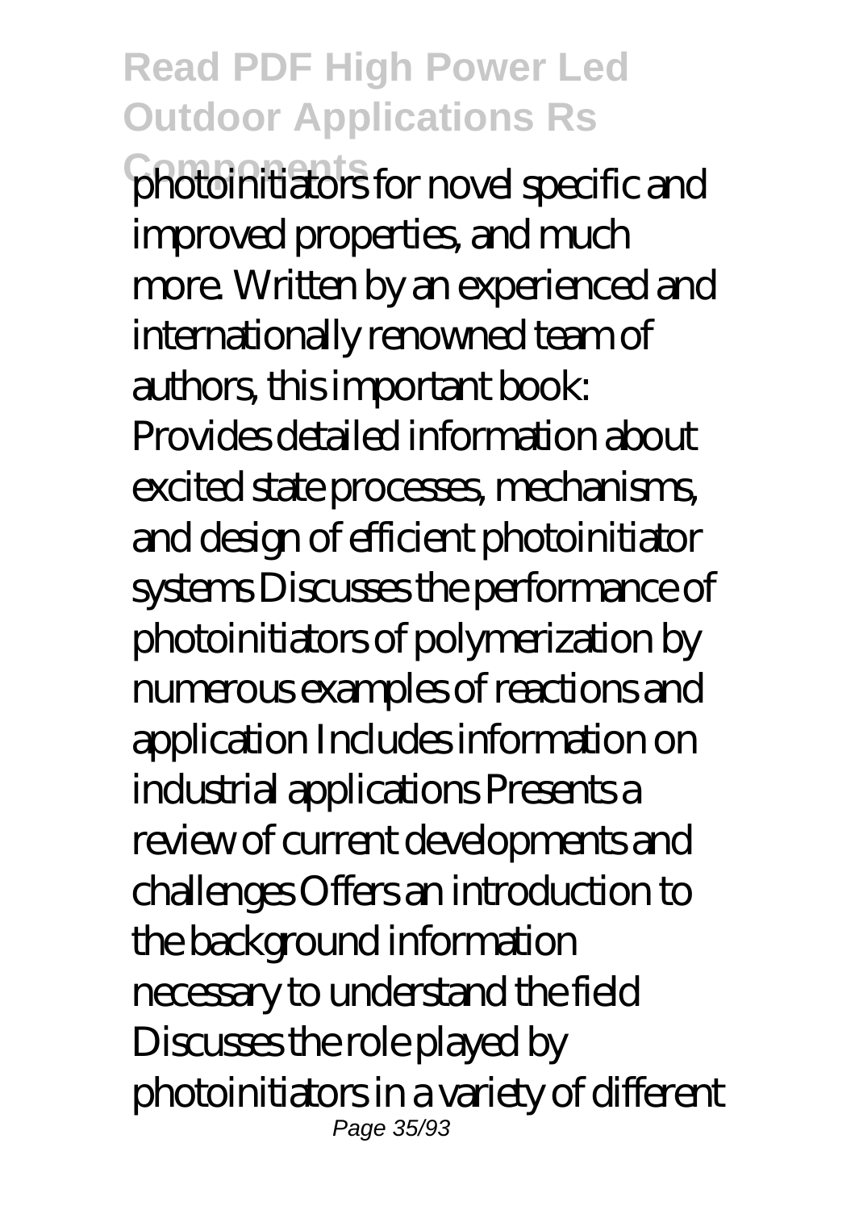photoinitiators for novel specific and improved properties, and much more. Written by an experienced and internationally renowned team of authors, this important book: Provides detailed information about excited state processes, mechanisms, and design of efficient photoinitiator systems Discusses the performance of photoinitiators of polymerization by numerous examples of reactions and application Includes information on industrial applications Presents a review of current developments and challenges Offers an introduction to the background information necessary to understand the field Discusses the role played by photoinitiators in a variety of different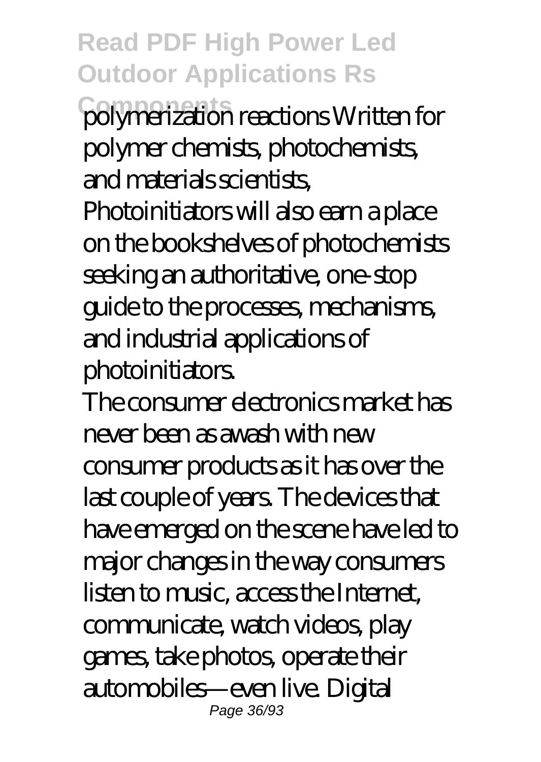polymerization reactions Written for polymer chemists, photochemists, and materials scientists, Photoinitiators will also earn a place on the bookshelves of photochemists seeking an authoritative, one-stop guide to the processes, mechanisms, and industrial applications of photoinitiators.

The consumer electronics market has never been as awash with new consumer products as it has over the last couple of years. The devices that have emerged on the scene have led to major changes in the way consumers listen to music, access the Internet, communicate, watch videos, play games, take photos, operate their automobiles—even live. Digital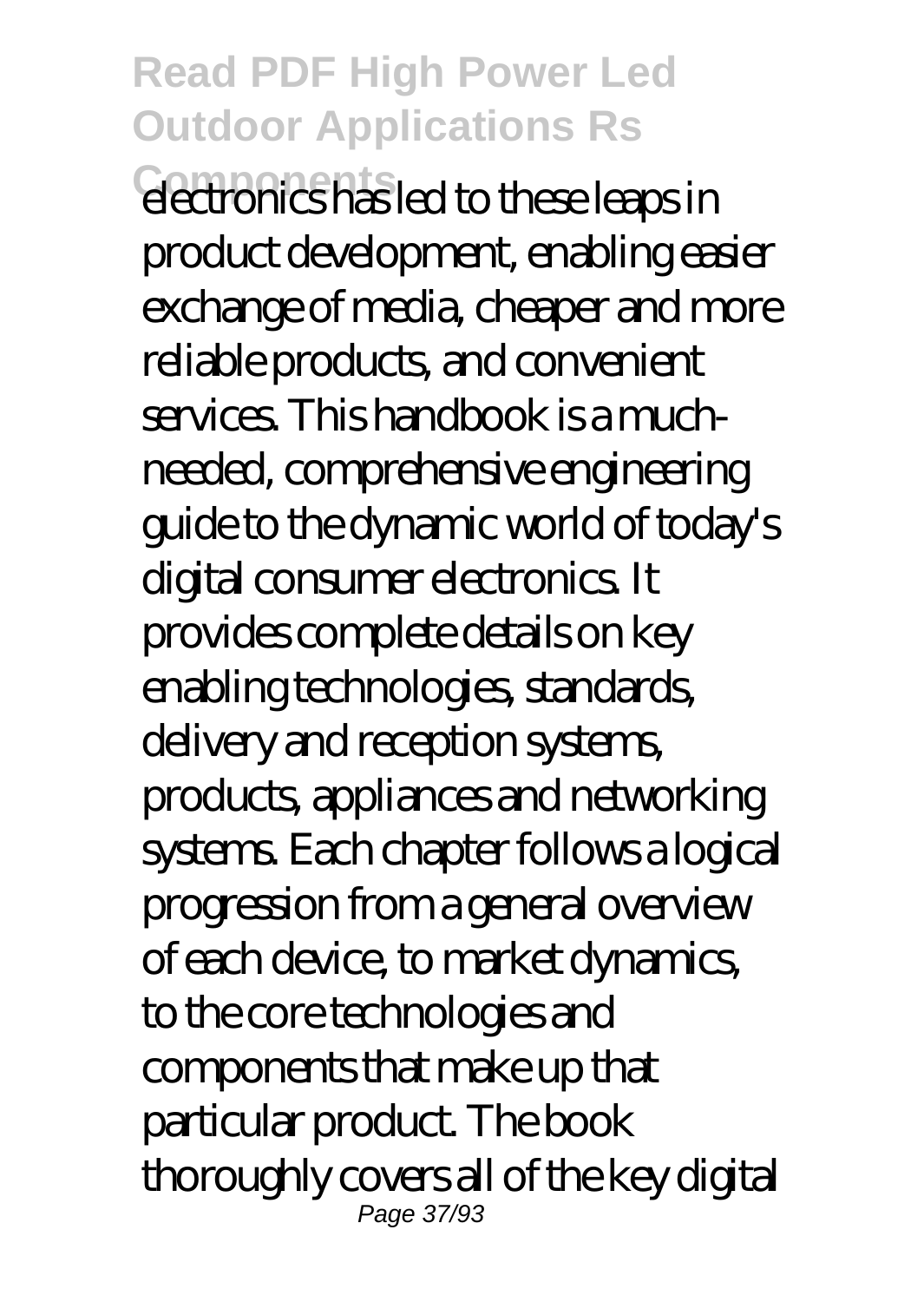electronics has led to these leaps in product development, enabling easier exchange of media, cheaper and more reliable products, and convenient services. This handbook is a much-needed, comprehensive engineering guide to the dynamic world of today's digital consumer electronics. It provides complete details on key enabling technologies, standards, delivery and reception systems, products, appliances and networking systems. Each chapter follows a logical progression from a general overview of each device, to market dynamics, to the core technologies and components that make up that particular product. The book thoroughly covers all of the key digital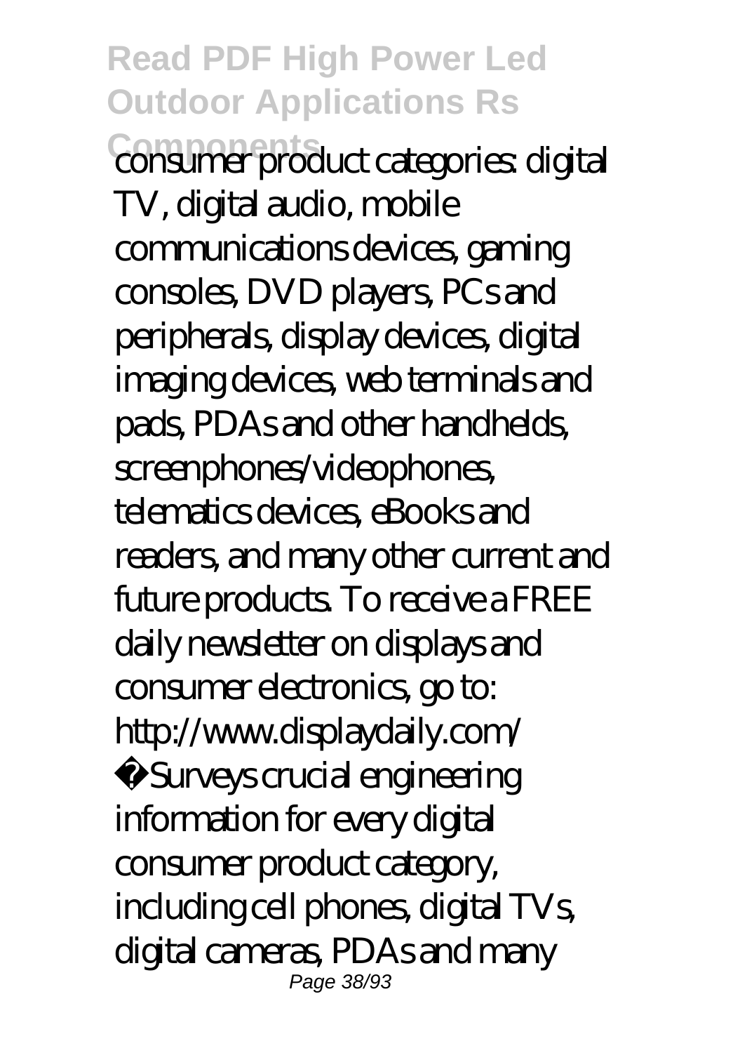consumer product categories: digital TV, digital audio, mobile communications devices, gaming consoles, DVD players, PCs and peripherals, display devices, digital imaging devices, web terminals and pads, PDAs and other handhelds, screenphones/videophones, telematics devices, eBooks and readers, and many other current and future products. To receive a FREE daily newsletter on displays and consumer electronics, go to: http://www.displaydaily.com/

·Surveys crucial engineering information for every digital consumer product category, including cell phones, digital TVs, digital cameras, PDAs and many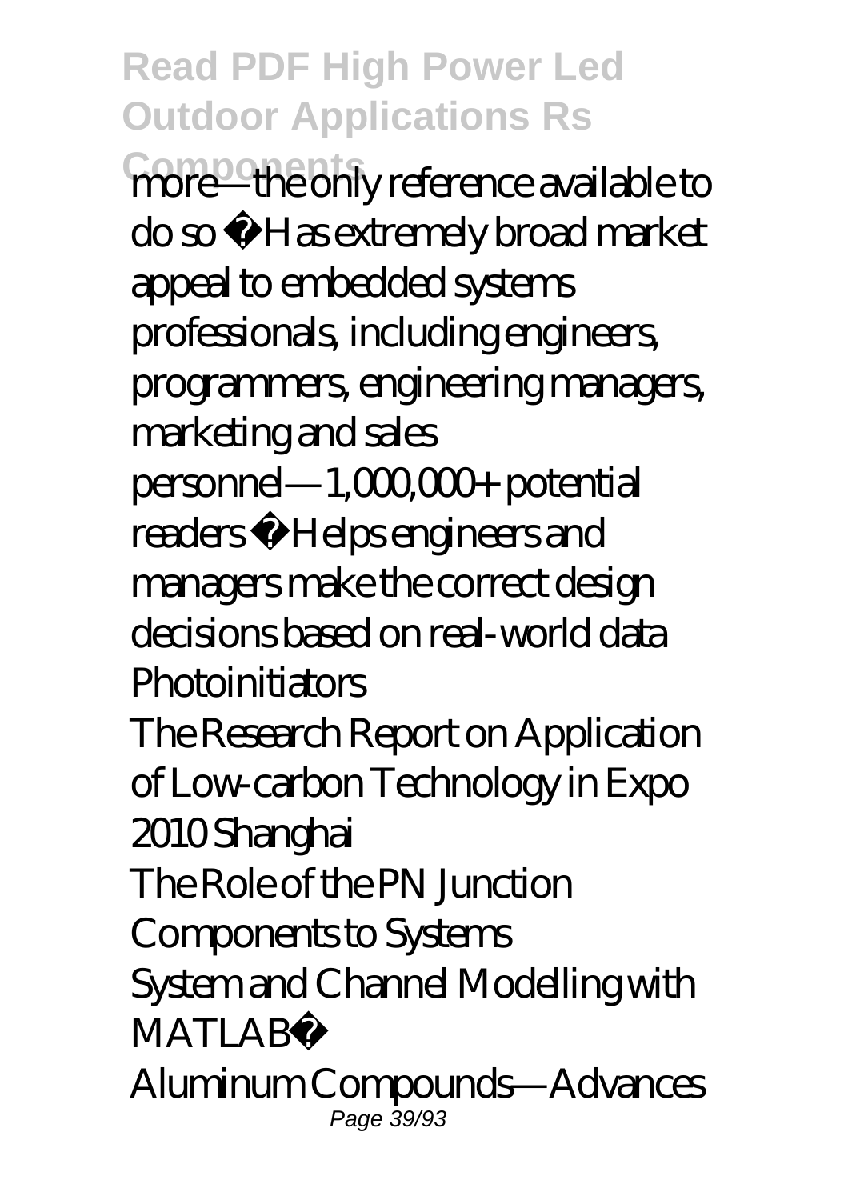more—the only reference available to do so • Has extremely broad market appeal to embedded systems professionals, including engineers, programmers, engineering managers, marketing and sales personnel—1,000,000+ potential readers • Helps engineers and managers make the correct design decisions based on real-world data

Photoinitiators

The Research Report on Application of Low-carbon Technology in Expo 2010 Shanghai

The Role of the PN Junction

Components to Systems

System and Channel Modelling with MATLAB®

Aluminum Compounds—Advances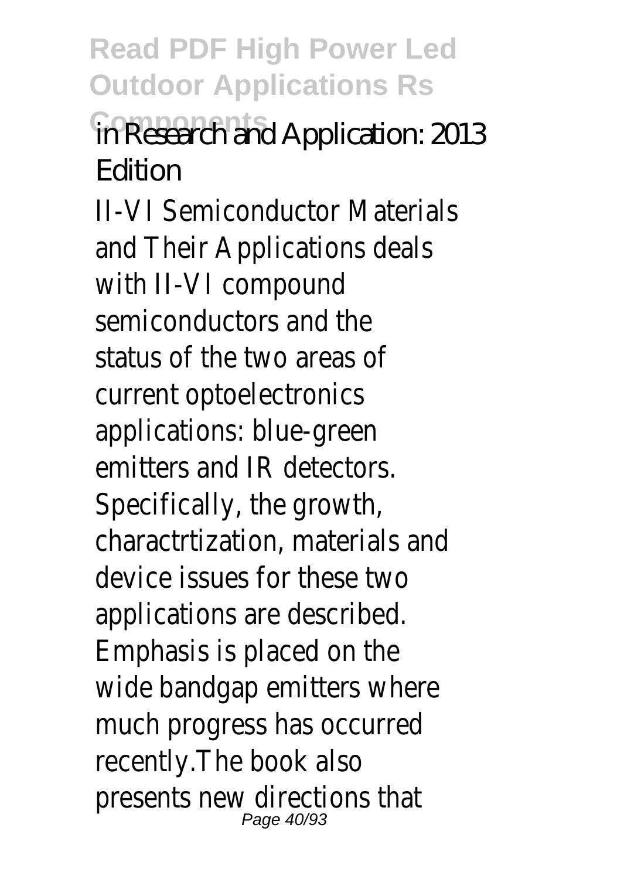in Research and Application: 2013 Edition

II-VI Semiconductor Materials and Their Applications deals with II-VI compound semiconductors and the status of the two areas of current optoelectronics applications: blue-green emitters and IR detectors. Specifically, the growth, charactrtization, materials and device issues for these two applications are described. Emphasis is placed on the wide bandgap emitters where much progress has occurred recently.The book also presents new directions that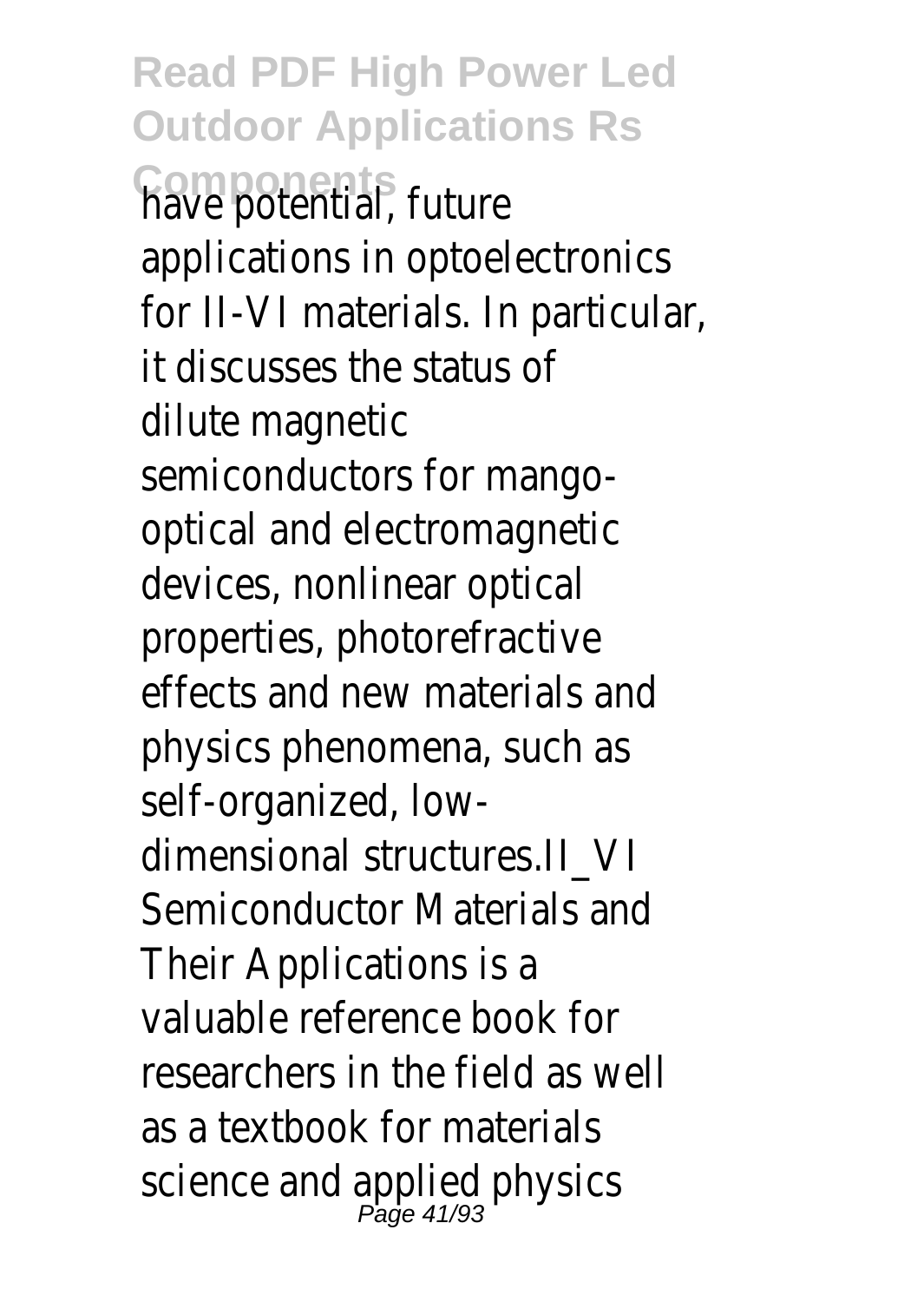have potential, future applications in optoelectronics for II-VI materials. In particular, it discusses the status of dilute magnetic semiconductors for mango-optical and electromagnetic devices, nonlinear optical properties, photorefractive effects and new materials and physics phenomena, such as self-organized, low-dimensional structures.II_VI Semiconductor Materials and Their Applications is a valuable reference book for researchers in the field as well as a textbook for materials science and applied physics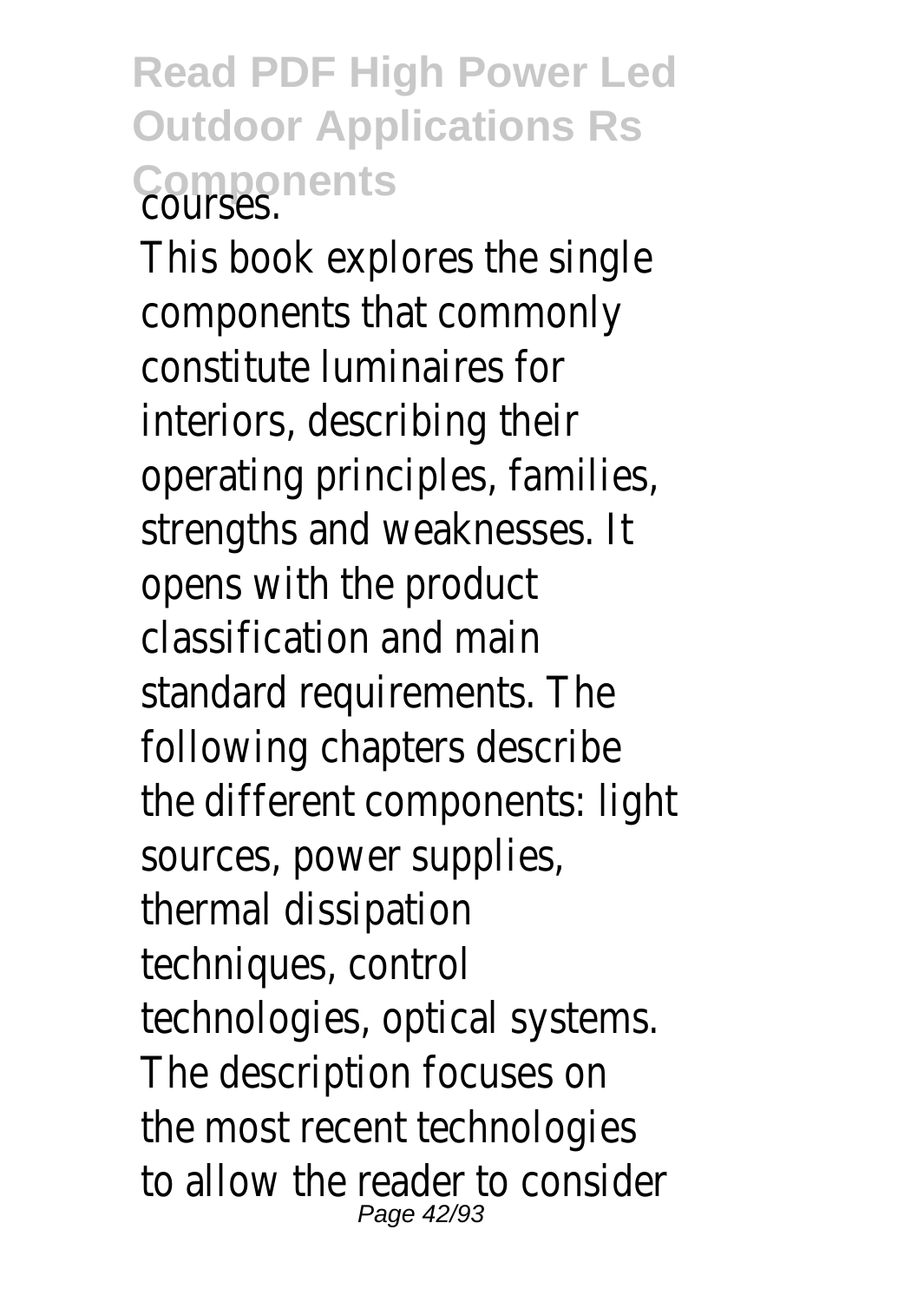courses.

This book explores the single components that commonly constitute luminaires for interiors, describing their operating principles, families, strengths and weaknesses. It opens with the product classification and main standard requirements. The following chapters describe the different components: light sources, power supplies, thermal dissipation techniques, control technologies, optical systems. The description focuses on the most recent technologies to allow the reader to consider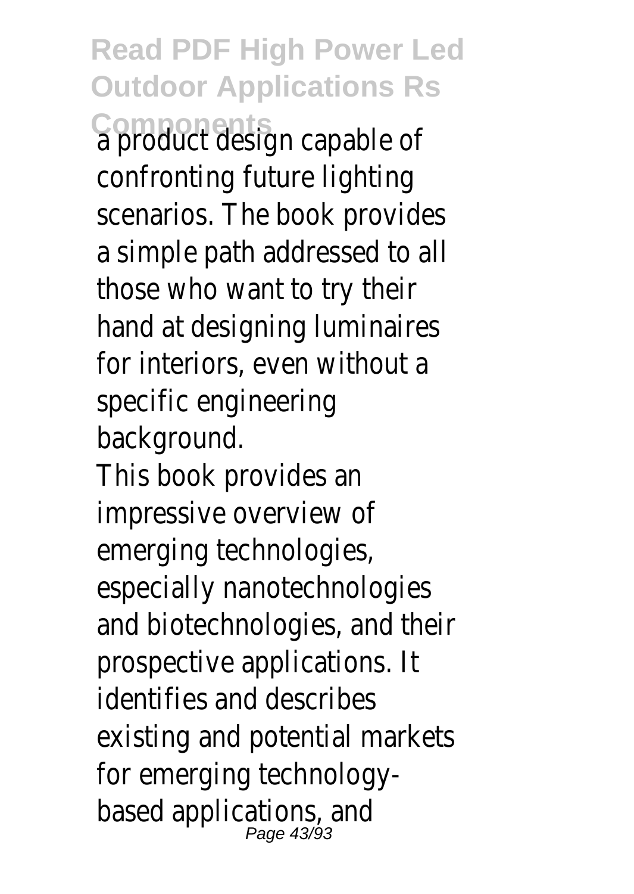a product design capable of confronting future lighting scenarios. The book provides a simple path addressed to all those who want to try their hand at designing luminaires for interiors, even without a specific engineering background.

This book provides an impressive overview of emerging technologies, especially nanotechnologies and biotechnologies, and their prospective applications. It identifies and describes existing and potential markets for emerging technology-based applications, and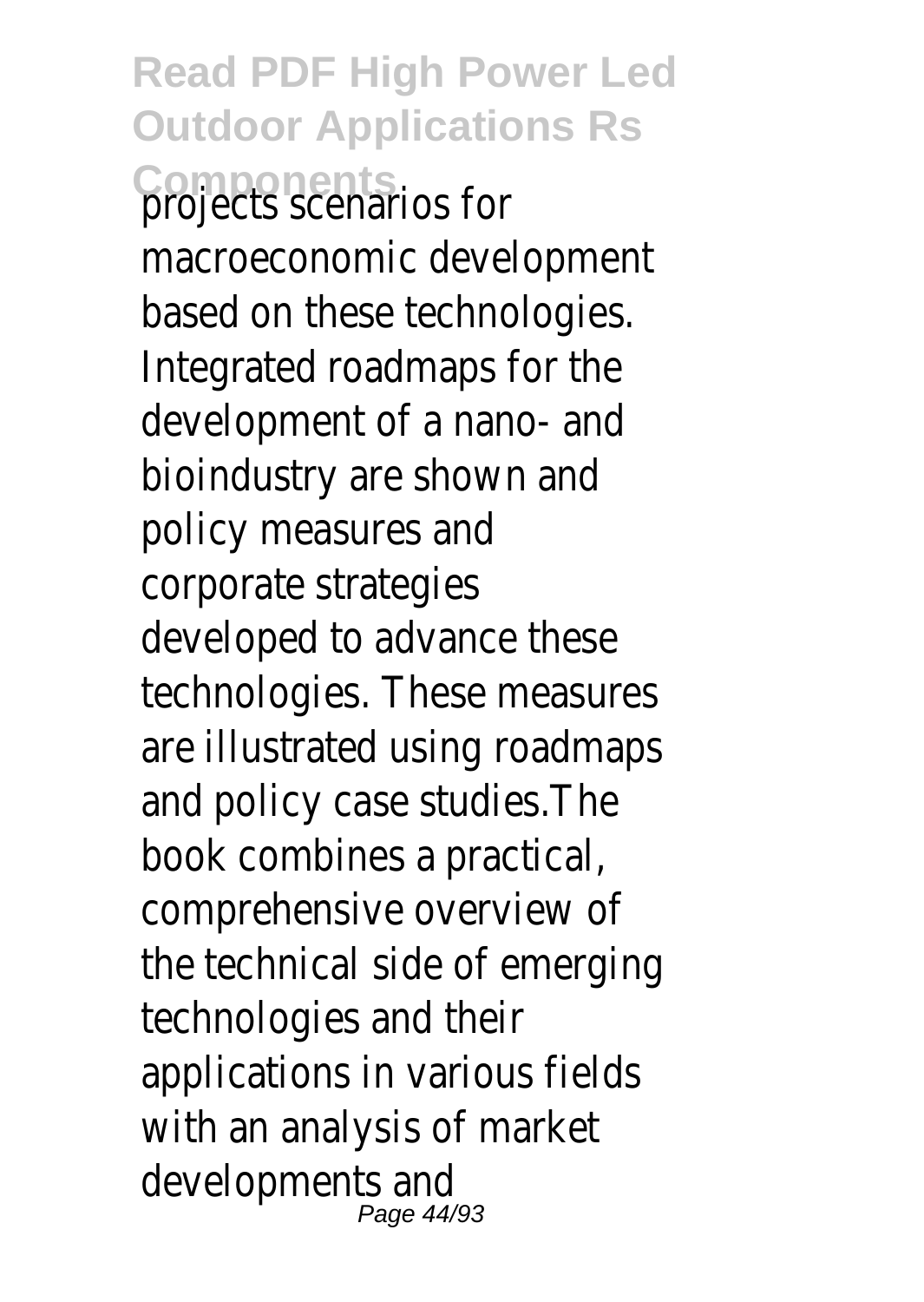projects scenarios for macroeconomic development based on these technologies. Integrated roadmaps for the development of a nano- and bioindustry are shown and policy measures and corporate strategies developed to advance these technologies. These measures are illustrated using roadmaps and policy case studies.The book combines a practical, comprehensive overview of the technical side of emerging technologies and their applications in various fields with an analysis of market developments and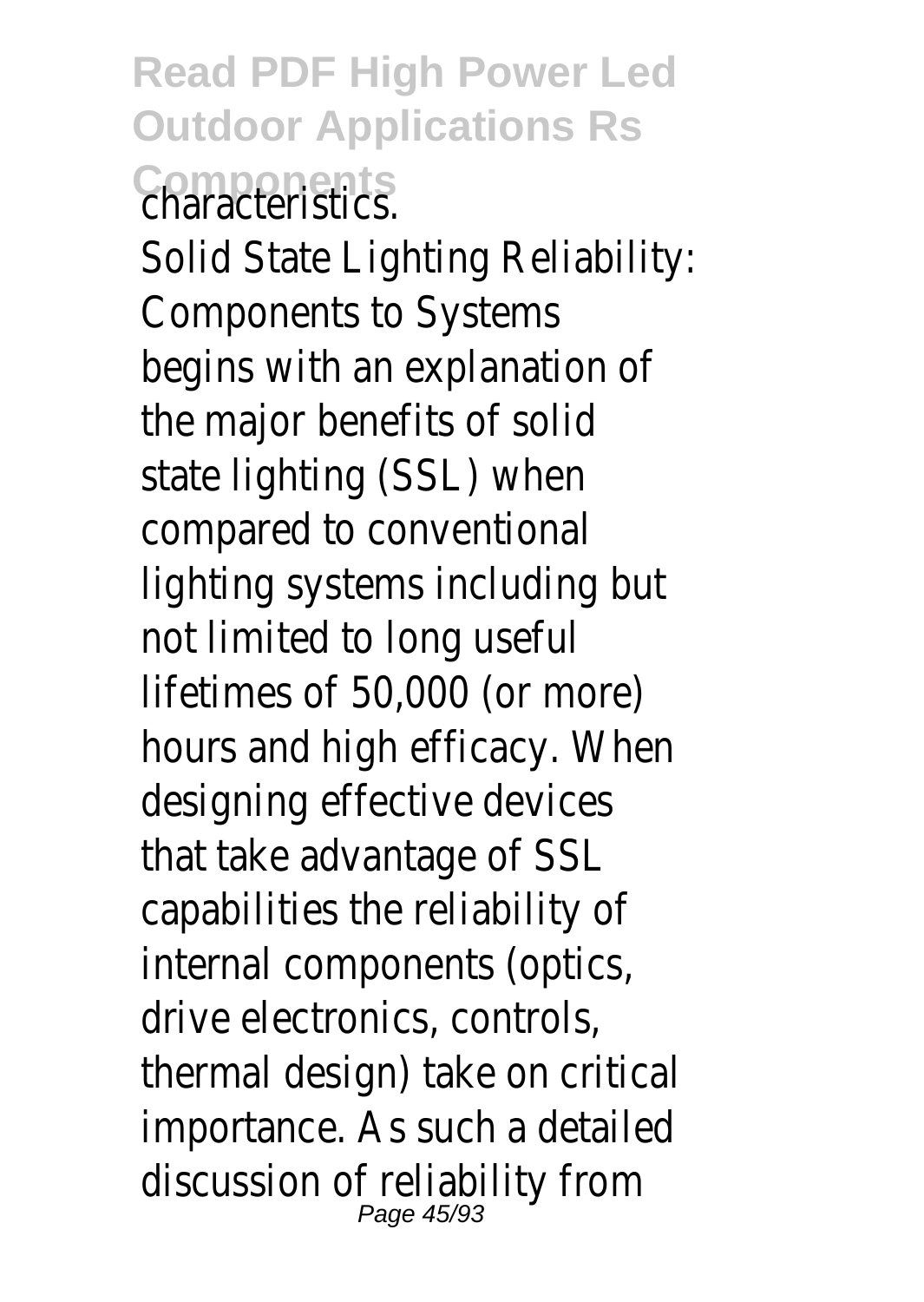characteristics.

Solid State Lighting Reliability: Components to Systems begins with an explanation of the major benefits of solid state lighting (SSL) when compared to conventional lighting systems including but not limited to long useful lifetimes of 50,000 (or more) hours and high efficacy. When designing effective devices that take advantage of SSL capabilities the reliability of internal components (optics, drive electronics, controls, thermal design) take on critical importance. As such a detailed discussion of reliability from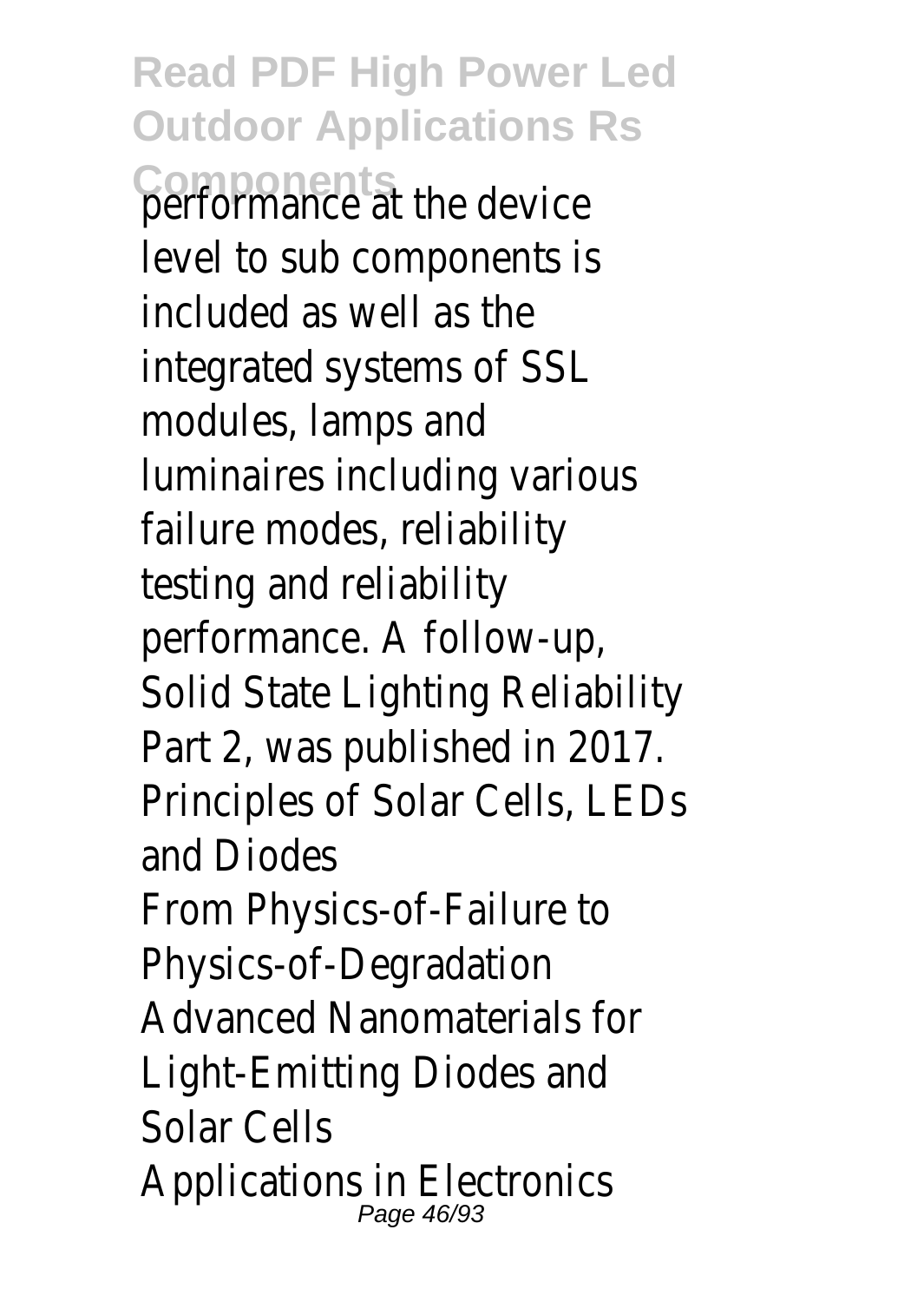performance at the device level to sub components is included as well as the integrated systems of SSL modules, lamps and luminaires including various failure modes, reliability testing and reliability performance. A follow-up, Solid State Lighting Reliability Part 2, was published in 2017.

Principles of Solar Cells, LEDs and Diodes

From Physics-of-Failure to Physics-of-Degradation

Advanced Nanomaterials for Light-Emitting Diodes and Solar Cells

Applications in Electronics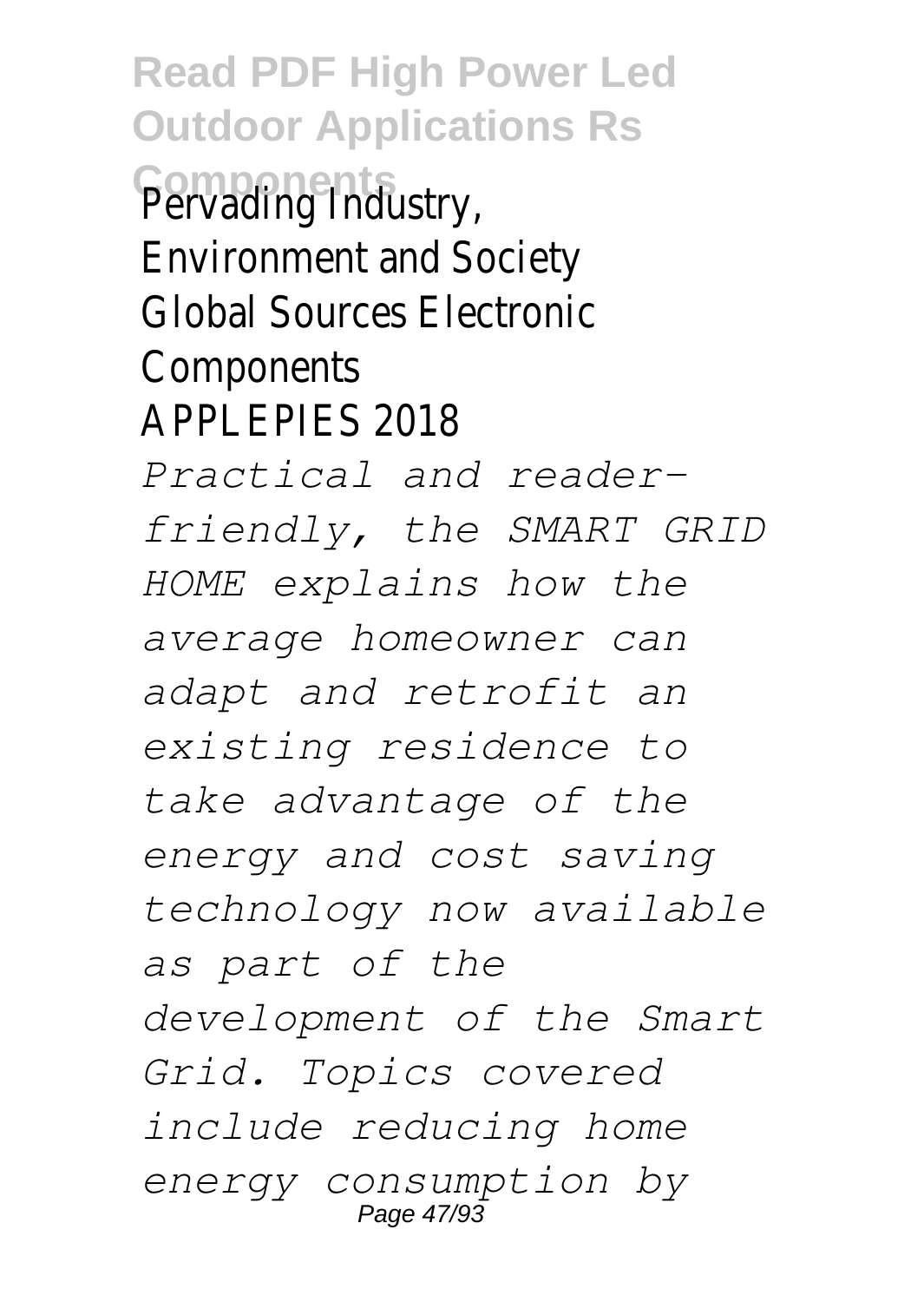Pervading Industry, Environment and Society
Global Sources Electronic Components
APPLEPIES 2018

*Practical and reader-friendly, the SMART GRID HOME explains how the average homeowner can adapt and retrofit an existing residence to take advantage of the energy and cost saving technology now available as part of the development of the Smart Grid. Topics covered include reducing home energy consumption by*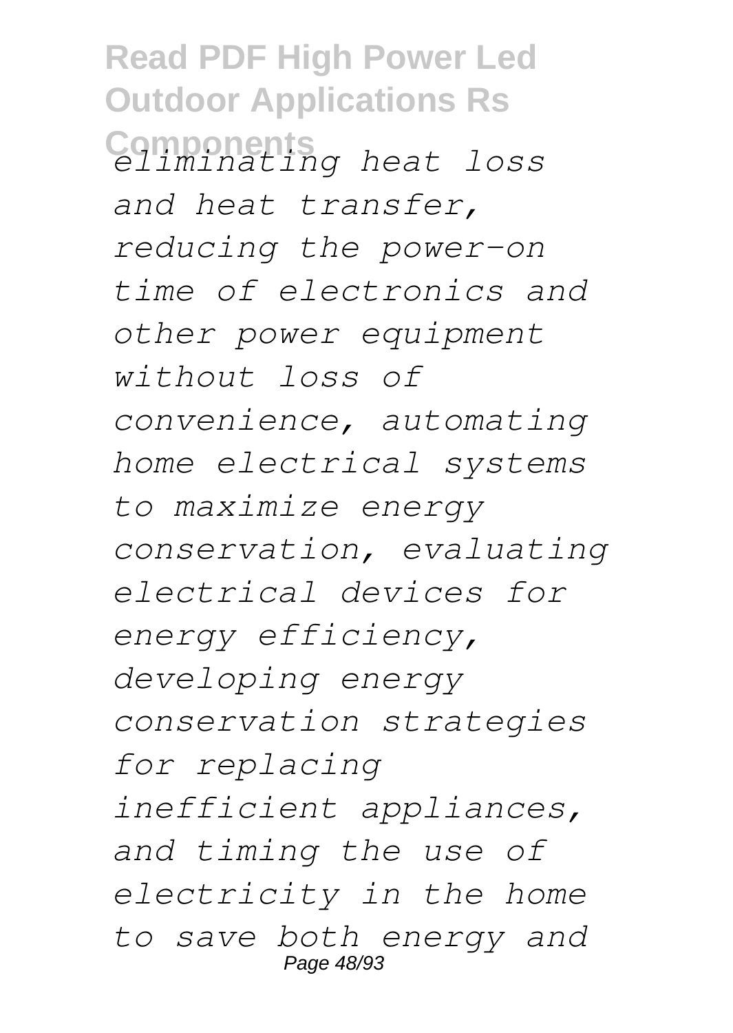*eliminating heat loss and heat transfer, reducing the power-on time of electronics and other power equipment without loss of convenience, automating home electrical systems to maximize energy conservation, evaluating electrical devices for energy efficiency, developing energy conservation strategies for replacing inefficient appliances, and timing the use of electricity in the home to save both energy and*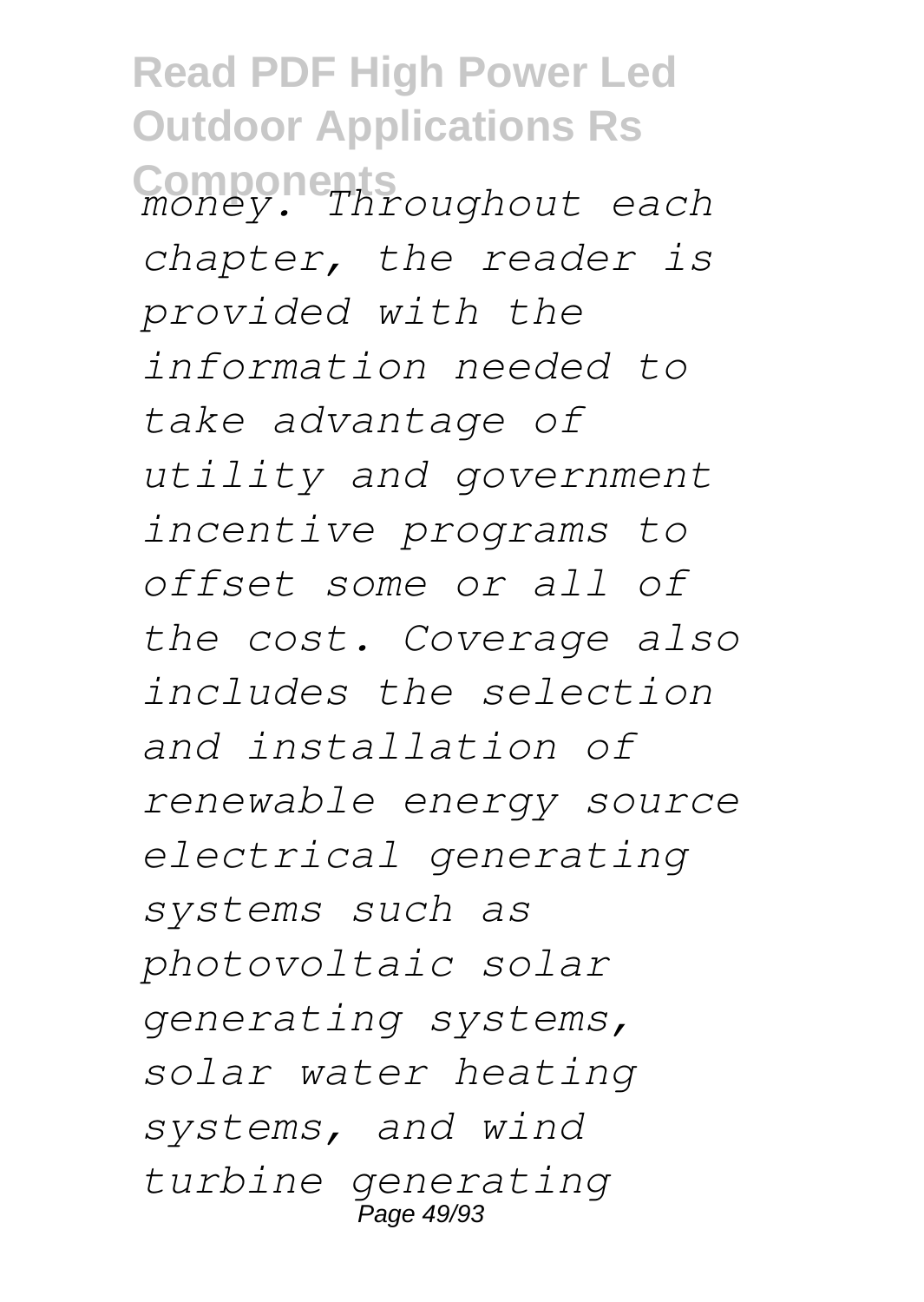*money. Throughout each chapter, the reader is provided with the information needed to take advantage of utility and government incentive programs to offset some or all of the cost. Coverage also includes the selection and installation of renewable energy source electrical generating systems such as photovoltaic solar generating systems, solar water heating systems, and wind turbine generating*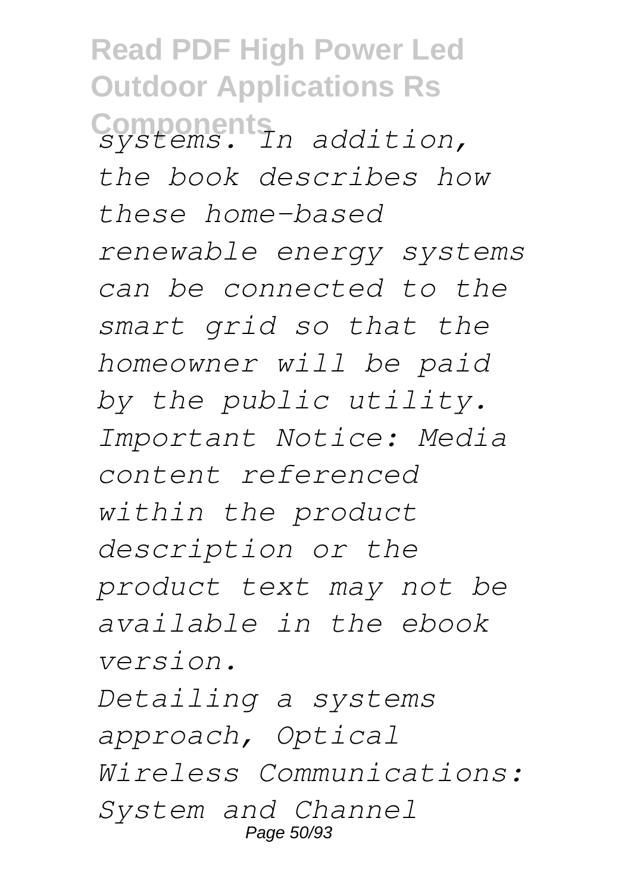*systems. In addition, the book describes how these home-based renewable energy systems can be connected to the smart grid so that the homeowner will be paid by the public utility. Important Notice: Media content referenced within the product description or the product text may not be available in the ebook version.*

*Detailing a systems approach, Optical Wireless Communications: System and Channel*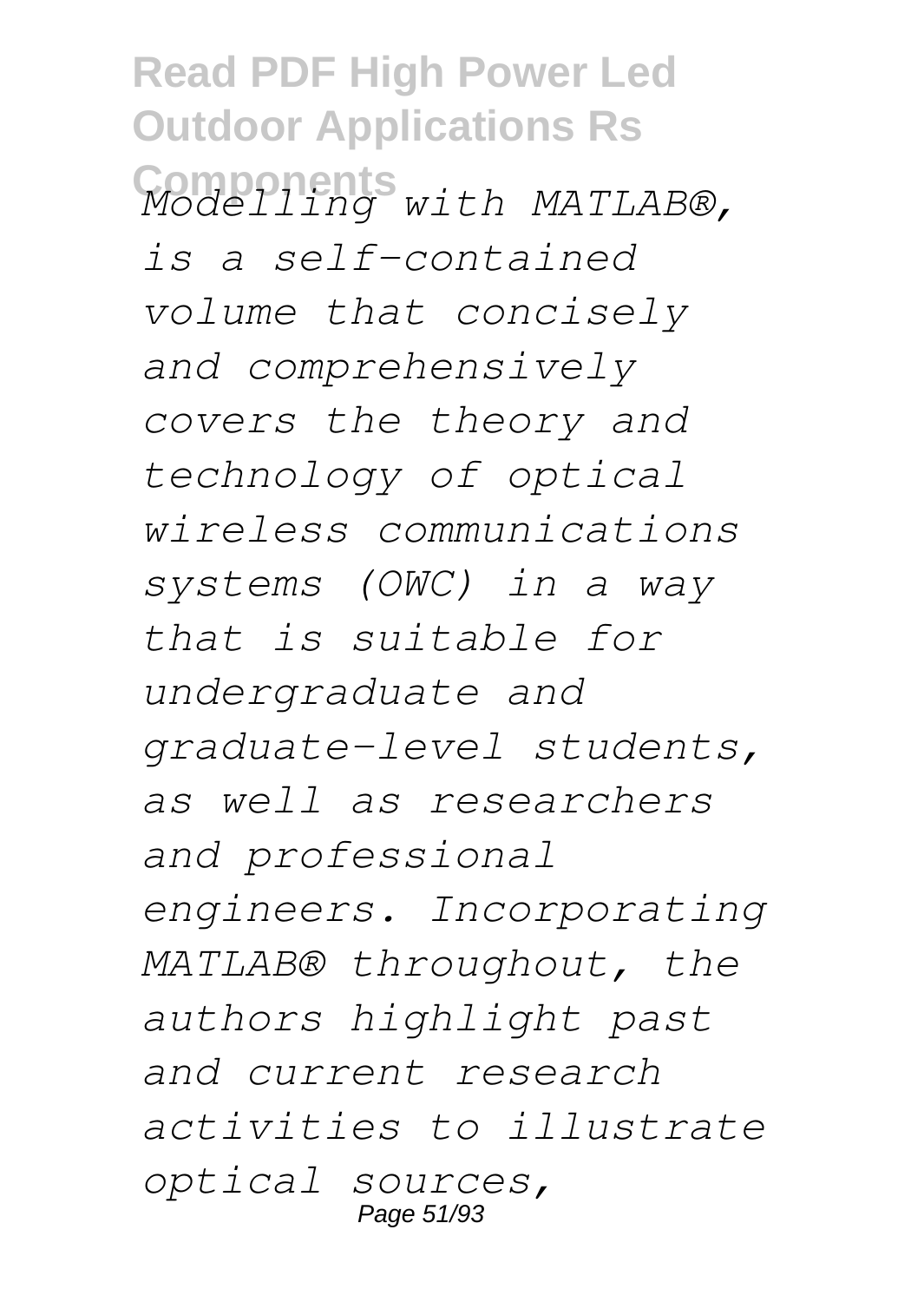*Modelling with MATLAB®, is a self-contained volume that concisely and comprehensively covers the theory and technology of optical wireless communications systems (OWC) in a way that is suitable for undergraduate and graduate-level students, as well as researchers and professional engineers. Incorporating MATLAB® throughout, the authors highlight past and current research activities to illustrate optical sources,*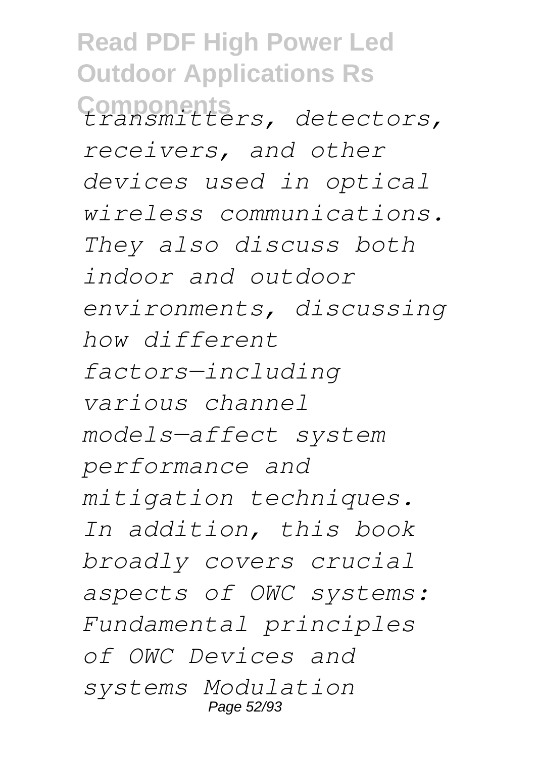*transmitters, detectors, receivers, and other devices used in optical wireless communications. They also discuss both indoor and outdoor environments, discussing how different factors—including various channel models—affect system performance and mitigation techniques. In addition, this book broadly covers crucial aspects of OWC systems: Fundamental principles of OWC Devices and systems Modulation*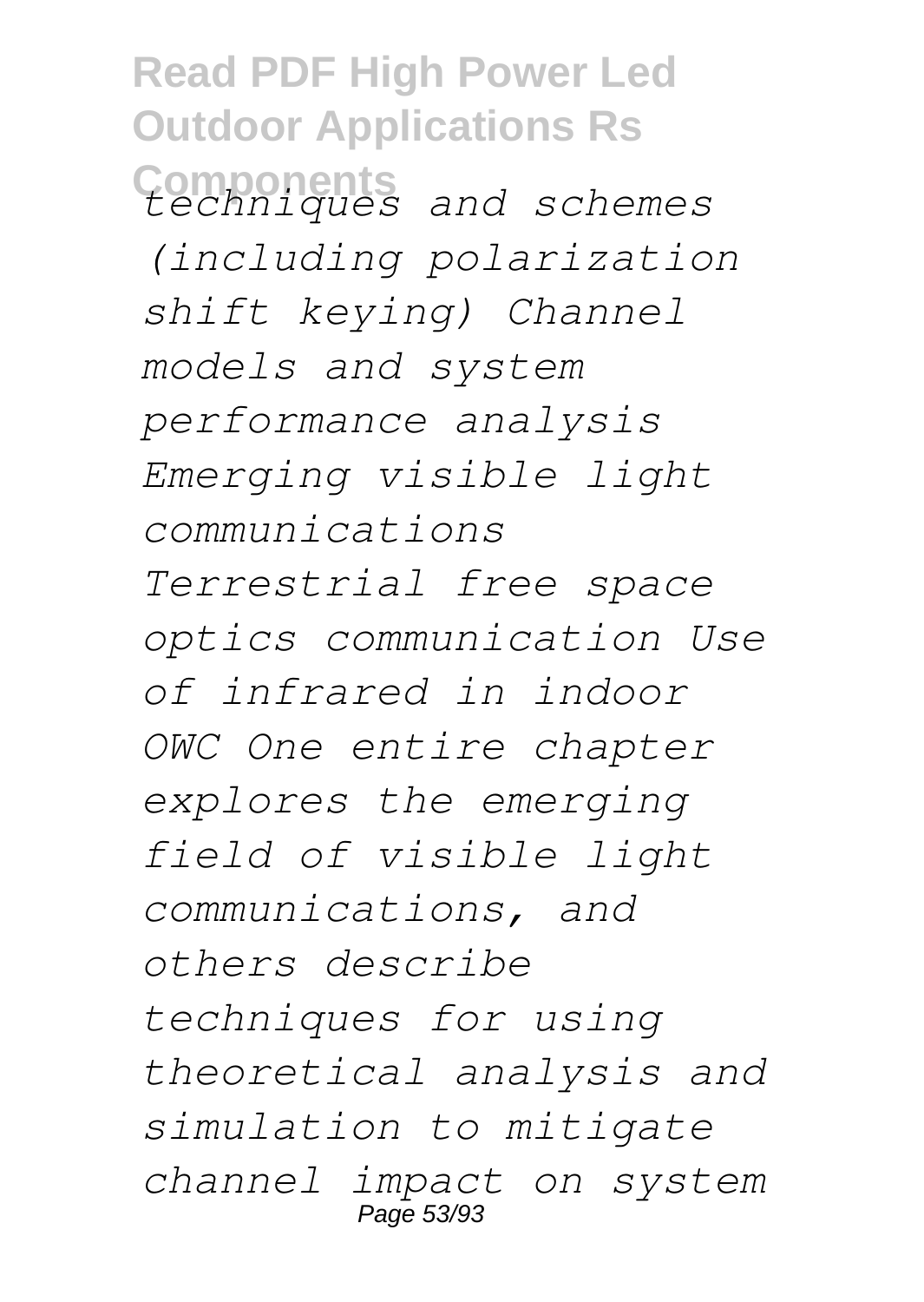*techniques and schemes (including polarization shift keying) Channel models and system performance analysis Emerging visible light communications Terrestrial free space optics communication Use of infrared in indoor OWC One entire chapter explores the emerging field of visible light communications, and others describe techniques for using theoretical analysis and simulation to mitigate channel impact on system*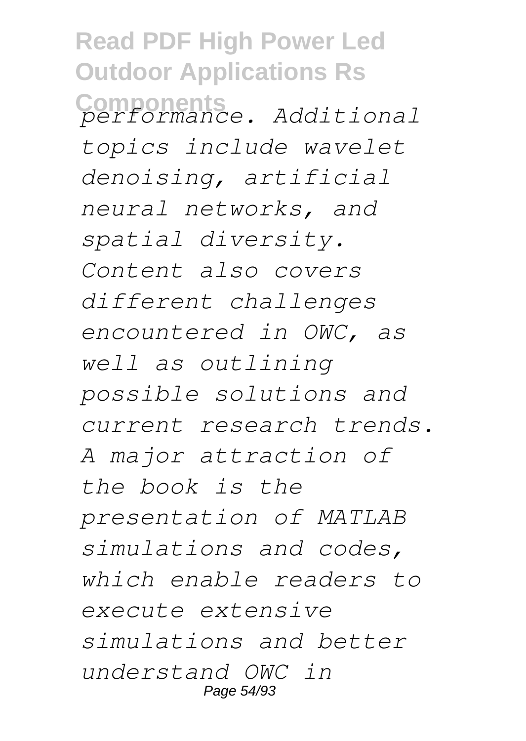*performance. Additional topics include wavelet denoising, artificial neural networks, and spatial diversity. Content also covers different challenges encountered in OWC, as well as outlining possible solutions and current research trends. A major attraction of the book is the presentation of MATLAB simulations and codes, which enable readers to execute extensive simulations and better understand OWC in*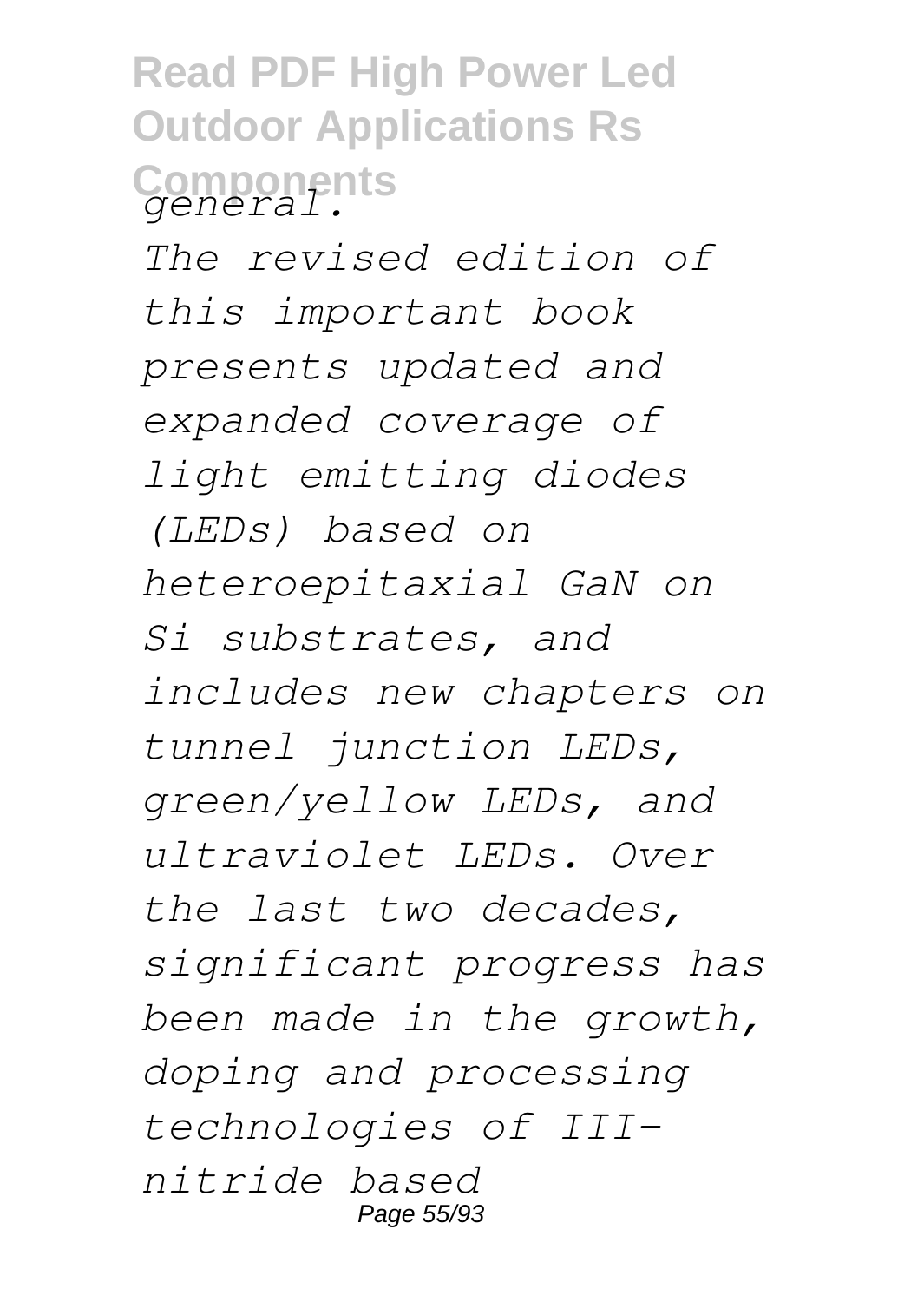*general.*

*The revised edition of this important book presents updated and expanded coverage of light emitting diodes (LEDs) based on heteroepitaxial GaN on Si substrates, and includes new chapters on tunnel junction LEDs, green/yellow LEDs, and ultraviolet LEDs. Over the last two decades, significant progress has been made in the growth, doping and processing technologies of III-nitride based*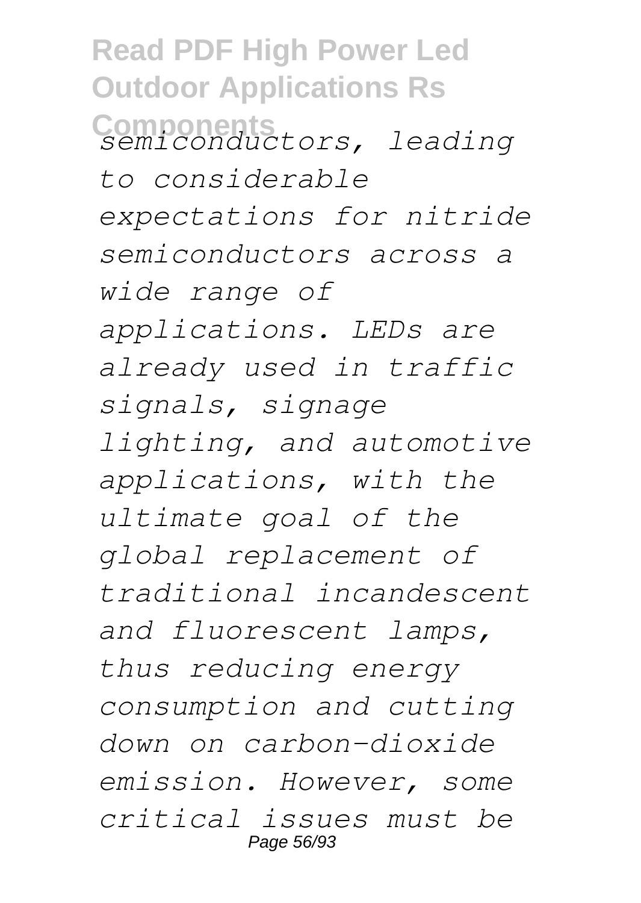*semiconductors, leading to considerable expectations for nitride semiconductors across a wide range of applications. LEDs are already used in traffic signals, signage lighting, and automotive applications, with the ultimate goal of the global replacement of traditional incandescent and fluorescent lamps, thus reducing energy consumption and cutting down on carbon-dioxide emission. However, some critical issues must be*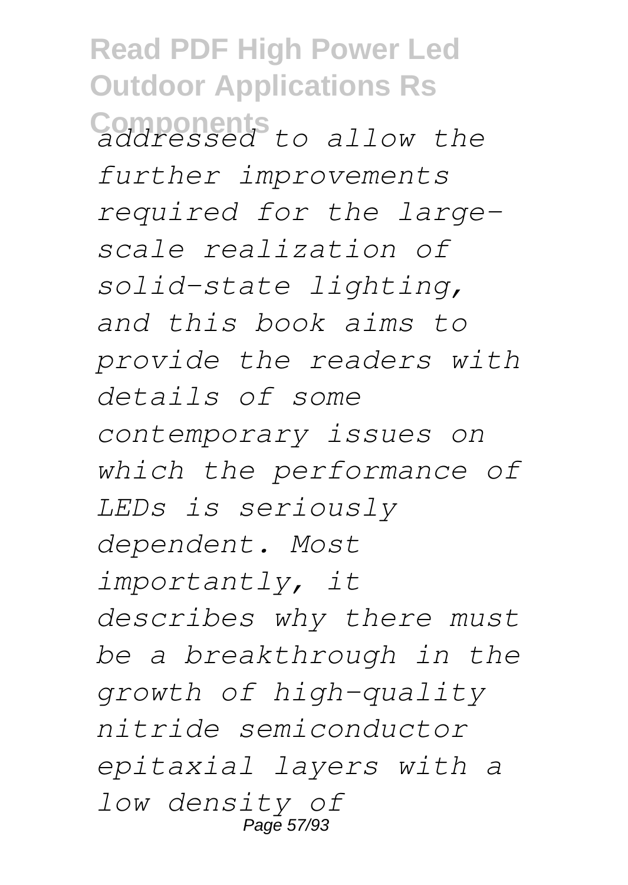*addressed to allow the further improvements required for the large-scale realization of solid-state lighting, and this book aims to provide the readers with details of some contemporary issues on which the performance of LEDs is seriously dependent. Most importantly, it describes why there must be a breakthrough in the growth of high-quality nitride semiconductor epitaxial layers with a low density of*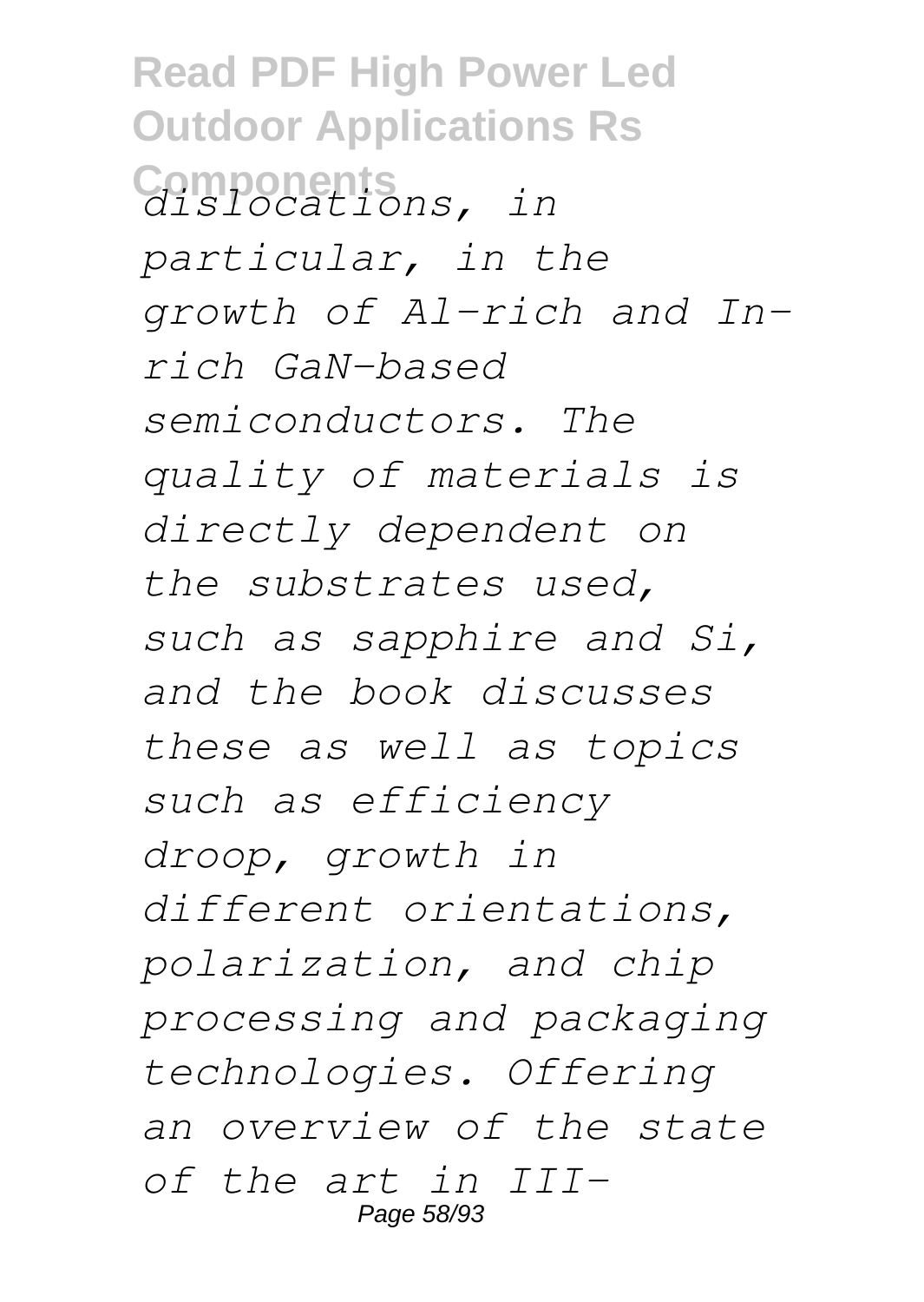*dislocations, in particular, in the growth of Al-rich and In-rich GaN-based semiconductors. The quality of materials is directly dependent on the substrates used, such as sapphire and Si, and the book discusses these as well as topics such as efficiency droop, growth in different orientations, polarization, and chip processing and packaging technologies. Offering an overview of the state of the art in III-*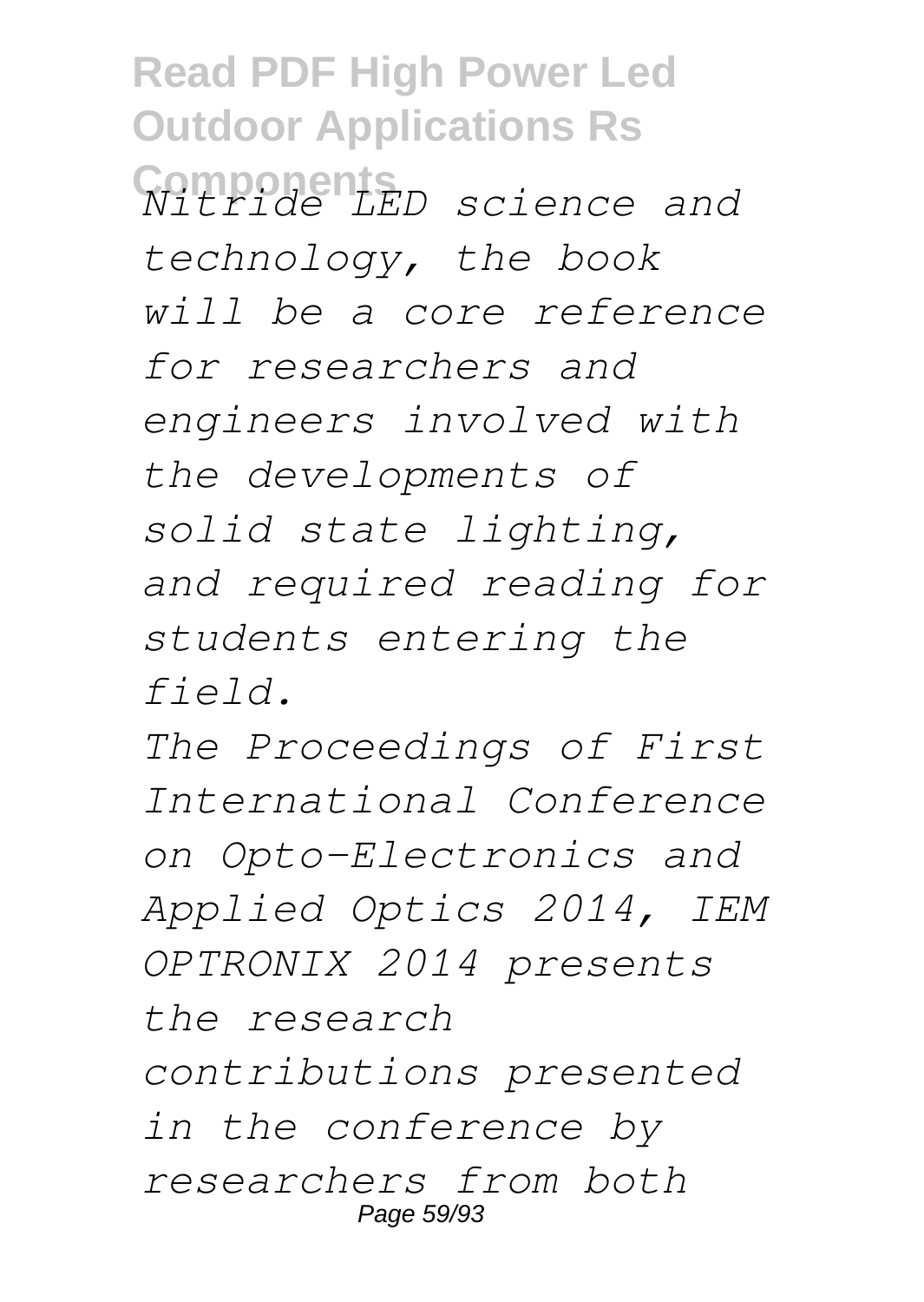*Nitride LED science and technology, the book will be a core reference for researchers and engineers involved with the developments of solid state lighting, and required reading for students entering the field.*

*The Proceedings of First International Conference on Opto-Electronics and Applied Optics 2014, IEM OPTRONIX 2014 presents the research contributions presented in the conference by researchers from both*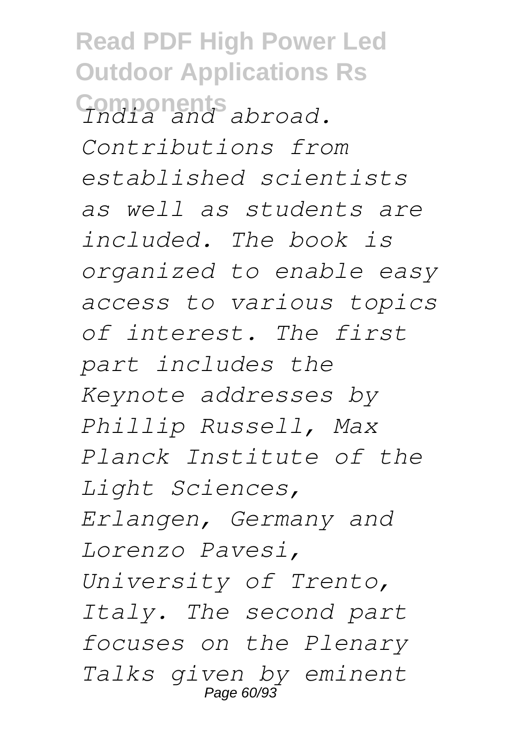*India and abroad. Contributions from established scientists as well as students are included. The book is organized to enable easy access to various topics of interest. The first part includes the Keynote addresses by Phillip Russell, Max Planck Institute of the Light Sciences, Erlangen, Germany and Lorenzo Pavesi, University of Trento, Italy. The second part focuses on the Plenary Talks given by eminent*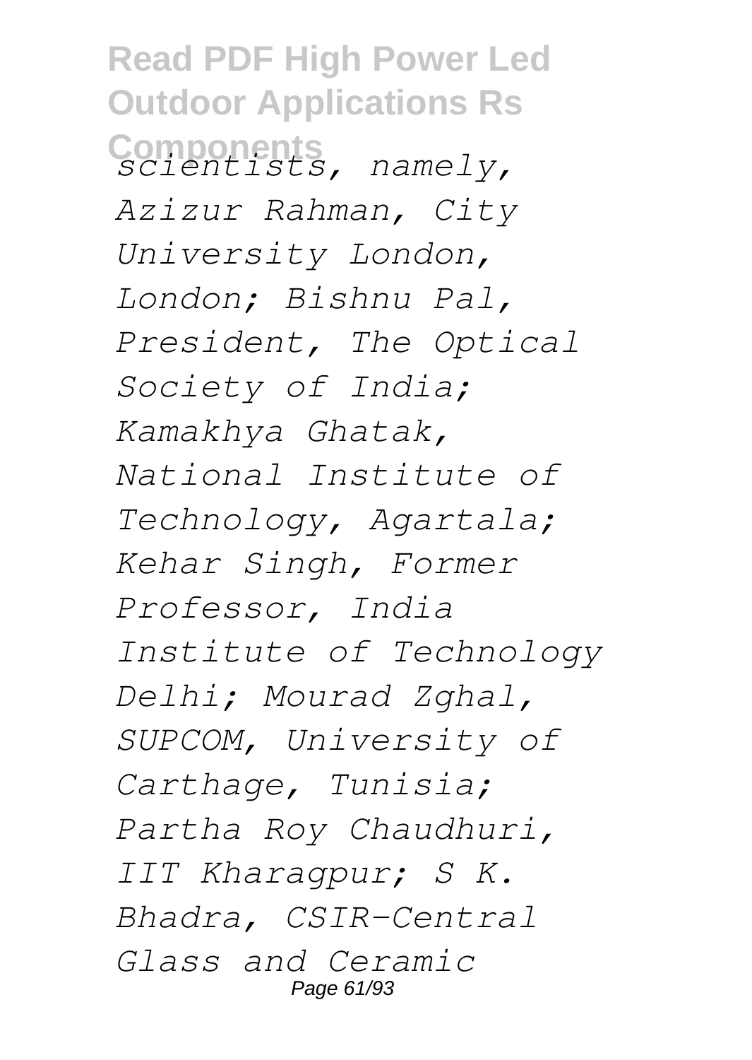*scientists, namely, Azizur Rahman, City University London, London; Bishnu Pal, President, The Optical Society of India; Kamakhya Ghatak, National Institute of Technology, Agartala; Kehar Singh, Former Professor, India Institute of Technology Delhi; Mourad Zghal, SUPCOM, University of Carthage, Tunisia; Partha Roy Chaudhuri, IIT Kharagpur; S K. Bhadra, CSIR-Central Glass and Ceramic*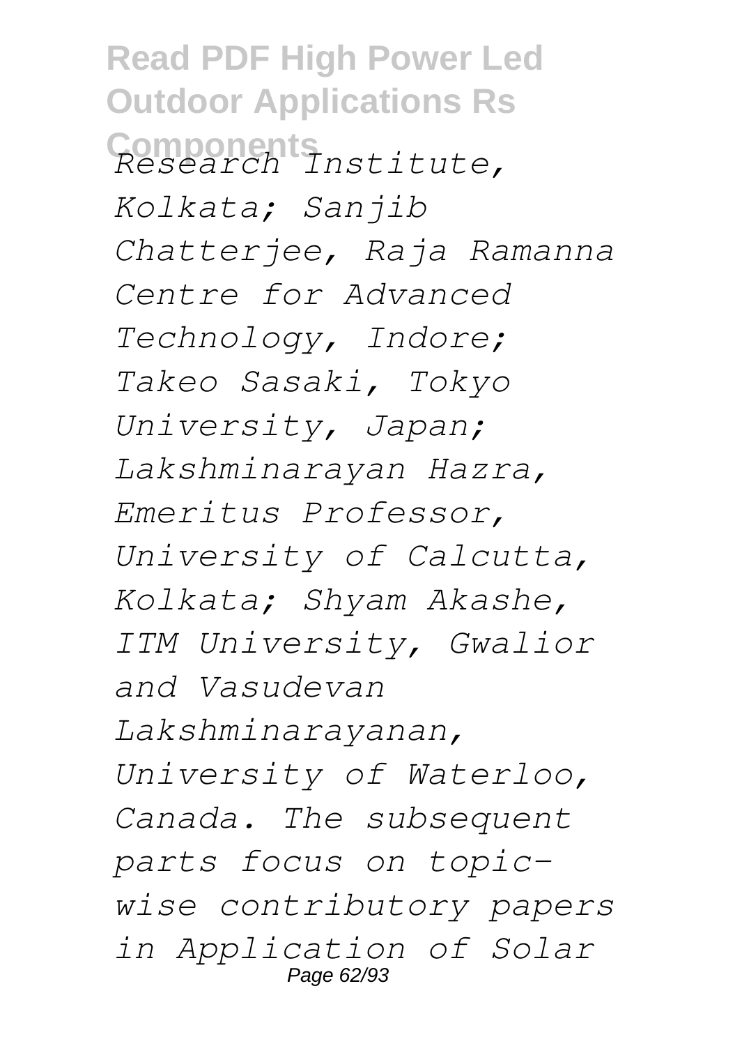*Research Institute, Kolkata; Sanjib Chatterjee, Raja Ramanna Centre for Advanced Technology, Indore; Takeo Sasaki, Tokyo University, Japan; Lakshminarayan Hazra, Emeritus Professor, University of Calcutta, Kolkata; Shyam Akashe, ITM University, Gwalior and Vasudevan Lakshminarayanan, University of Waterloo, Canada. The subsequent parts focus on topic-wise contributory papers in Application of Solar*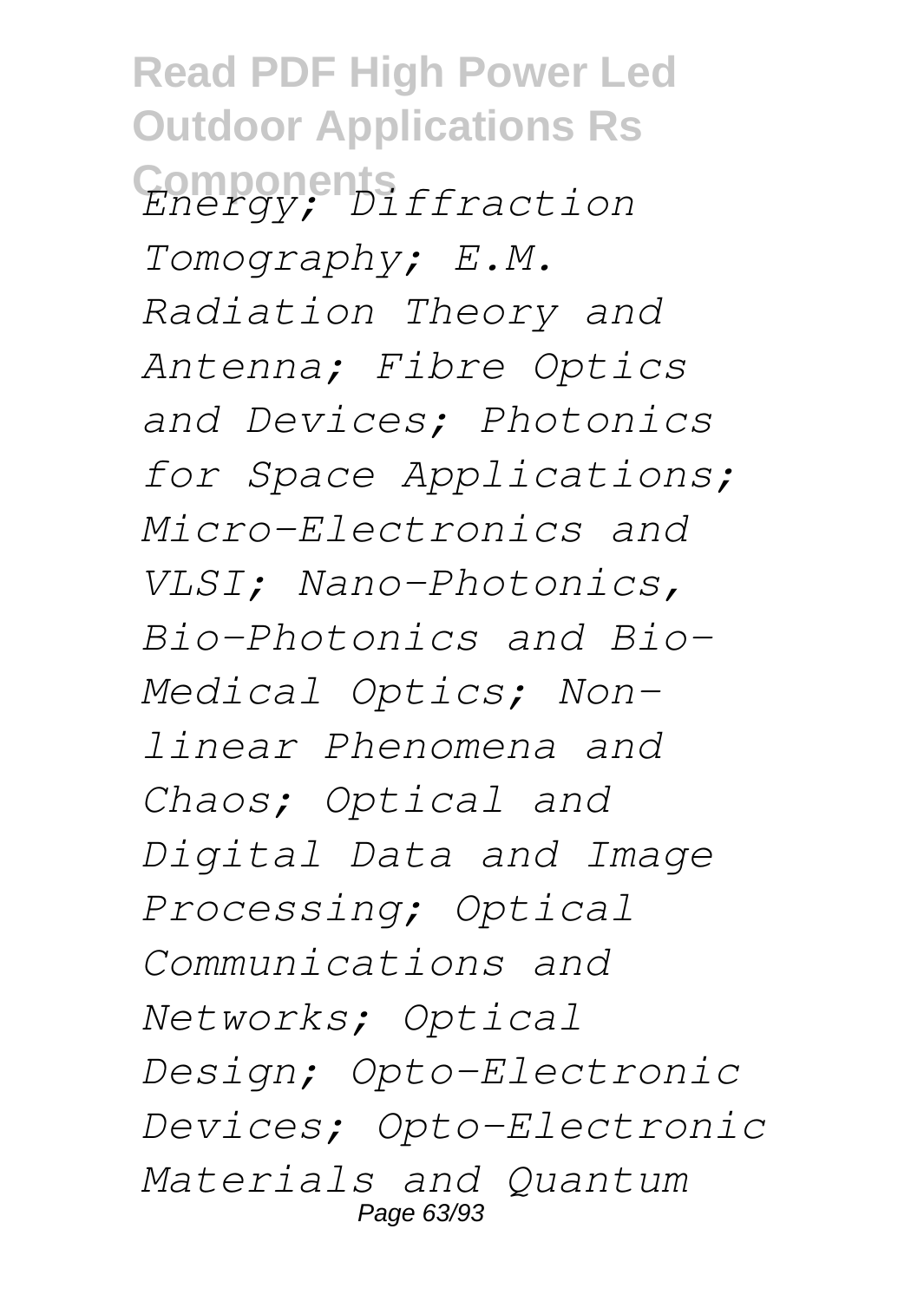*Energy; Diffraction Tomography; E.M. Radiation Theory and Antenna; Fibre Optics and Devices; Photonics for Space Applications; Micro-Electronics and VLSI; Nano-Photonics, Bio-Photonics and Bio-Medical Optics; Non-linear Phenomena and Chaos; Optical and Digital Data and Image Processing; Optical Communications and Networks; Optical Design; Opto-Electronic Devices; Opto-Electronic Materials and Quantum*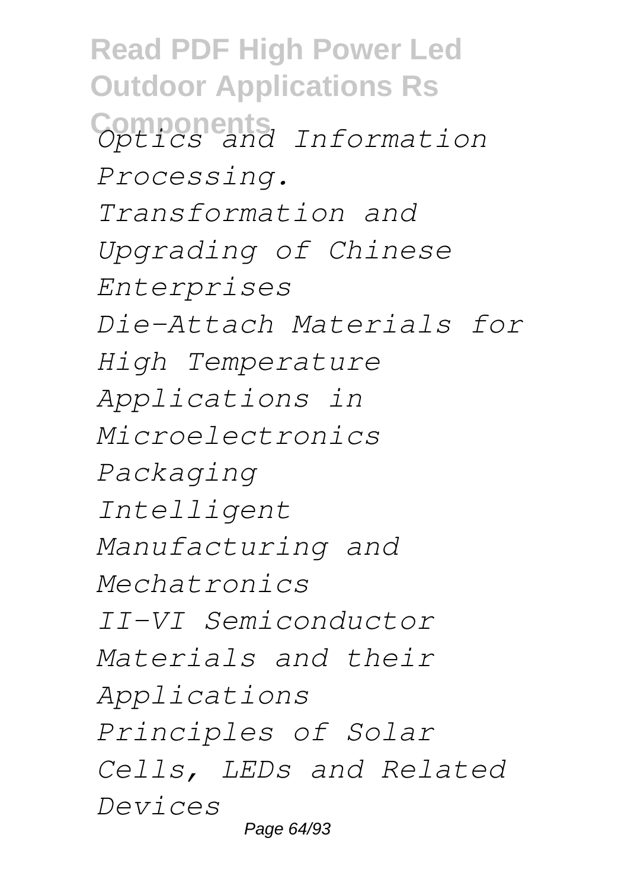*Optics and Information Processing.*
*Transformation and Upgrading of Chinese Enterprises*
*Die-Attach Materials for High Temperature Applications in Microelectronics Packaging*
*Intelligent Manufacturing and Mechatronics*
*II-VI Semiconductor Materials and their Applications*
*Principles of Solar Cells, LEDs and Related Devices*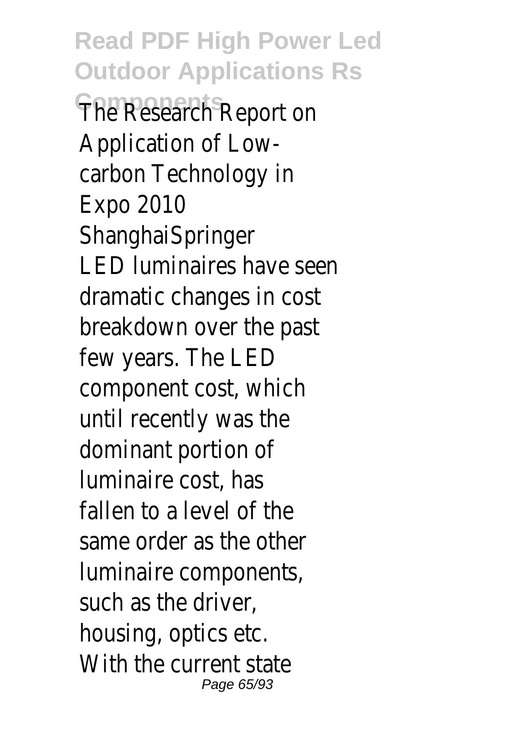The Research Report on Application of Low-carbon Technology in Expo 2010 ShanghaiSpringer

LED luminaires have seen dramatic changes in cost breakdown over the past few years. The LED component cost, which until recently was the dominant portion of luminaire cost, has fallen to a level of the same order as the other luminaire components, such as the driver, housing, optics etc. With the current state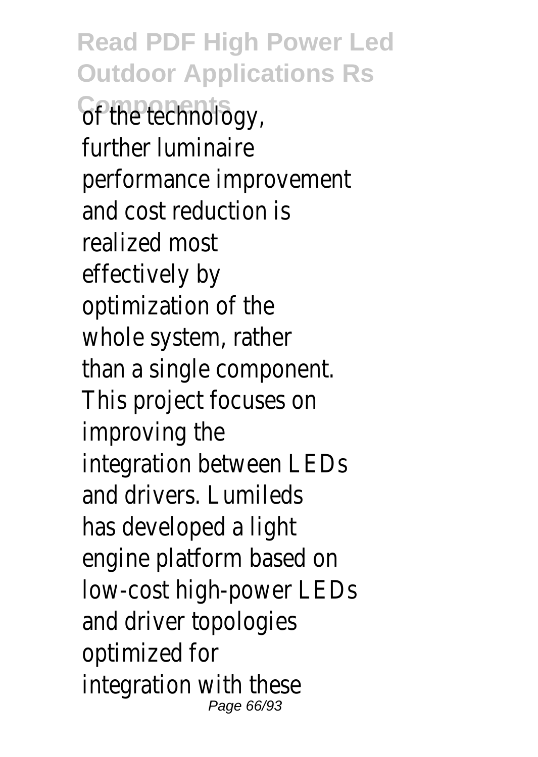of the technology, further luminaire performance improvement and cost reduction is realized most effectively by optimization of the whole system, rather than a single component. This project focuses on improving the integration between LEDs and drivers. Lumileds has developed a light engine platform based on low-cost high-power LEDs and driver topologies optimized for integration with these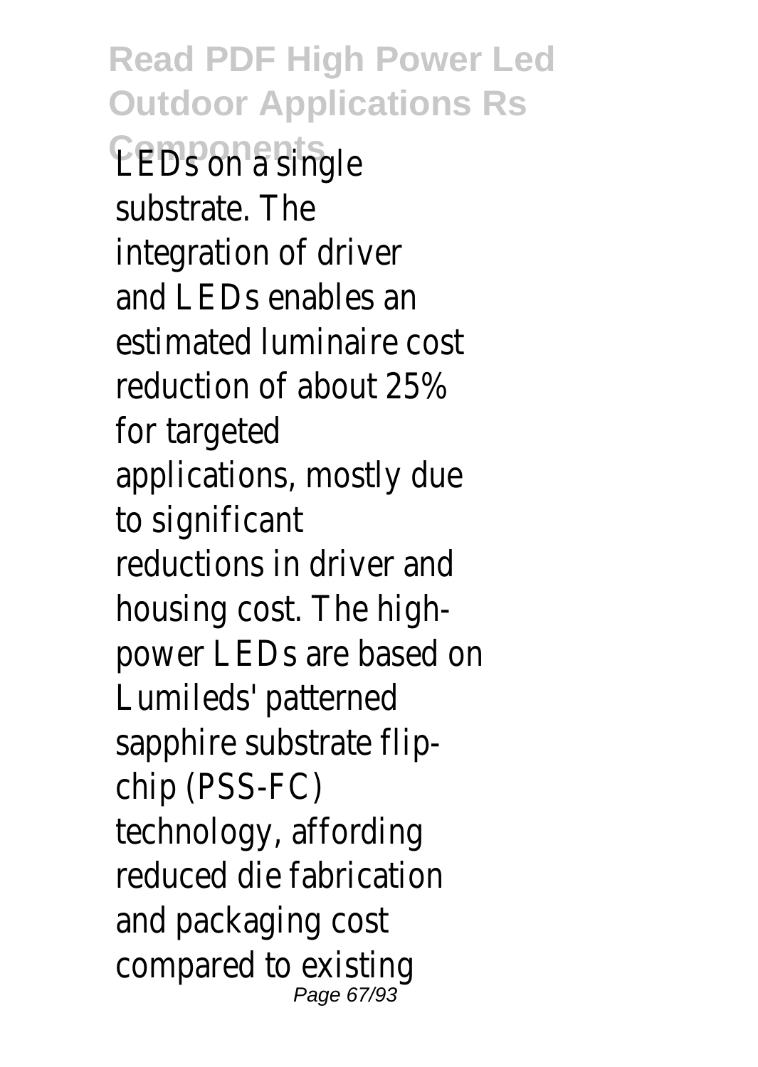LEDs on a single substrate. The integration of driver and LEDs enables an estimated luminaire cost reduction of about 25% for targeted applications, mostly due to significant reductions in driver and housing cost. The high-power LEDs are based on Lumileds' patterned sapphire substrate flip-chip (PSS-FC) technology, affording reduced die fabrication and packaging cost compared to existing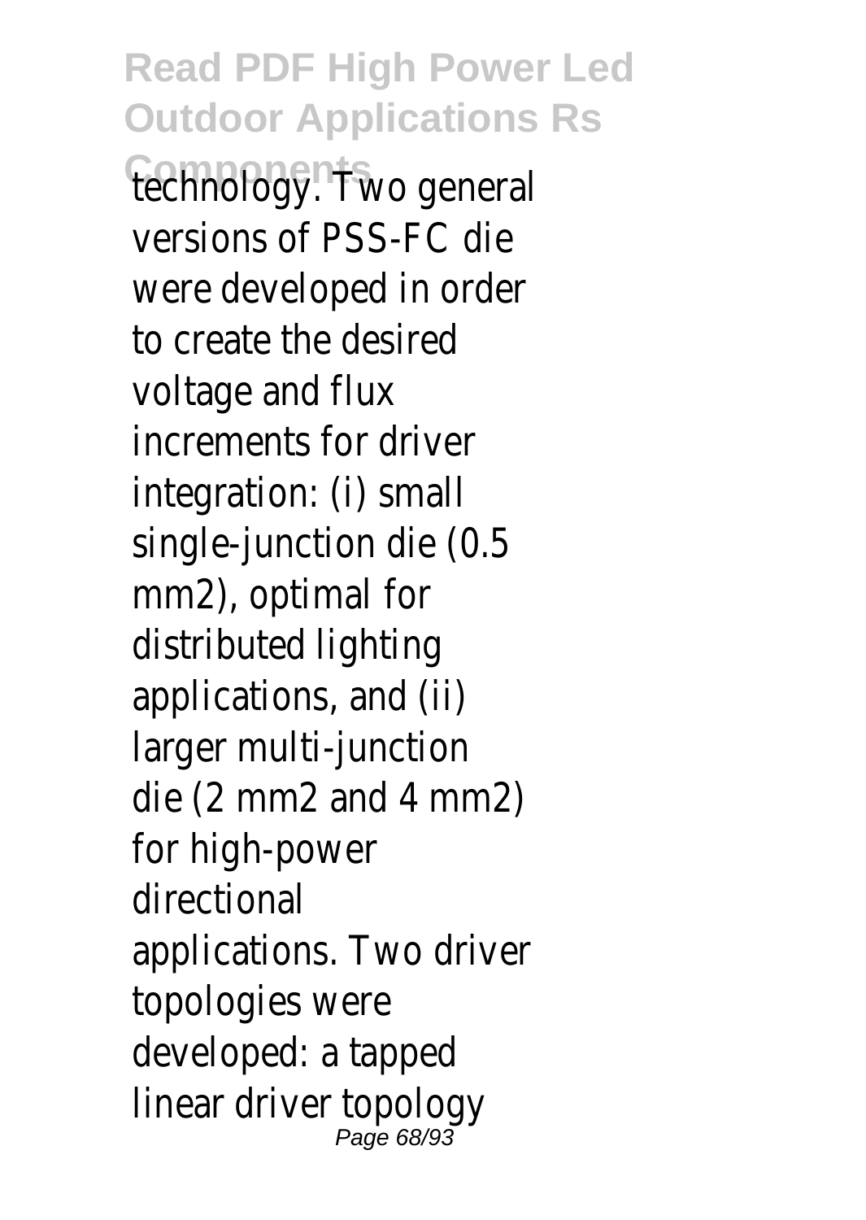technology. Two general versions of PSS-FC die were developed in order to create the desired voltage and flux increments for driver integration: (i) small single-junction die (0.5 mm2), optimal for distributed lighting applications, and (ii) larger multi-junction die (2 mm2 and 4 mm2) for high-power directional applications. Two driver topologies were developed: a tapped linear driver topology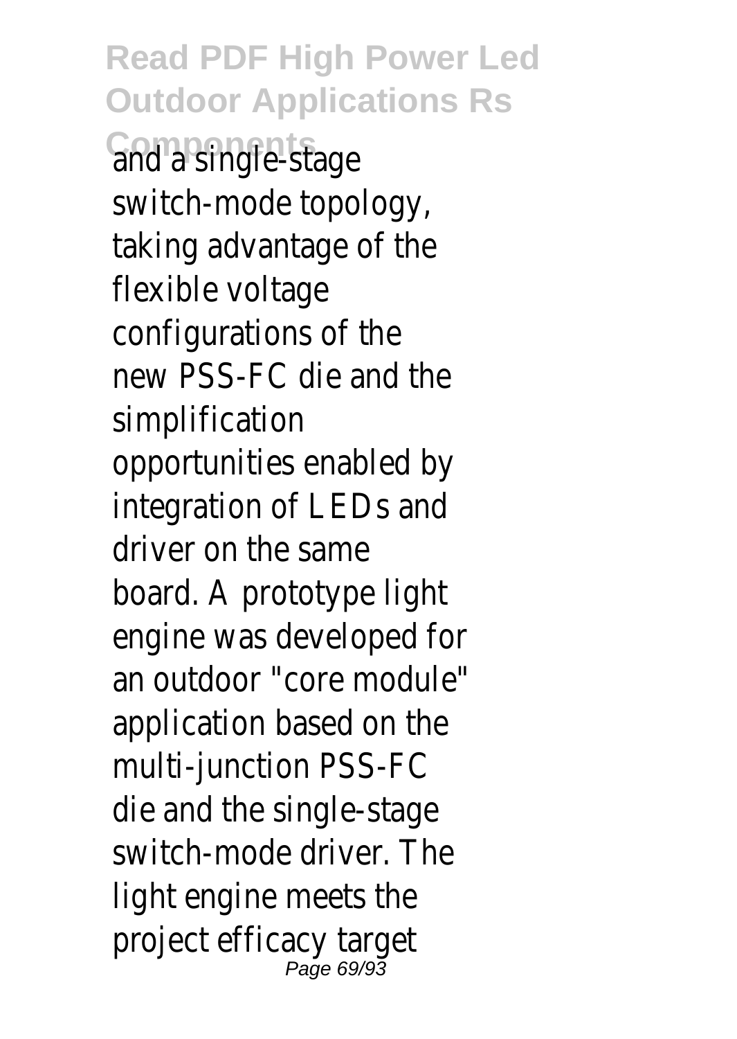and a single-stage switch-mode topology, taking advantage of the flexible voltage configurations of the new PSS-FC die and the simplification opportunities enabled by integration of LEDs and driver on the same board. A prototype light engine was developed for an outdoor "core module" application based on the multi-junction PSS-FC die and the single-stage switch-mode driver. The light engine meets the project efficacy target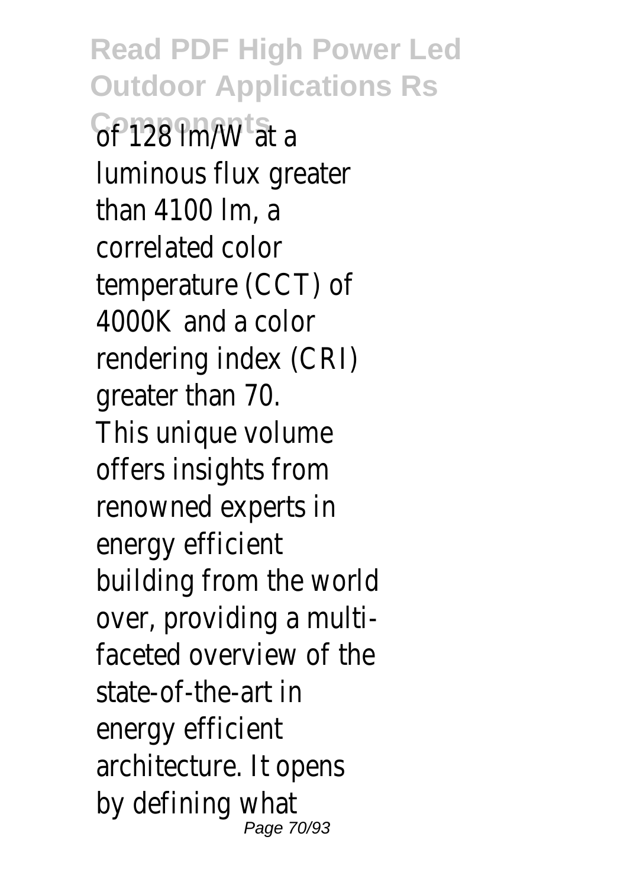of 128 lm/W at a luminous flux greater than 4100 lm, a correlated color temperature (CCT) of 4000K and a color rendering index (CRI) greater than 70.

This unique volume offers insights from renowned experts in energy efficient building from the world over, providing a multi-faceted overview of the state-of-the-art in energy efficient architecture. It opens by defining what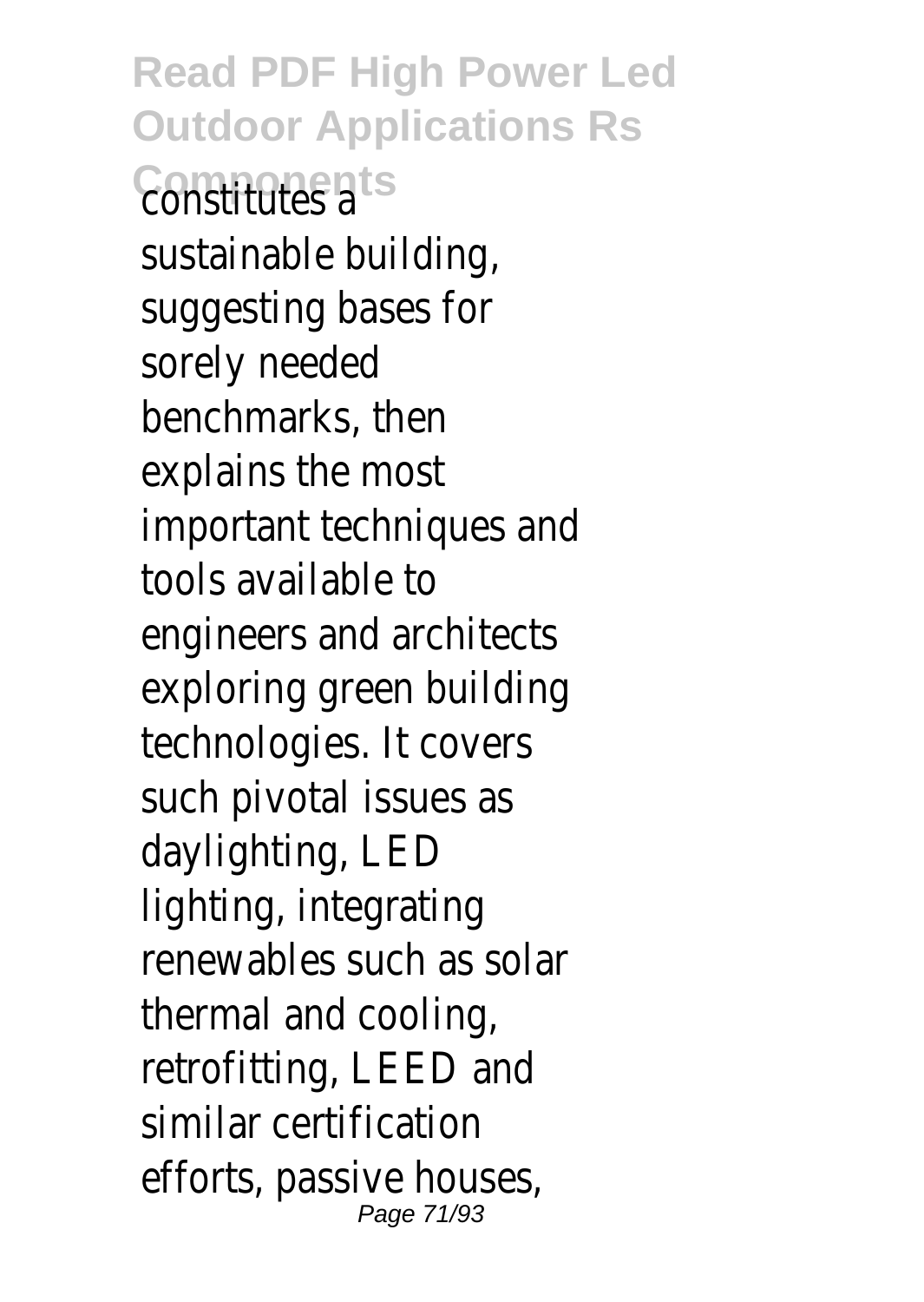constitutes a sustainable building, suggesting bases for sorely needed benchmarks, then explains the most important techniques and tools available to engineers and architects exploring green building technologies. It covers such pivotal issues as daylighting, LED lighting, integrating renewables such as solar thermal and cooling, retrofitting, LEED and similar certification efforts, passive houses,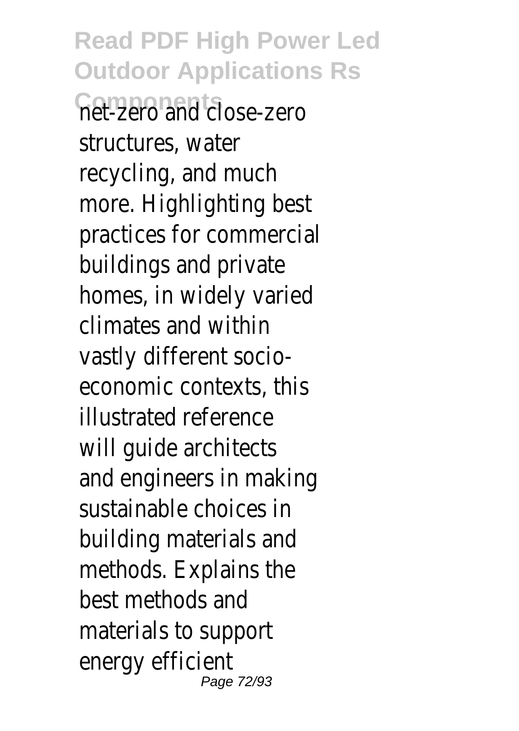net-zero and close-zero structures, water recycling, and much more. Highlighting best practices for commercial buildings and private homes, in widely varied climates and within vastly different socio-economic contexts, this illustrated reference will guide architects and engineers in making sustainable choices in building materials and methods. Explains the best methods and materials to support energy efficient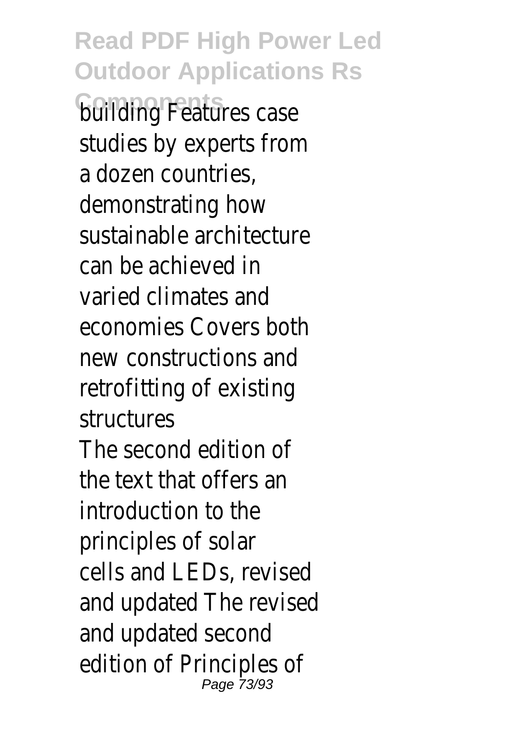building Features case studies by experts from a dozen countries, demonstrating how sustainable architecture can be achieved in varied climates and economies Covers both new constructions and retrofitting of existing structures

The second edition of the text that offers an introduction to the principles of solar cells and LEDs, revised and updated The revised and updated second edition of Principles of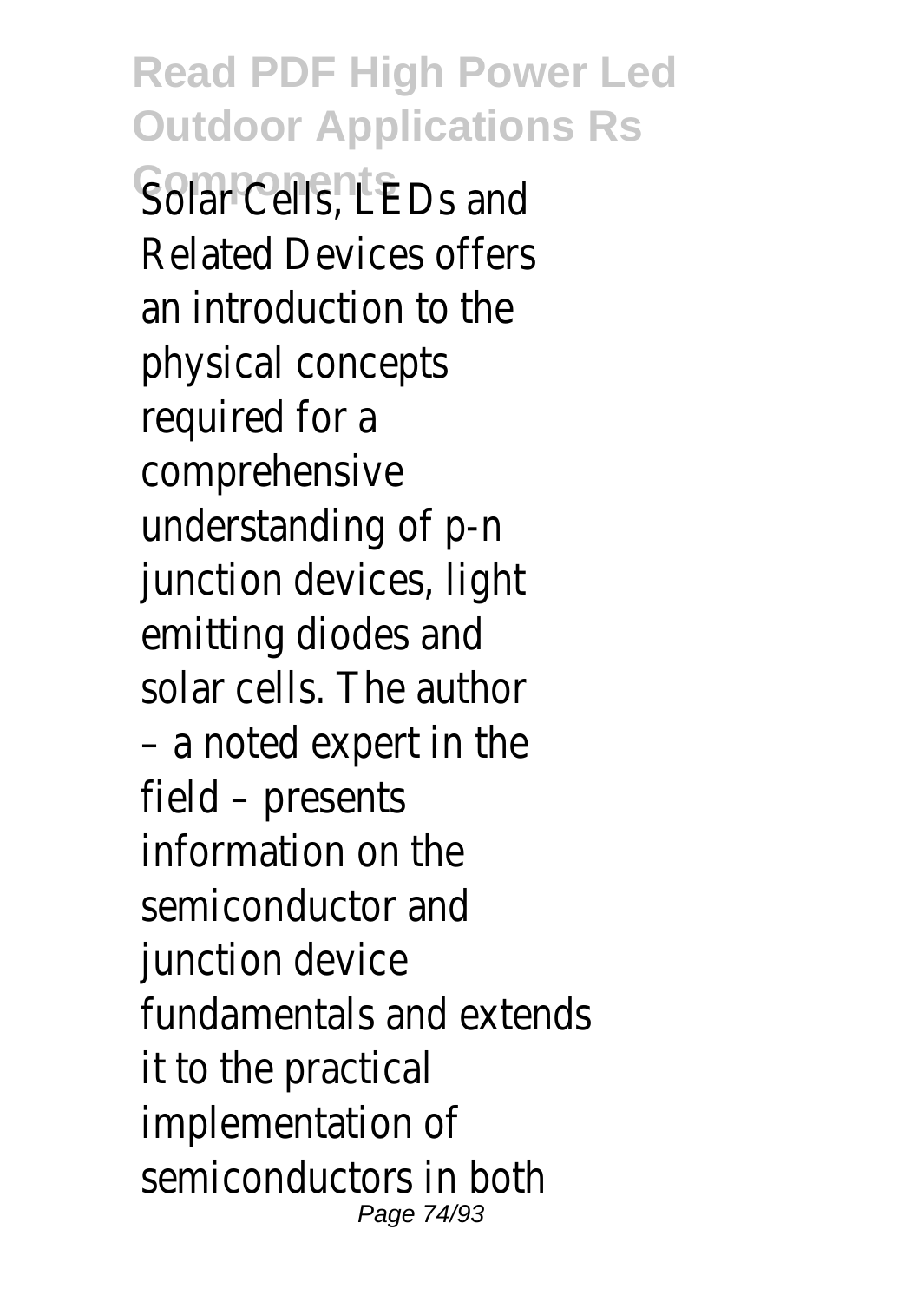Solar Cells, LEDs and Related Devices offers an introduction to the physical concepts required for a comprehensive understanding of p-n junction devices, light emitting diodes and solar cells. The author – a noted expert in the field – presents information on the semiconductor and junction device fundamentals and extends it to the practical implementation of semiconductors in both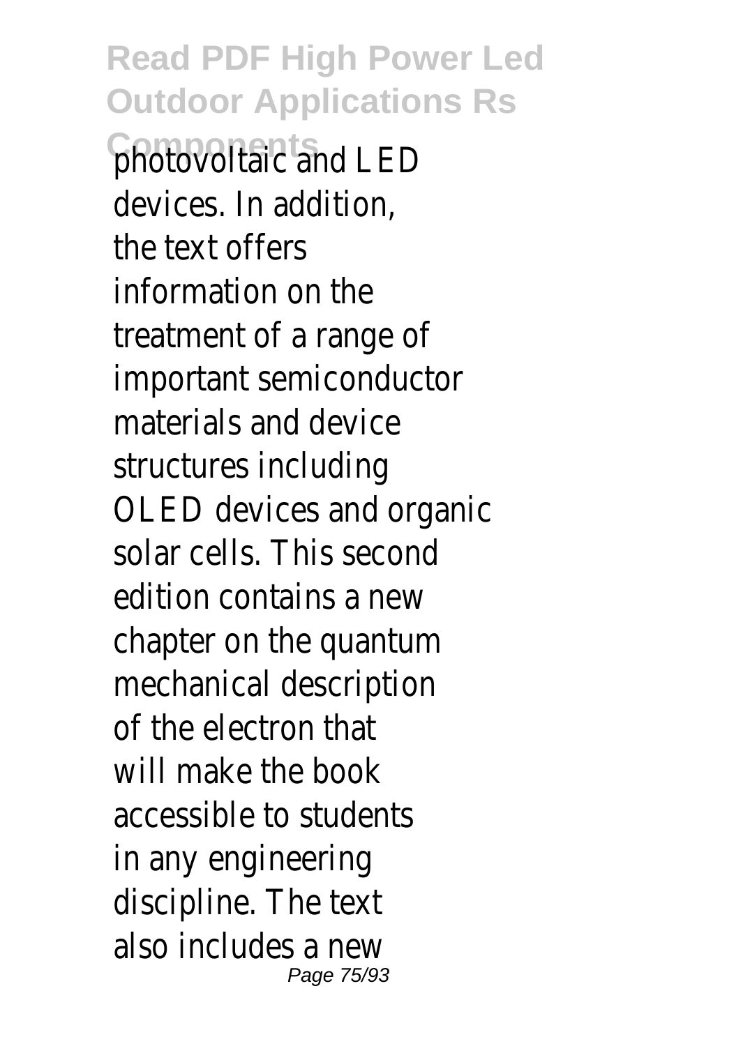photovoltaic and LED devices. In addition, the text offers information on the treatment of a range of important semiconductor materials and device structures including OLED devices and organic solar cells. This second edition contains a new chapter on the quantum mechanical description of the electron that will make the book accessible to students in any engineering discipline. The text also includes a new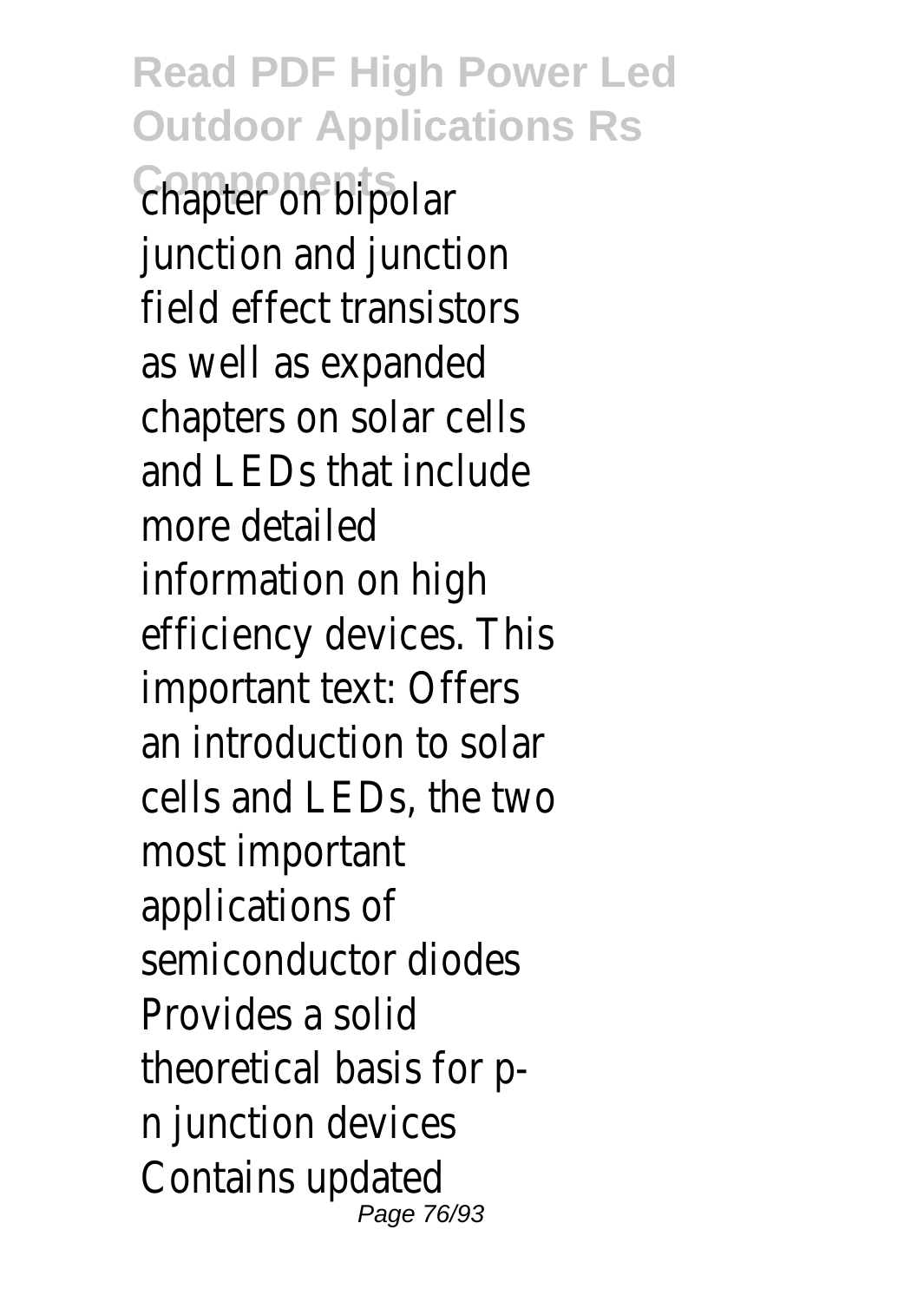chapter on bipolar junction and junction field effect transistors as well as expanded chapters on solar cells and LEDs that include more detailed information on high efficiency devices. This important text: Offers an introduction to solar cells and LEDs, the two most important applications of semiconductor diodes Provides a solid theoretical basis for p-n junction devices Contains updated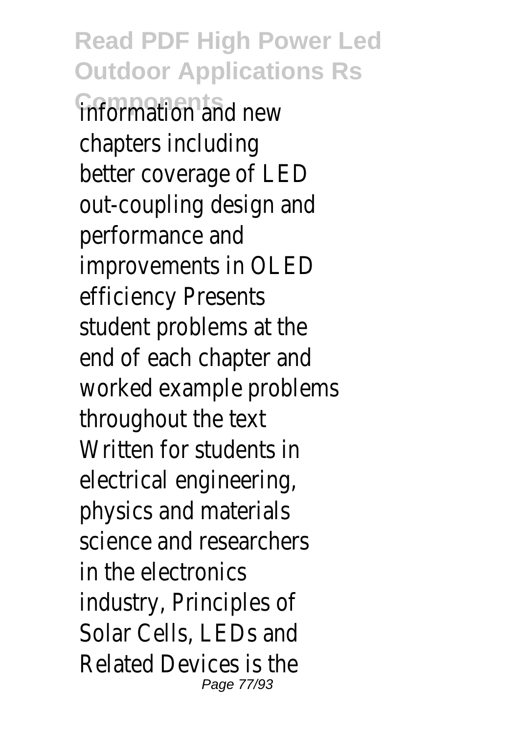information and new chapters including better coverage of LED out-coupling design and performance and improvements in OLED efficiency Presents student problems at the end of each chapter and worked example problems throughout the text Written for students in electrical engineering, physics and materials science and researchers in the electronics industry, Principles of Solar Cells, LEDs and Related Devices is the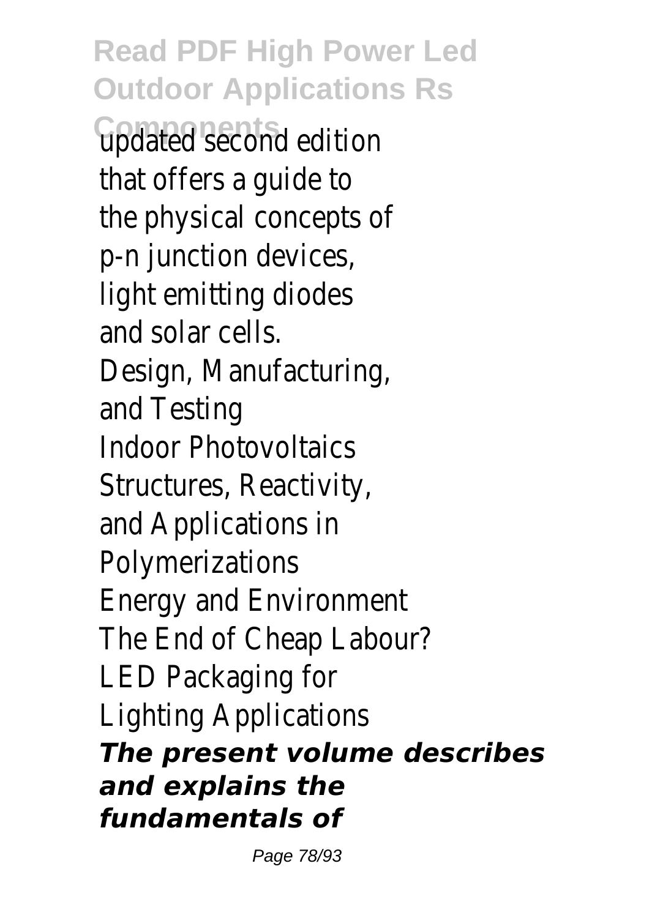updated second edition that offers a guide to the physical concepts of p-n junction devices, light emitting diodes and solar cells.

Design, Manufacturing, and Testing

Indoor Photovoltaics

Structures, Reactivity, and Applications in Polymerizations

Energy and Environment

The End of Cheap Labour?

LED Packaging for Lighting Applications

***The present volume describes and explains the fundamentals of***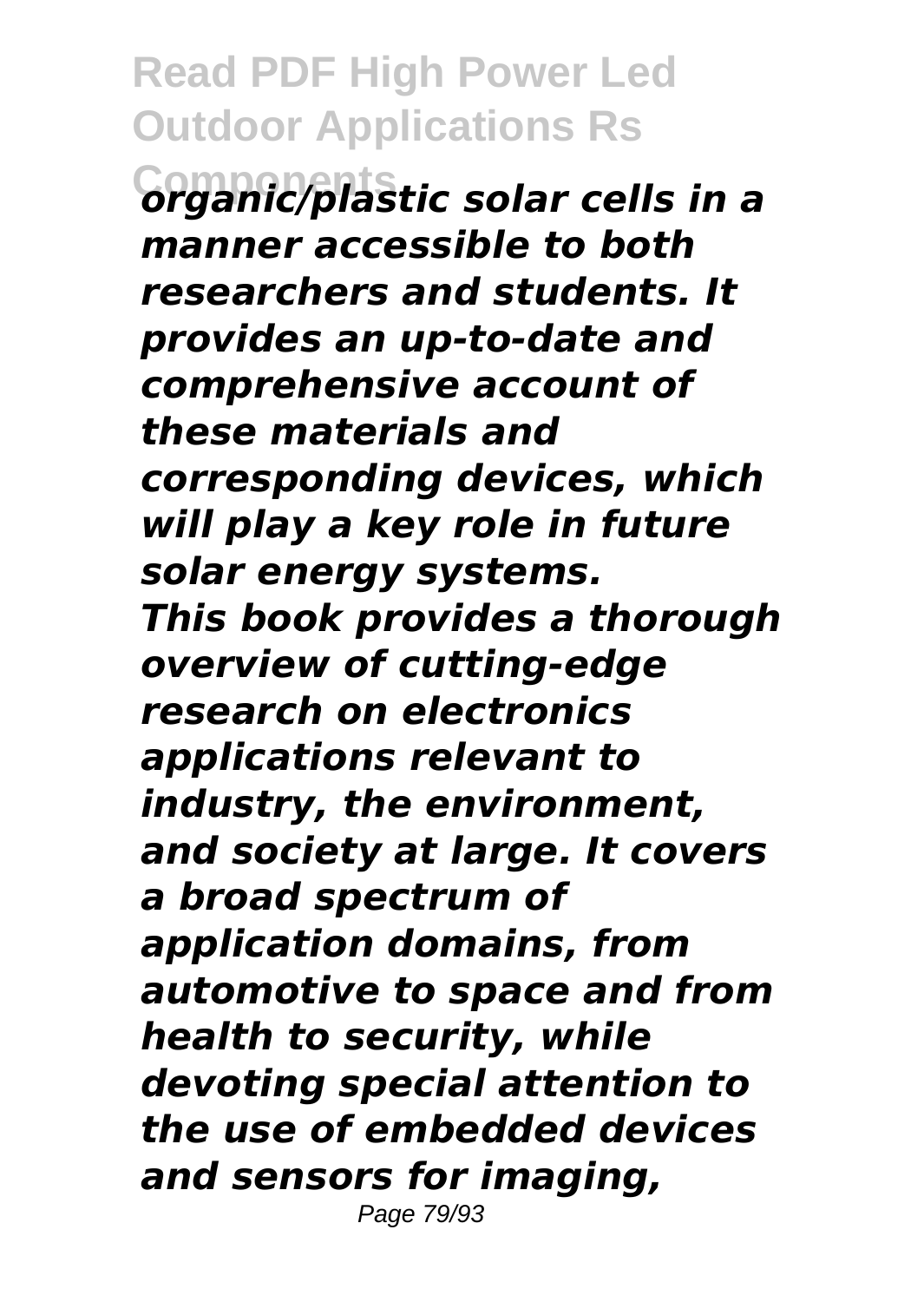*organic/plastic solar cells in a manner accessible to both researchers and students. It provides an up-to-date and comprehensive account of these materials and corresponding devices, which will play a key role in future solar energy systems.*

*This book provides a thorough overview of cutting-edge research on electronics applications relevant to industry, the environment, and society at large. It covers a broad spectrum of application domains, from automotive to space and from health to security, while devoting special attention to the use of embedded devices and sensors for imaging,*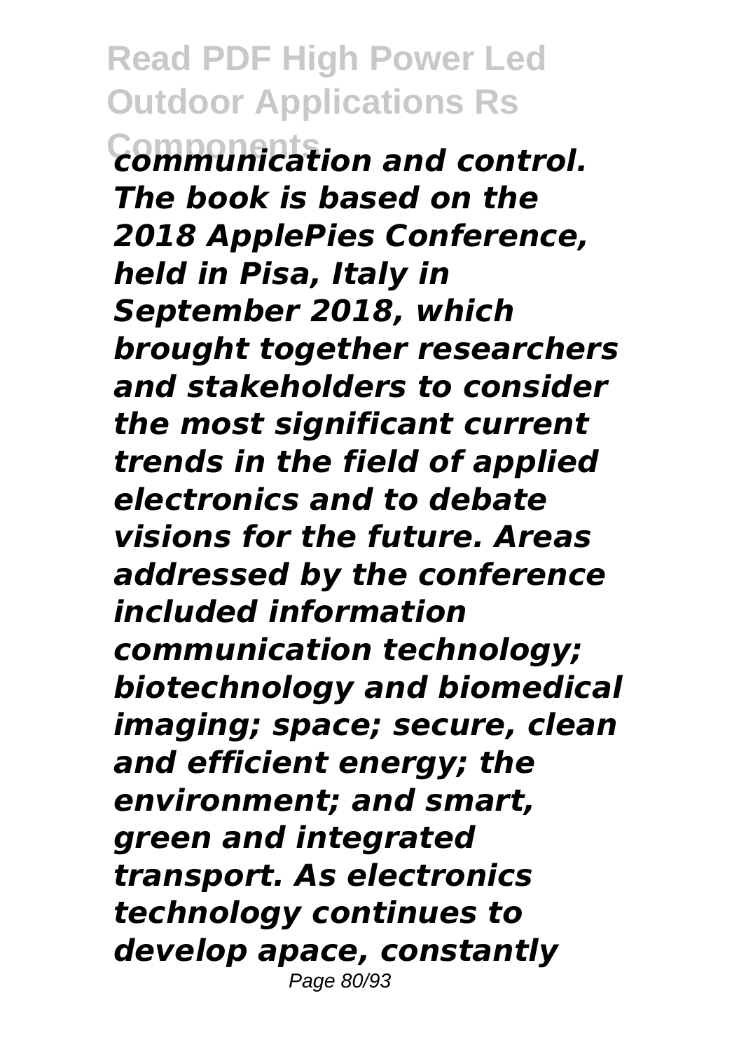*communication and control. The book is based on the 2018 ApplePies Conference, held in Pisa, Italy in September 2018, which brought together researchers and stakeholders to consider the most significant current trends in the field of applied electronics and to debate visions for the future. Areas addressed by the conference included information communication technology; biotechnology and biomedical imaging; space; secure, clean and efficient energy; the environment; and smart, green and integrated transport. As electronics technology continues to develop apace, constantly*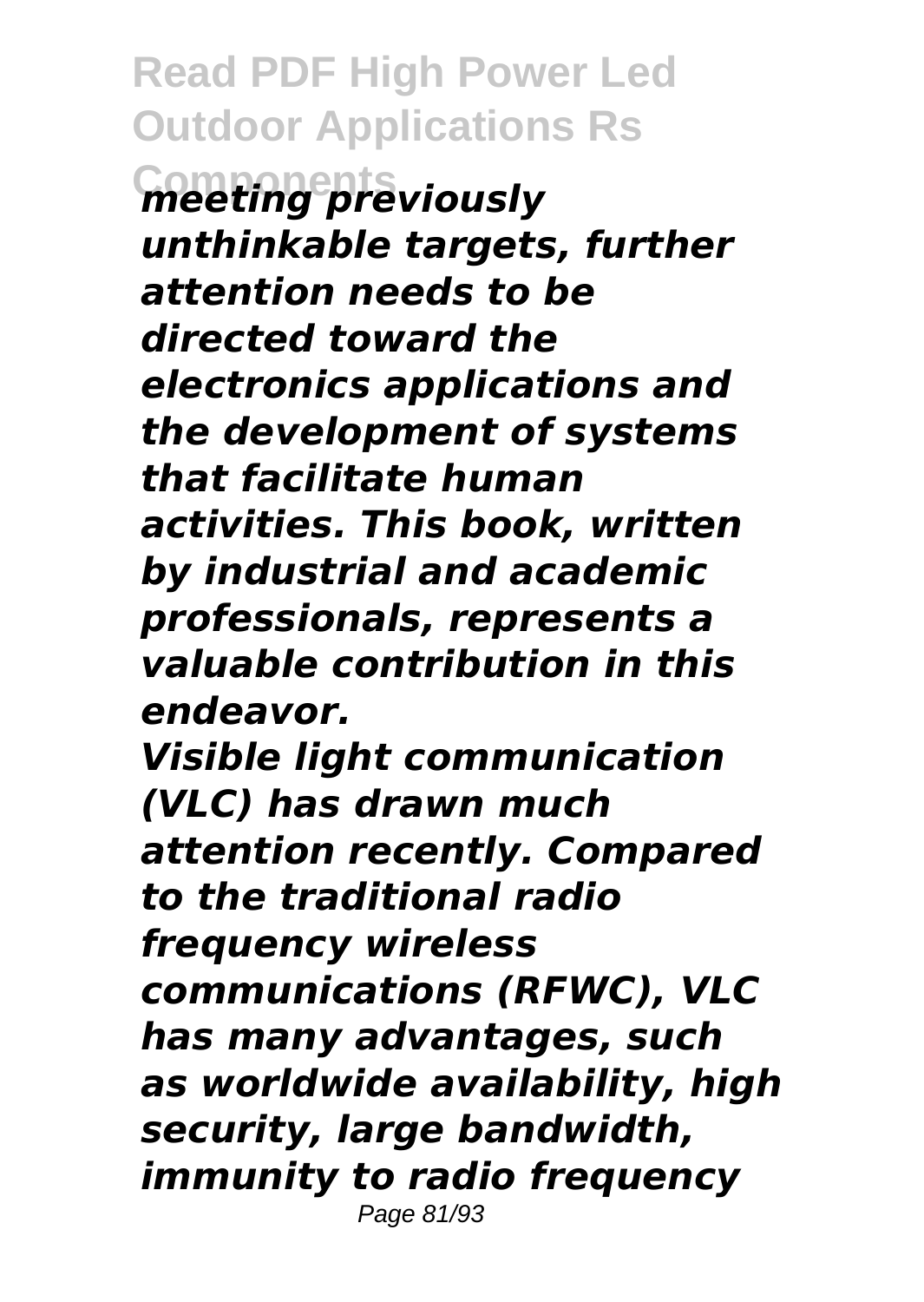***meeting previously unthinkable targets, further attention needs to be directed toward the electronics applications and the development of systems that facilitate human activities. This book, written by industrial and academic professionals, represents a valuable contribution in this endeavor.***

***Visible light communication (VLC) has drawn much attention recently. Compared to the traditional radio frequency wireless communications (RFWC), VLC has many advantages, such as worldwide availability, high security, large bandwidth, immunity to radio frequency***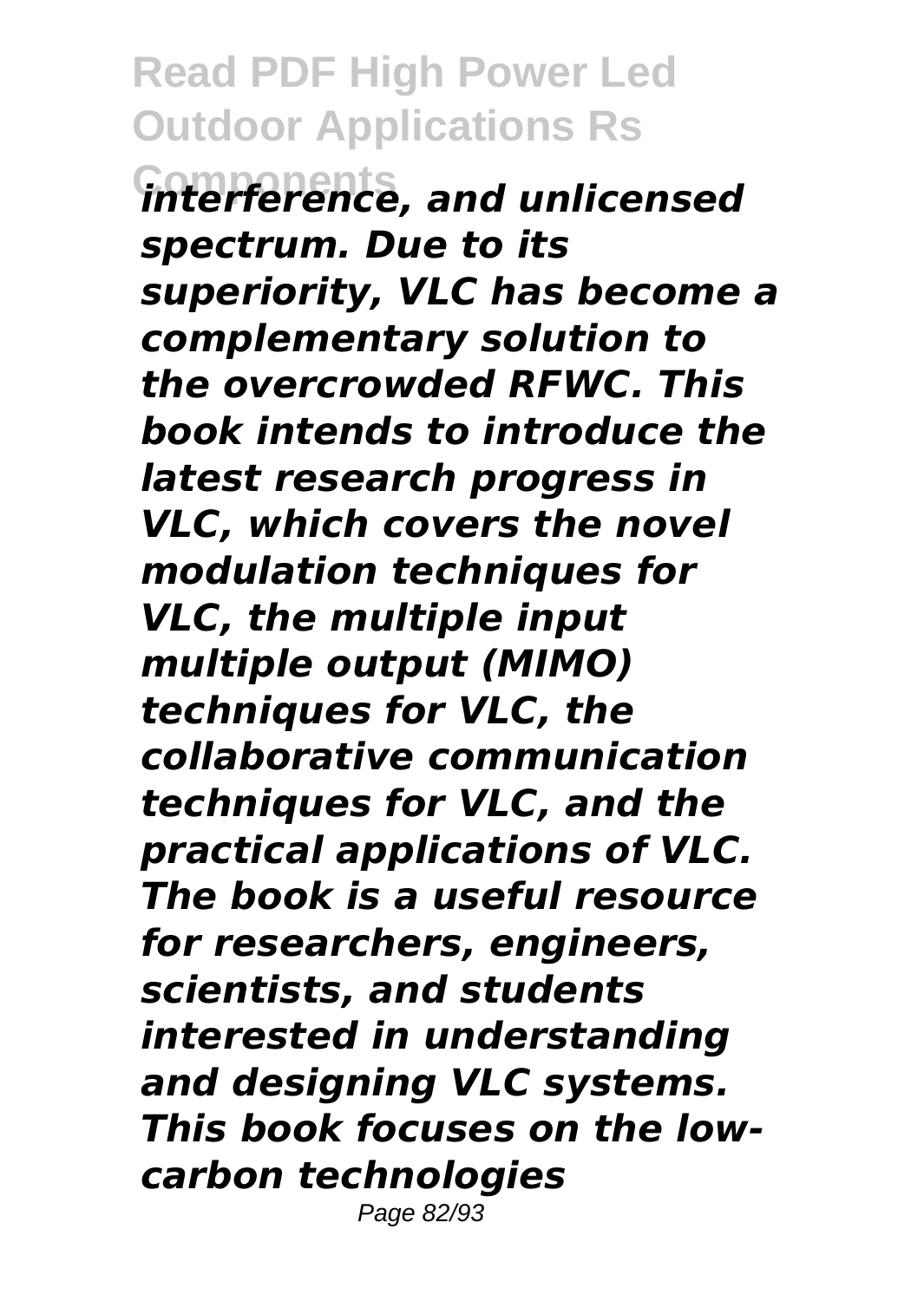*interference, and unlicensed spectrum. Due to its superiority, VLC has become a complementary solution to the overcrowded RFWC. This book intends to introduce the latest research progress in VLC, which covers the novel modulation techniques for VLC, the multiple input multiple output (MIMO) techniques for VLC, the collaborative communication techniques for VLC, and the practical applications of VLC. The book is a useful resource for researchers, engineers, scientists, and students interested in understanding and designing VLC systems. This book focuses on the low-carbon technologies*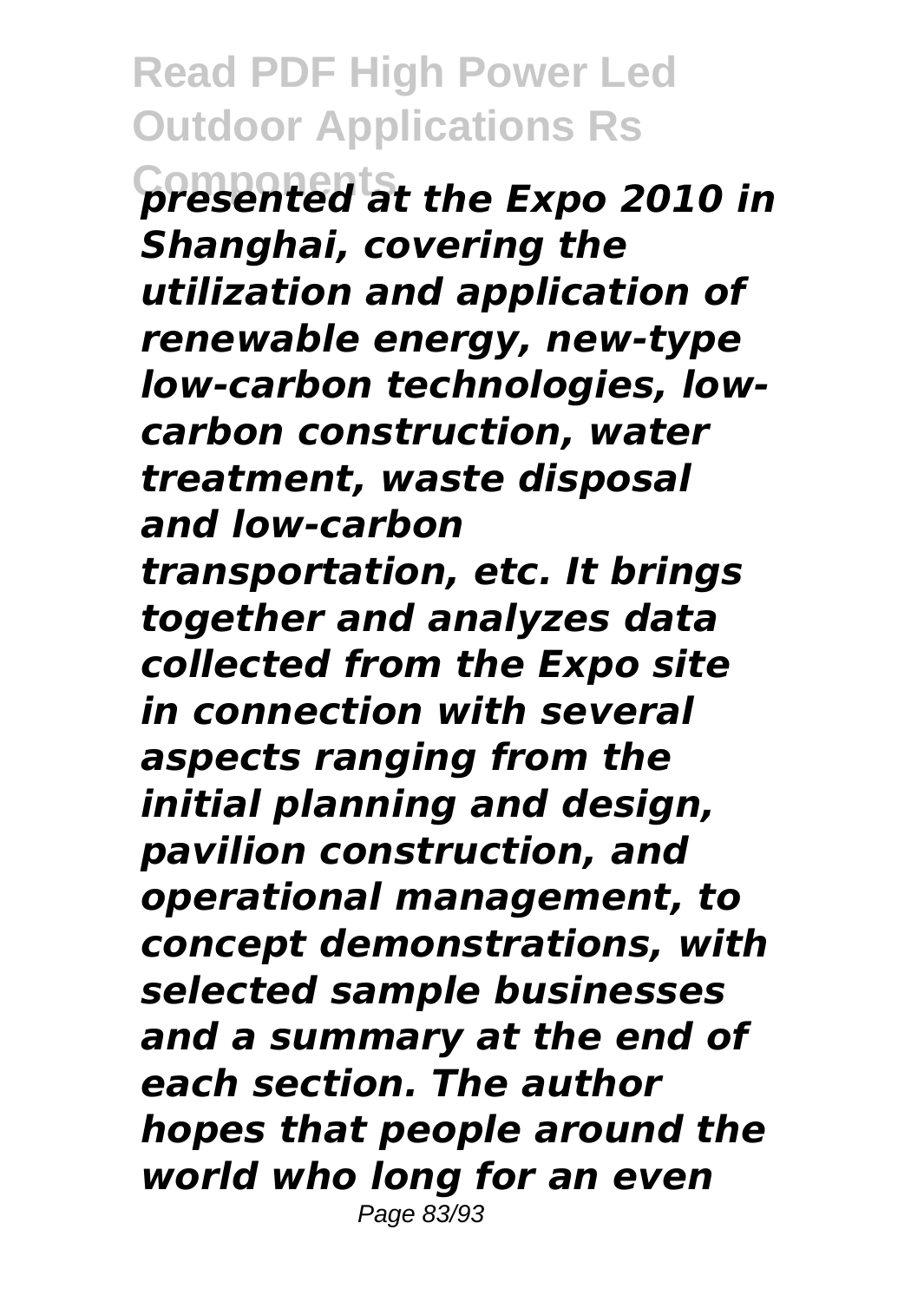*presented at the Expo 2010 in Shanghai, covering the utilization and application of renewable energy, new-type low-carbon technologies, low-carbon construction, water treatment, waste disposal and low-carbon transportation, etc. It brings together and analyzes data collected from the Expo site in connection with several aspects ranging from the initial planning and design, pavilion construction, and operational management, to concept demonstrations, with selected sample businesses and a summary at the end of each section. The author hopes that people around the world who long for an even*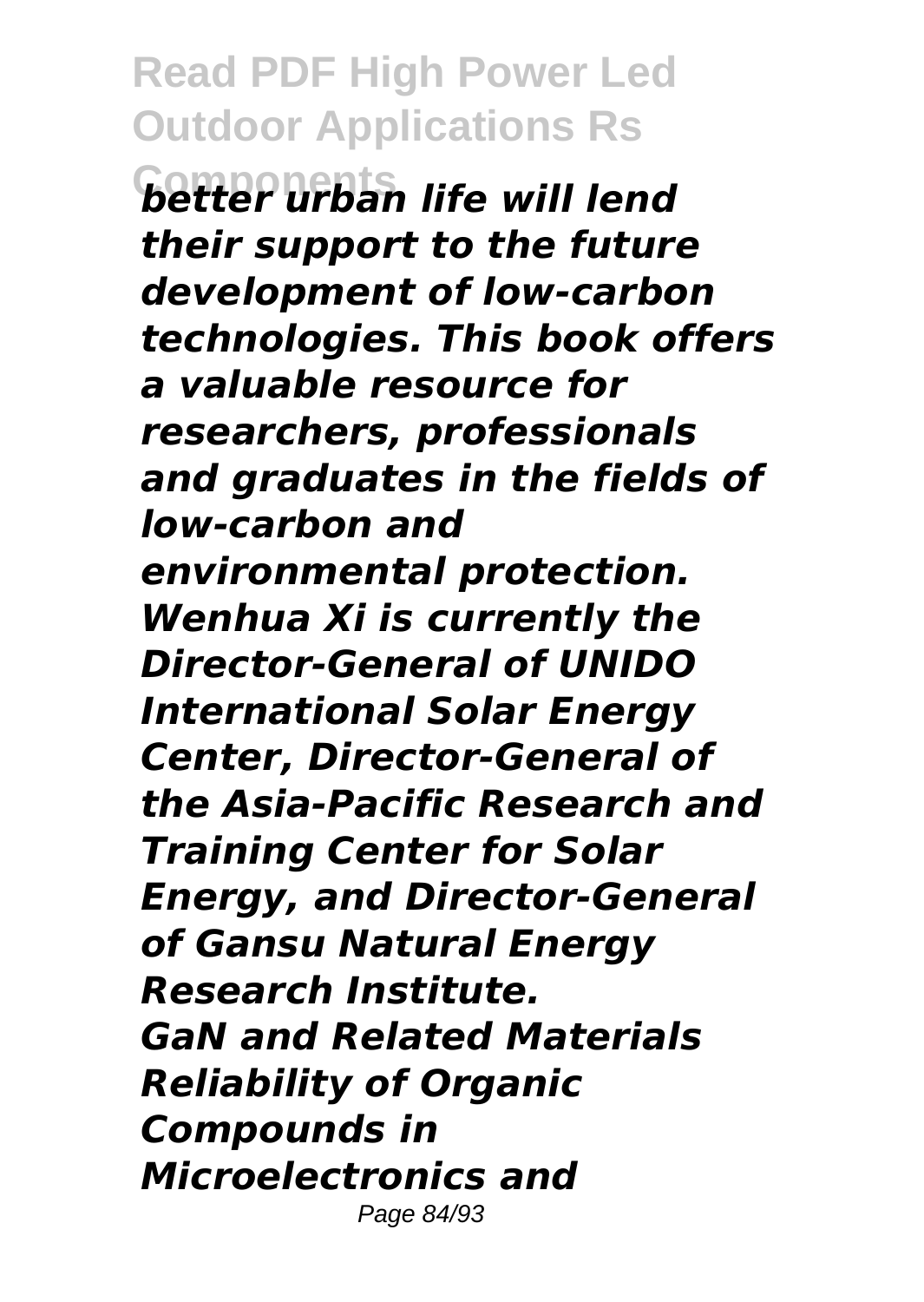*better urban life will lend their support to the future development of low-carbon technologies. This book offers a valuable resource for researchers, professionals and graduates in the fields of low-carbon and environmental protection. Wenhua Xi is currently the Director-General of UNIDO International Solar Energy Center, Director-General of the Asia-Pacific Research and Training Center for Solar Energy, and Director-General of Gansu Natural Energy Research Institute.*

*GaN and Related Materials*

*Reliability of Organic Compounds in Microelectronics and*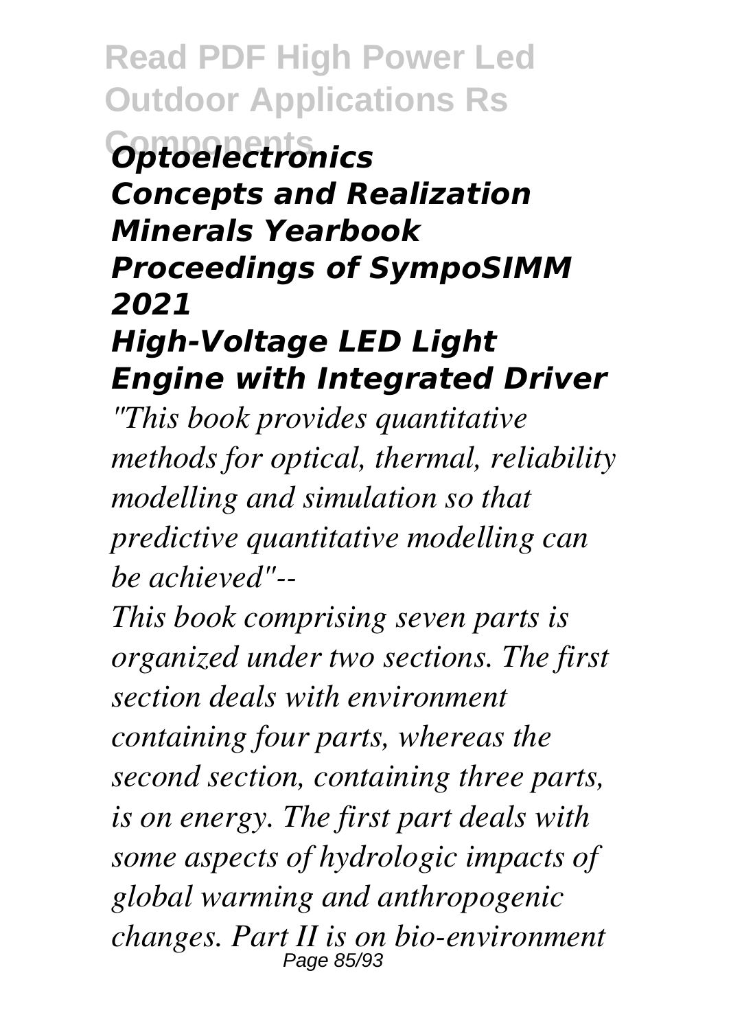### *Optoelectronics*
### *Concepts and Realization*
### *Minerals Yearbook*
### *Proceedings of SympoSIMM 2021*
### *High-Voltage LED Light Engine with Integrated Driver*

*"This book provides quantitative methods for optical, thermal, reliability modelling and simulation so that predictive quantitative modelling can be achieved"--*

*This book comprising seven parts is organized under two sections. The first section deals with environment containing four parts, whereas the second section, containing three parts, is on energy. The first part deals with some aspects of hydrologic impacts of global warming and anthropogenic changes. Part II is on bio-environment*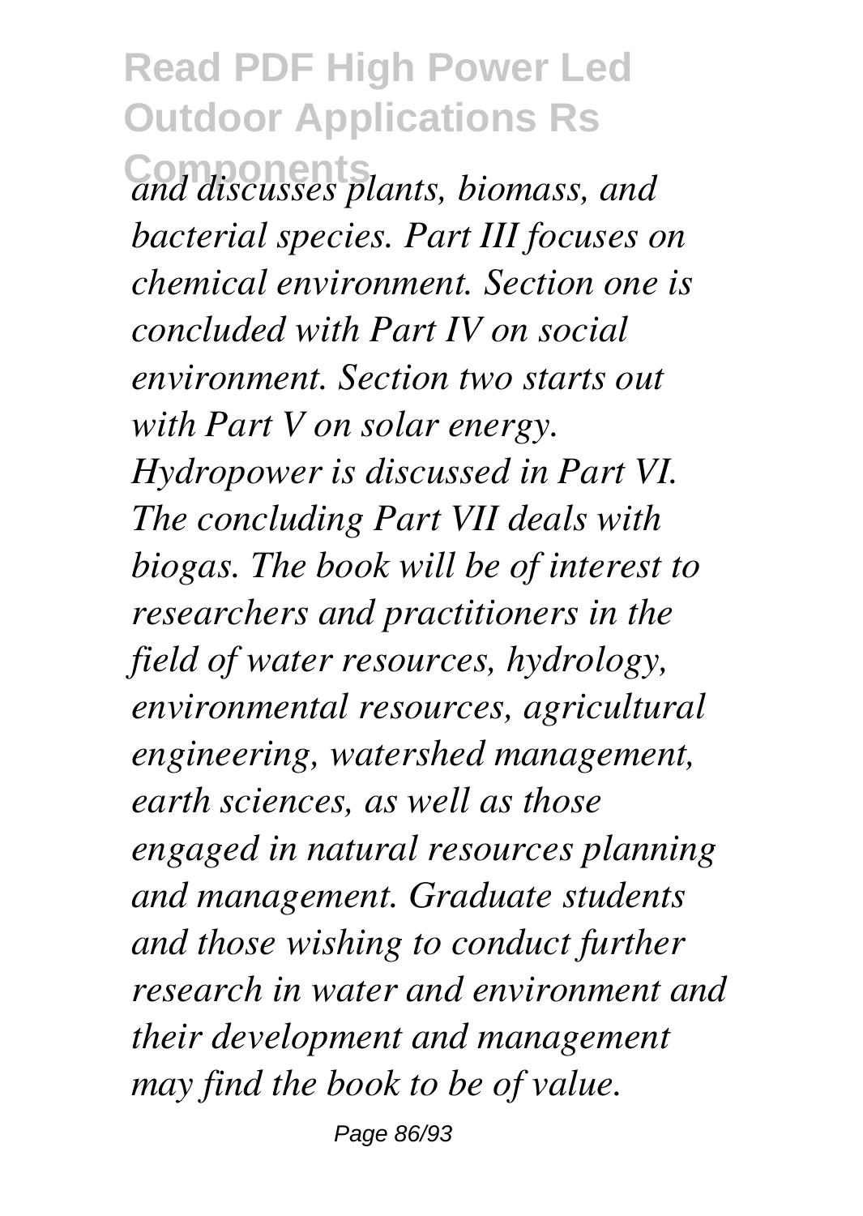*and discusses plants, biomass, and bacterial species. Part III focuses on chemical environment. Section one is concluded with Part IV on social environment. Section two starts out with Part V on solar energy. Hydropower is discussed in Part VI. The concluding Part VII deals with biogas. The book will be of interest to researchers and practitioners in the field of water resources, hydrology, environmental resources, agricultural engineering, watershed management, earth sciences, as well as those engaged in natural resources planning and management. Graduate students and those wishing to conduct further research in water and environment and their development and management may find the book to be of value.*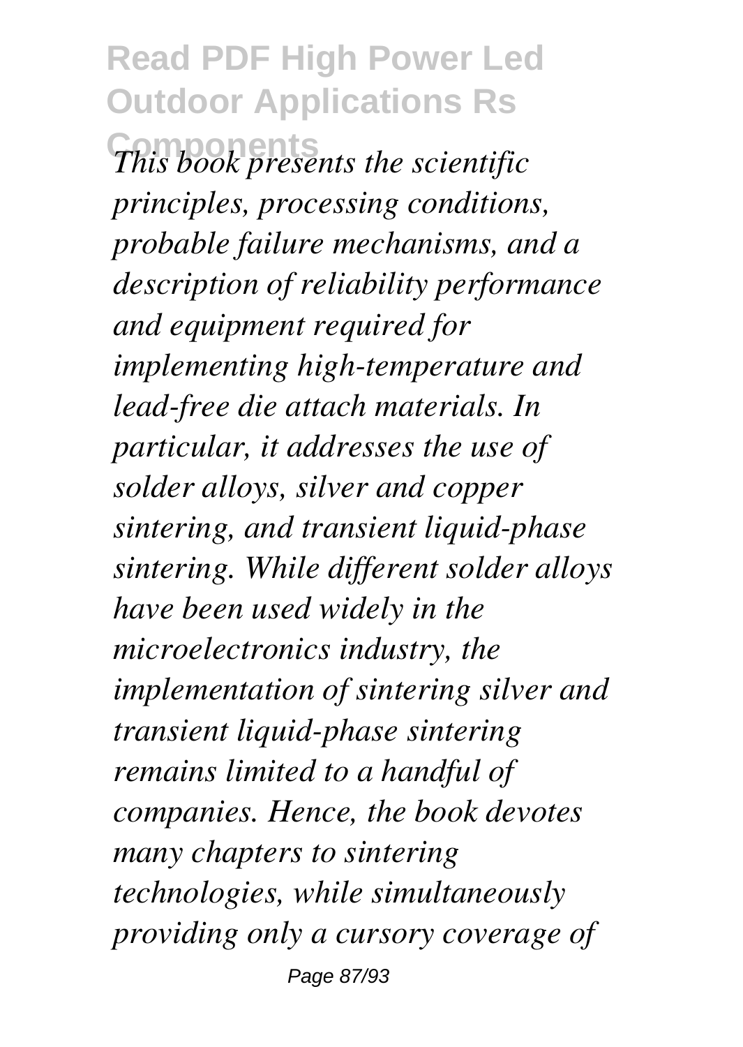*This book presents the scientific principles, processing conditions, probable failure mechanisms, and a description of reliability performance and equipment required for implementing high-temperature and lead-free die attach materials. In particular, it addresses the use of solder alloys, silver and copper sintering, and transient liquid-phase sintering. While different solder alloys have been used widely in the microelectronics industry, the implementation of sintering silver and transient liquid-phase sintering remains limited to a handful of companies. Hence, the book devotes many chapters to sintering technologies, while simultaneously providing only a cursory coverage of*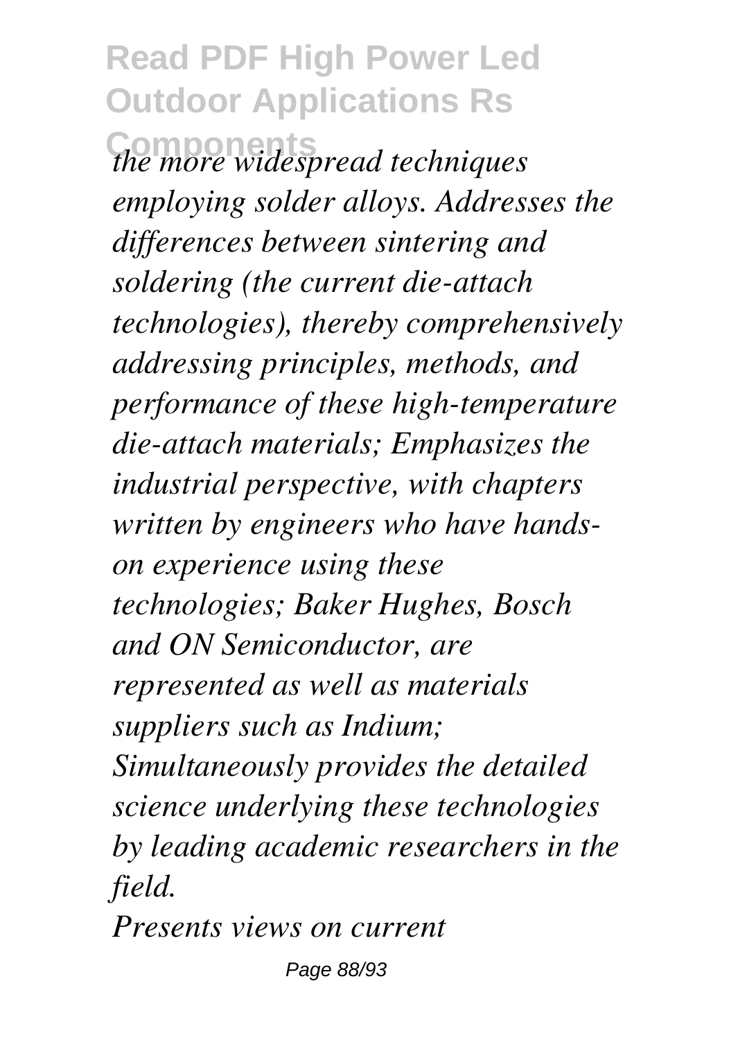*the more widespread techniques employing solder alloys. Addresses the differences between sintering and soldering (the current die-attach technologies), thereby comprehensively addressing principles, methods, and performance of these high-temperature die-attach materials; Emphasizes the industrial perspective, with chapters written by engineers who have hands-on experience using these technologies; Baker Hughes, Bosch and ON Semiconductor, are represented as well as materials suppliers such as Indium; Simultaneously provides the detailed science underlying these technologies by leading academic researchers in the field.*

*Presents views on current*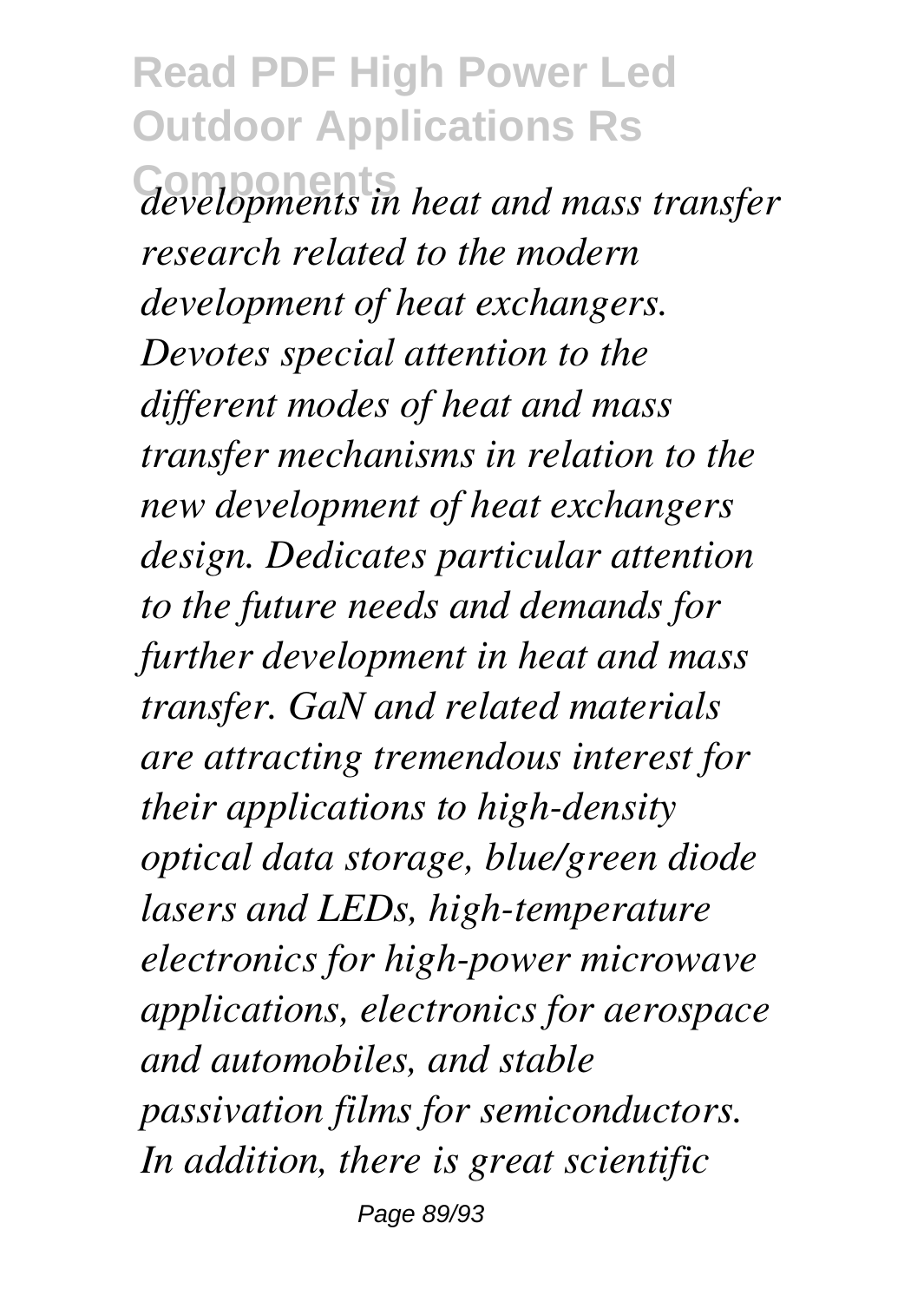*developments in heat and mass transfer research related to the modern development of heat exchangers. Devotes special attention to the different modes of heat and mass transfer mechanisms in relation to the new development of heat exchangers design. Dedicates particular attention to the future needs and demands for further development in heat and mass transfer. GaN and related materials are attracting tremendous interest for their applications to high-density optical data storage, blue/green diode lasers and LEDs, high-temperature electronics for high-power microwave applications, electronics for aerospace and automobiles, and stable passivation films for semiconductors. In addition, there is great scientific*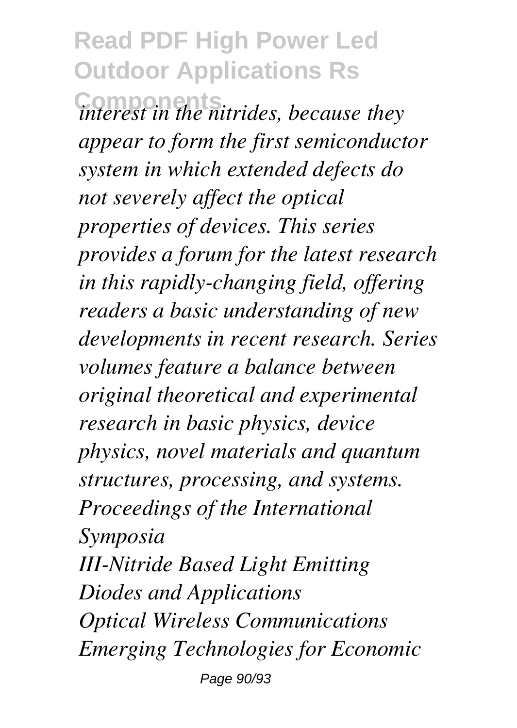*interest in the nitrides, because they appear to form the first semiconductor system in which extended defects do not severely affect the optical properties of devices. This series provides a forum for the latest research in this rapidly-changing field, offering readers a basic understanding of new developments in recent research. Series volumes feature a balance between original theoretical and experimental research in basic physics, device physics, novel materials and quantum structures, processing, and systems.*

*Proceedings of the International Symposia*

*III-Nitride Based Light Emitting Diodes and Applications*

*Optical Wireless Communications*

*Emerging Technologies for Economic*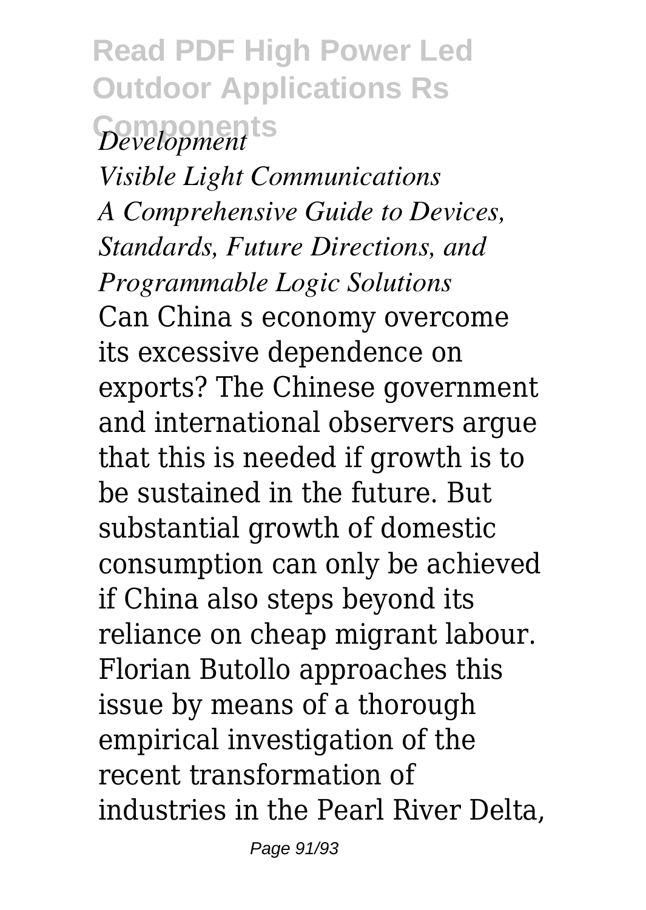*Development*

*Visible Light Communications*

*A Comprehensive Guide to Devices, Standards, Future Directions, and Programmable Logic Solutions*

Can China s economy overcome its excessive dependence on exports? The Chinese government and international observers argue that this is needed if growth is to be sustained in the future. But substantial growth of domestic consumption can only be achieved if China also steps beyond its reliance on cheap migrant labour. Florian Butollo approaches this issue by means of a thorough empirical investigation of the recent transformation of industries in the Pearl River Delta,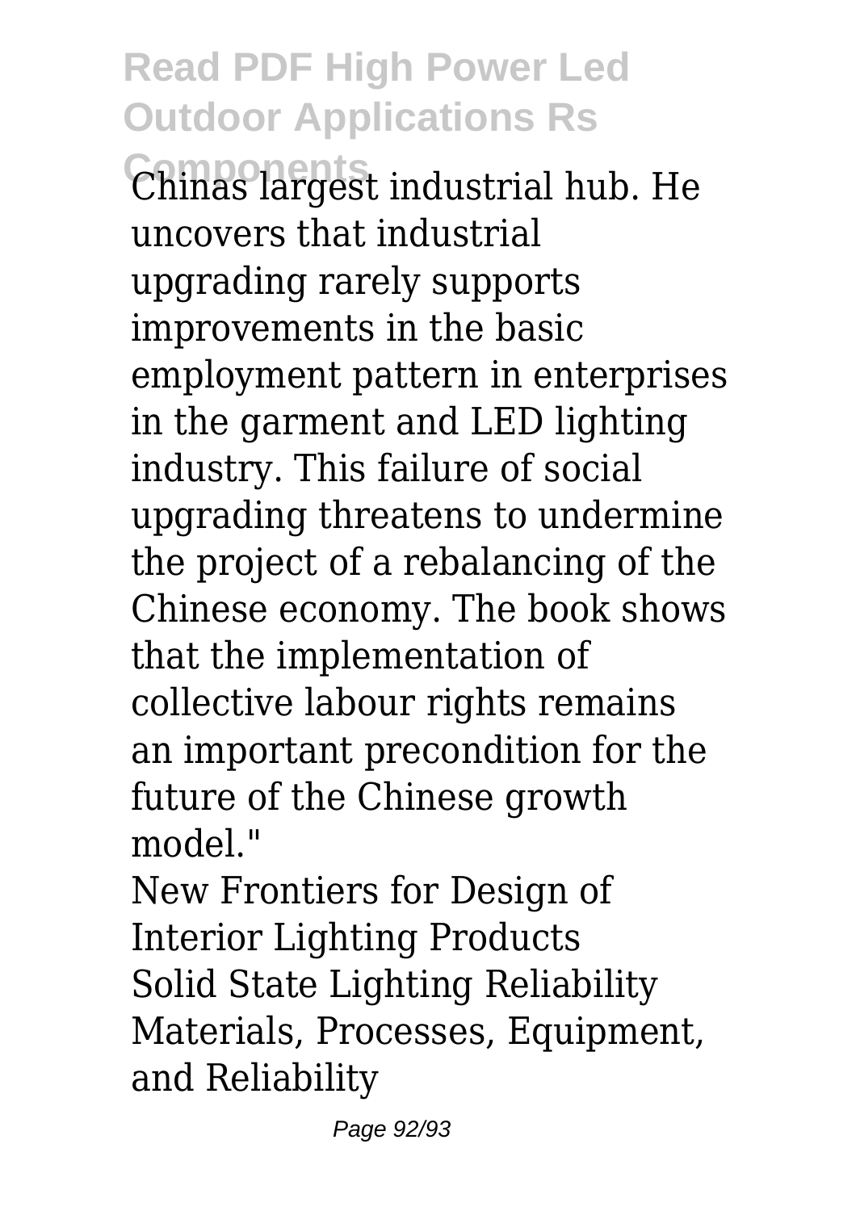Chinas largest industrial hub. He uncovers that industrial upgrading rarely supports improvements in the basic employment pattern in enterprises in the garment and LED lighting industry. This failure of social upgrading threatens to undermine the project of a rebalancing of the Chinese economy. The book shows that the implementation of collective labour rights remains an important precondition for the future of the Chinese growth model."

New Frontiers for Design of Interior Lighting Products
Solid State Lighting Reliability
Materials, Processes, Equipment, and Reliability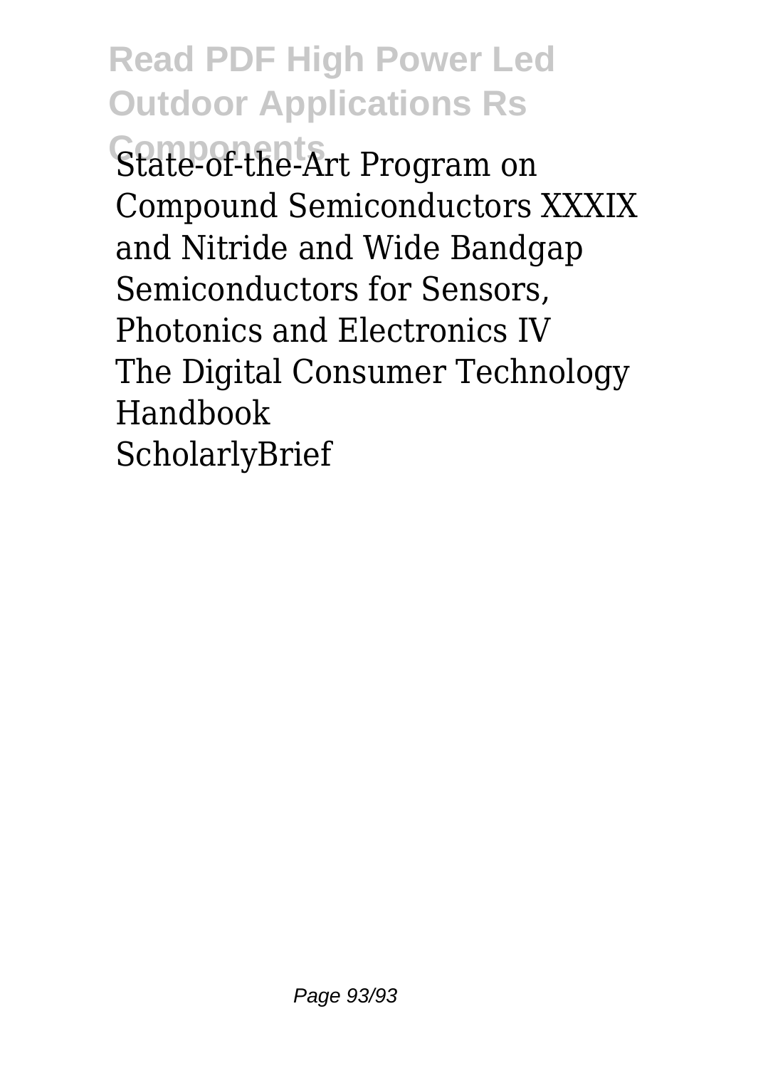State-of-the-Art Program on Compound Semiconductors XXXIX and Nitride and Wide Bandgap Semiconductors for Sensors, Photonics and Electronics IV
The Digital Consumer Technology Handbook
ScholarlyBrief